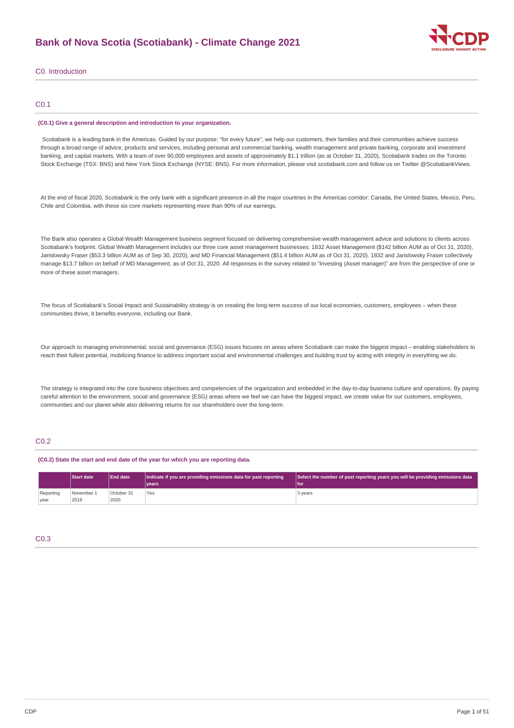# Bank of Nova Scotia (Scotiabank) - Climate Change 2021

## C0. Introduction

### C0.1

**(C0.1) Give a general description and introduction to your organization.**

Scotiabank is a leading bank in the Americas. Guided by our purpose: "for every future", we help our customers, their families and their communities achieve success through a broad range of advice, products and services, including personal and commercial banking, wealth management and private banking, corporate and investment banking, and capital markets. With a team of over 90,000 employees and assets of approximately $1.1 trillion (as at October 31, 2020), Scotiabank trades on the Toronto Stock Exchange (TSX: BNS) and New York Stock Exchange (NYSE: BNS). For more information, please visit scotiabank.com and follow us on Twitter @ScotiabankViews.

At the end of fiscal 2020, Scotiabank is the only bank with a significant presence in all the major countries in the Americas corridor: Canada, the United States, Mexico, Peru, Chile and Colombia, with these six core markets representing more than 90% of our earnings.

The Bank also operates a Global Wealth Management business segment focused on delivering comprehensive wealth management advice and solutions to clients across Scotiabank's footprint. Global Wealth Management includes our three core asset management businesses: 1832 Asset Management ($142 billion AUM as of Oct 31, 2020), Jarislowsky Fraser ($53.3 billion AUM as of Sep 30, 2020), and MD Financial Management ($51.4 billion AUM as of Oct 31, 2020). 1832 and Jarislowsky Fraser collectively manage $13.7 billion on behalf of MD Management, as of Oct 31, 2020. All responses in the survey related to "Investing (Asset manager)" are from the perspective of one or more of these asset managers.

The focus of Scotiabank's Social Impact and Sustainability strategy is on creating the long-term success of our local economies, customers, employees – when these communities thrive, it benefits everyone, including our Bank.

Our approach to managing environmental, social and governance (ESG) issues focuses on areas where Scotiabank can make the biggest impact – enabling stakeholders to reach their fullest potential, mobilizing finance to address important social and environmental challenges and building trust by acting with integrity in everything we do.

The strategy is integrated into the core business objectives and competencies of the organization and embedded in the day-to-day business culture and operations. By paying careful attention to the environment, social and governance (ESG) areas where we feel we can have the biggest impact, we create value for our customers, employees, communities and our planet while also delivering returns for our shareholders over the long-term.

### C0.2

**(C0.2) State the start and end date of the year for which you are reporting data.**

| | Start date | End date | Indicate if you are providing emissions data for past reporting years | Select the number of past reporting years you will be providing emissions data for |
|---|---|---|---|---|
| Reporting year | November 1 2019 | October 31 2020 | Yes | 3 years |

### C0.3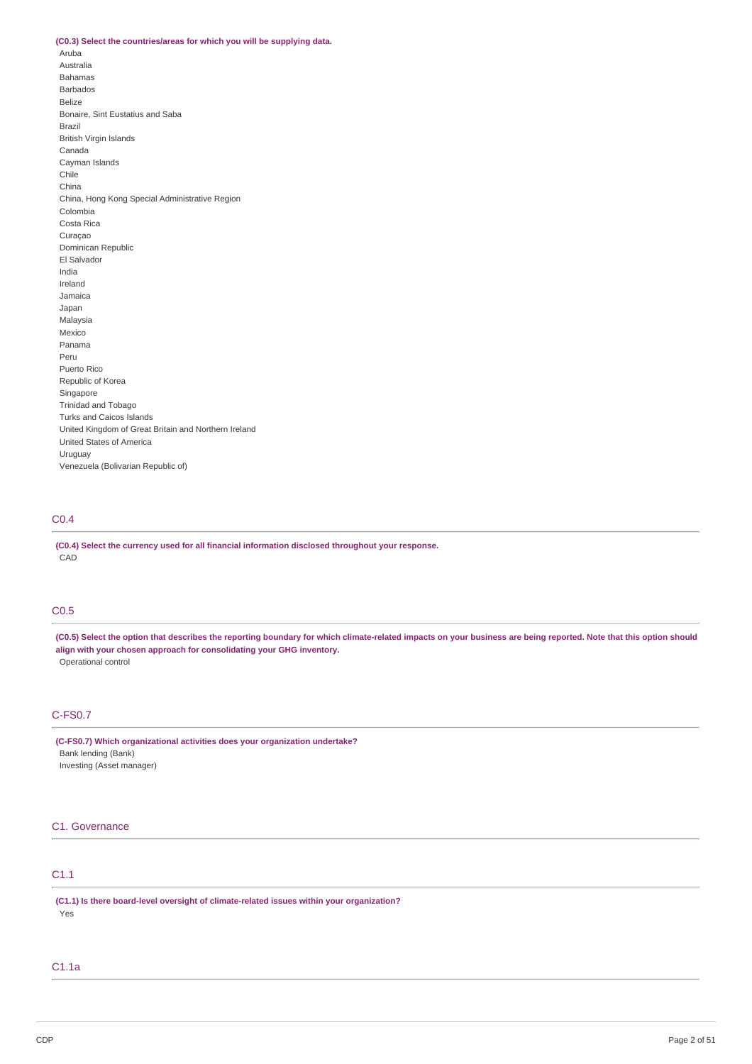**(C0.3) Select the countries/areas for which you will be supplying data.**

Aruba
Australia
Bahamas
Barbados
Belize
Bonaire, Sint Eustatius and Saba
Brazil
British Virgin Islands
Canada
Cayman Islands
Chile
China
China, Hong Kong Special Administrative Region
Colombia
Costa Rica
Curaçao
Dominican Republic
El Salvador
India
Ireland
Jamaica
Japan
Malaysia
Mexico
Panama
Peru
Puerto Rico
Republic of Korea
Singapore
Trinidad and Tobago
Turks and Caicos Islands
United Kingdom of Great Britain and Northern Ireland
United States of America
Uruguay
Venezuela (Bolivarian Republic of)

## C0.4

**(C0.4) Select the currency used for all financial information disclosed throughout your response.**

CAD

## C0.5

**(C0.5) Select the option that describes the reporting boundary for which climate-related impacts on your business are being reported. Note that this option should align with your chosen approach for consolidating your GHG inventory.**

Operational control

## C-FS0.7

**(C-FS0.7) Which organizational activities does your organization undertake?**

Bank lending (Bank)
Investing (Asset manager)

# C1. Governance

## C1.1

**(C1.1) Is there board-level oversight of climate-related issues within your organization?**

Yes

## C1.1a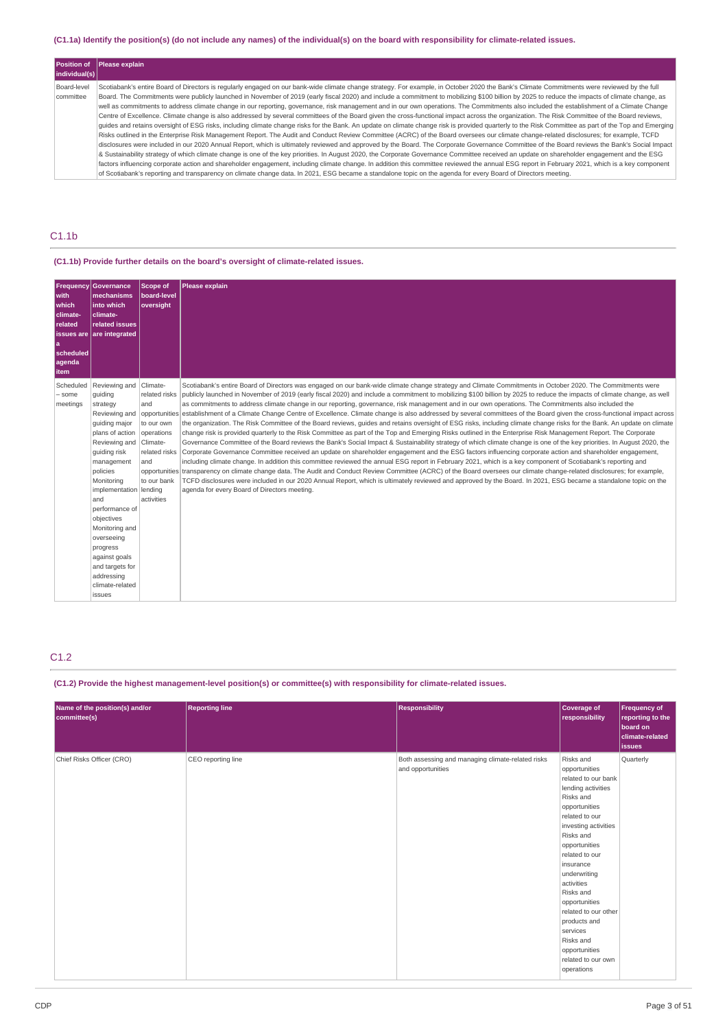(C1.1a) Identify the position(s) (do not include any names) of the individual(s) on the board with responsibility for climate-related issues.

| Position of individual(s) | Please explain |
|---|---|
| Board-level committee | Scotiabank's entire Board of Directors is regularly engaged on our bank-wide climate change strategy. For example, in October 2020 the Bank's Climate Commitments were reviewed by the full Board. The Commitments were publicly launched in November of 2019 (early fiscal 2020) and include a commitment to mobilizing $100 billion by 2025 to reduce the impacts of climate change, as well as commitments to address climate change in our reporting, governance, risk management and in our own operations. The Commitments also included the establishment of a Climate Change Centre of Excellence. Climate change is also addressed by several committees of the Board given the cross-functional impact across the organization. The Risk Committee of the Board reviews, guides and retains oversight of ESG risks, including climate change risks for the Bank. An update on climate change risk is provided quarterly to the Risk Committee as part of the Top and Emerging Risks outlined in the Enterprise Risk Management Report. The Audit and Conduct Review Committee (ACRC) of the Board oversees our climate change-related disclosures; for example, TCFD disclosures were included in our 2020 Annual Report, which is ultimately reviewed and approved by the Board. The Corporate Governance Committee of the Board reviews the Bank's Social Impact & Sustainability strategy of which climate change is one of the key priorities. In August 2020, the Corporate Governance Committee received an update on shareholder engagement and the ESG factors influencing corporate action and shareholder engagement, including climate change. In addition this committee reviewed the annual ESG report in February 2021, which is a key component of Scotiabank's reporting and transparency on climate change data. In 2021, ESG became a standalone topic on the agenda for every Board of Directors meeting. |

## C1.1b

(C1.1b) Provide further details on the board's oversight of climate-related issues.

| Frequency with which climate-related issues are a scheduled agenda item | Governance mechanisms into which climate-related issues are integrated | Scope of board-level oversight | Please explain |
|---|---|---|---|
| Scheduled – some meetings | Reviewing and guiding strategy<br>Reviewing and guiding major plans of action<br>Reviewing and guiding risk management policies<br>Monitoring implementation and performance of objectives<br>Monitoring and overseeing progress against goals and targets for addressing climate-related issues | Climate-related risks and opportunities to our own operations<br>Climate-related risks and opportunities to our bank lending activities | Scotiabank's entire Board of Directors was engaged on our bank-wide climate change strategy and Climate Commitments in October 2020. The Commitments were publicly launched in November of 2019 (early fiscal 2020) and include a commitment to mobilizing $100 billion by 2025 to reduce the impacts of climate change, as well as commitments to address climate change in our reporting, governance, risk management and in our own operations. The Commitments also included the establishment of a Climate Change Centre of Excellence. Climate change is also addressed by several committees of the Board given the cross-functional impact across the organization. The Risk Committee of the Board reviews, guides and retains oversight of ESG risks, including climate change risks for the Bank. An update on climate change risk is provided quarterly to the Risk Committee as part of the Top and Emerging Risks outlined in the Enterprise Risk Management Report. The Corporate Governance Committee of the Board reviews the Bank's Social Impact & Sustainability strategy of which climate change is one of the key priorities. In August 2020, the Corporate Governance Committee received an update on shareholder engagement and the ESG factors influencing corporate action and shareholder engagement, including climate change. In addition this committee reviewed the annual ESG report in February 2021, which is a key component of Scotiabank's reporting and transparency on climate change data. The Audit and Conduct Review Committee (ACRC) of the Board oversees our climate change-related disclosures; for example, TCFD disclosures were included in our 2020 Annual Report, which is ultimately reviewed and approved by the Board. In 2021, ESG became a standalone topic on the agenda for every Board of Directors meeting. |

## C1.2

(C1.2) Provide the highest management-level position(s) or committee(s) with responsibility for climate-related issues.

| Name of the position(s) and/or committee(s) | Reporting line | Responsibility | Coverage of responsibility | Frequency of reporting to the board on climate-related issues |
|---|---|---|---|---|
| Chief Risks Officer (CRO) | CEO reporting line | Both assessing and managing climate-related risks and opportunities | Risks and opportunities related to our bank lending activities<br>Risks and opportunities related to our investing activities<br>Risks and opportunities related to our insurance underwriting activities<br>Risks and opportunities related to our other products and services<br>Risks and opportunities related to our own operations | Quarterly |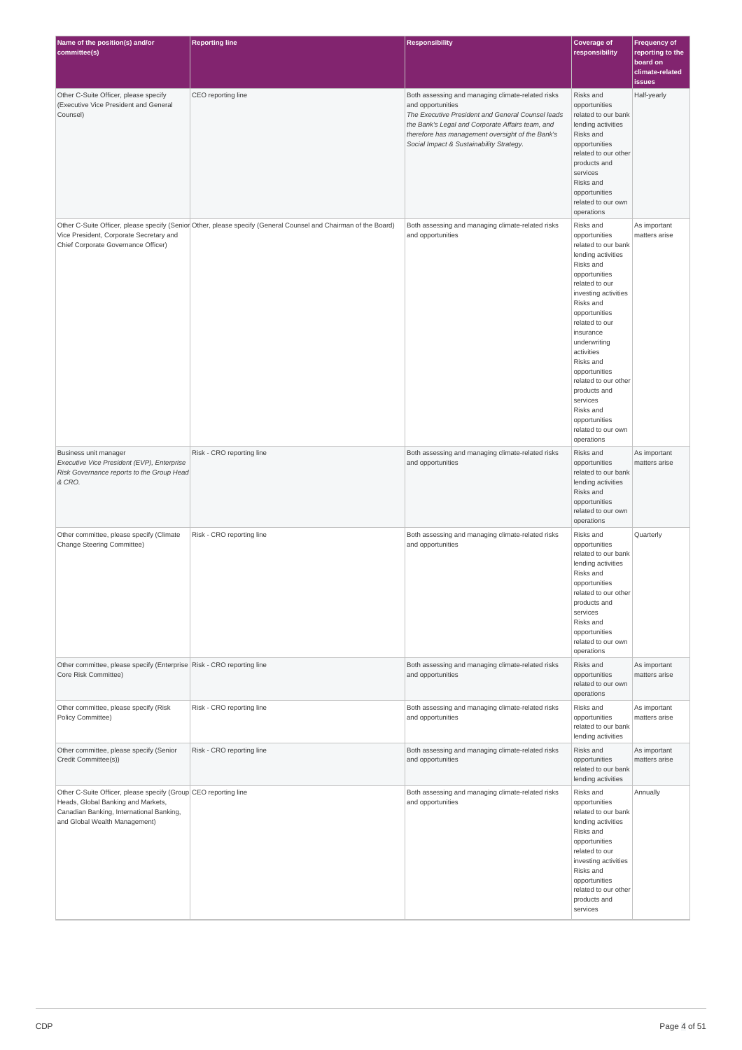| Name of the position(s) and/or committee(s) | Reporting line | Responsibility | Coverage of responsibility | Frequency of reporting to the board on climate-related issues |
|---|---|---|---|---|
| Other C-Suite Officer, please specify (Executive Vice President and General Counsel) | CEO reporting line | Both assessing and managing climate-related risks and opportunities *The Executive President and General Counsel leads the Bank's Legal and Corporate Affairs team, and therefore has management oversight of the Bank's Social Impact & Sustainability Strategy.* | Risks and opportunities related to our bank lending activities Risks and opportunities related to our other products and services Risks and opportunities related to our own operations | Half-yearly |
| Other C-Suite Officer, please specify (Senior Vice President, Corporate Secretary and Chief Corporate Governance Officer) | Other, please specify (General Counsel and Chairman of the Board) | Both assessing and managing climate-related risks and opportunities | Risks and opportunities related to our bank lending activities Risks and opportunities related to our investing activities Risks and opportunities related to our insurance underwriting activities Risks and opportunities related to our other products and services Risks and opportunities related to our own operations | As important matters arise |
| Business unit manager *Executive Vice President (EVP), Enterprise Risk Governance reports to the Group Head & CRO.* | Risk - CRO reporting line | Both assessing and managing climate-related risks and opportunities | Risks and opportunities related to our bank lending activities Risks and opportunities related to our own operations | As important matters arise |
| Other committee, please specify (Climate Change Steering Committee) | Risk - CRO reporting line | Both assessing and managing climate-related risks and opportunities | Risks and opportunities related to our bank lending activities Risks and opportunities related to our other products and services Risks and opportunities related to our own operations | Quarterly |
| Other committee, please specify (Enterprise Core Risk Committee) | Risk - CRO reporting line | Both assessing and managing climate-related risks and opportunities | Risks and opportunities related to our own operations | As important matters arise |
| Other committee, please specify (Risk Policy Committee) | Risk - CRO reporting line | Both assessing and managing climate-related risks and opportunities | Risks and opportunities related to our bank lending activities | As important matters arise |
| Other committee, please specify (Senior Credit Committee(s)) | Risk - CRO reporting line | Both assessing and managing climate-related risks and opportunities | Risks and opportunities related to our bank lending activities | As important matters arise |
| Other C-Suite Officer, please specify (Group Heads, Global Banking and Markets, Canadian Banking, International Banking, and Global Wealth Management) | CEO reporting line | Both assessing and managing climate-related risks and opportunities | Risks and opportunities related to our bank lending activities Risks and opportunities related to our investing activities Risks and opportunities related to our other products and services | Annually |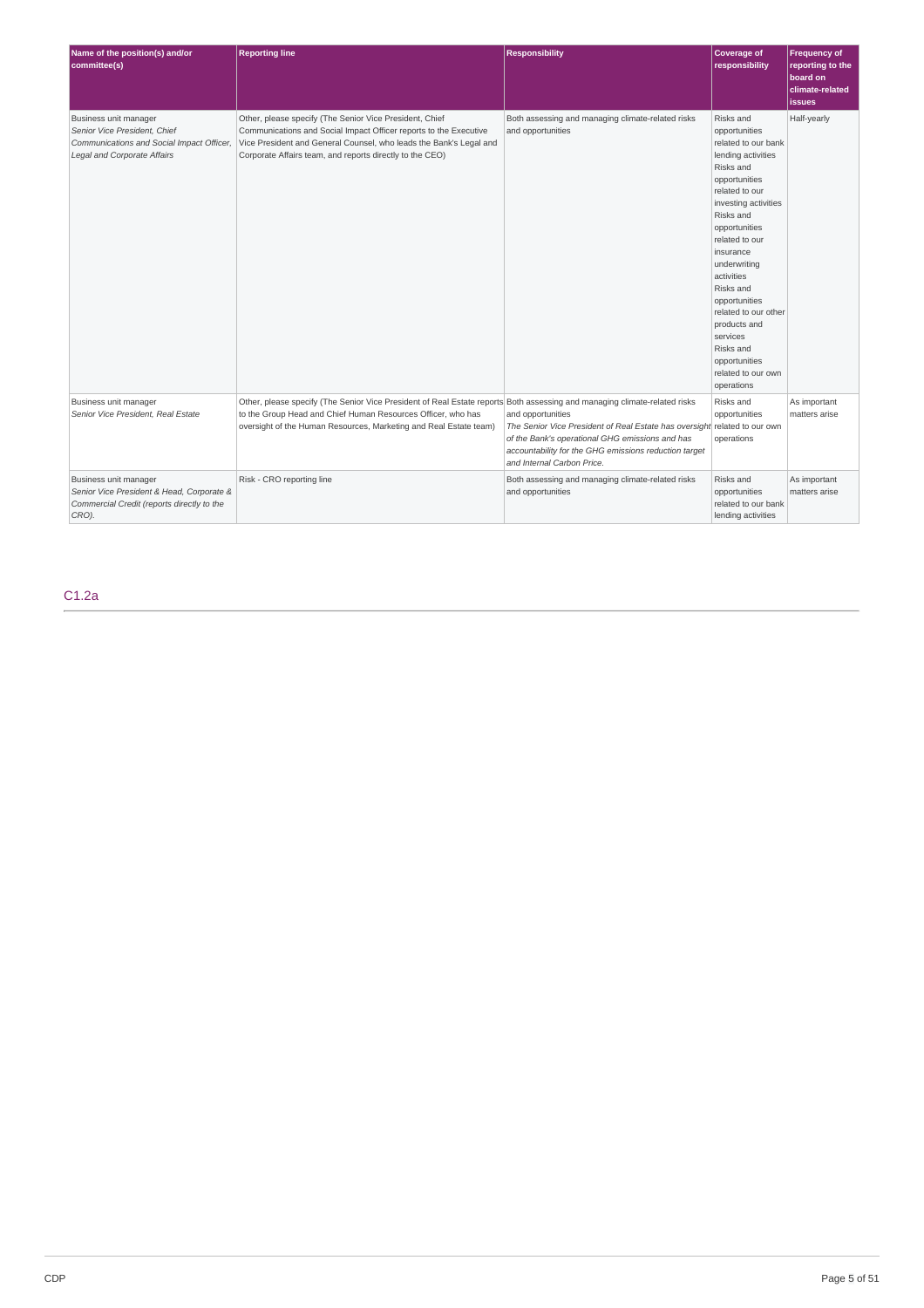| Name of the position(s) and/or committee(s) | Reporting line | Responsibility | Coverage of responsibility | Frequency of reporting to the board on climate-related issues |
|---|---|---|---|---|
| Business unit manager *Senior Vice President, Chief Communications and Social Impact Officer, Legal and Corporate Affairs* | Other, please specify (The Senior Vice President, Chief Communications and Social Impact Officer reports to the Executive Vice President and General Counsel, who leads the Bank's Legal and Corporate Affairs team, and reports directly to the CEO) | Both assessing and managing climate-related risks and opportunities | Risks and opportunities related to our bank lending activities Risks and opportunities related to our investing activities Risks and opportunities related to our insurance underwriting activities Risks and opportunities related to our other products and services Risks and opportunities related to our own operations | Half-yearly |
| Business unit manager *Senior Vice President, Real Estate* | Other, please specify (The Senior Vice President of Real Estate reports to the Group Head and Chief Human Resources Officer, who has oversight of the Human Resources, Marketing and Real Estate team) | Both assessing and managing climate-related risks and opportunities *The Senior Vice President of Real Estate has oversight of the Bank's operational GHG emissions and has accountability for the GHG emissions reduction target and Internal Carbon Price.* | Risks and opportunities related to our own operations | As important matters arise |
| Business unit manager *Senior Vice President & Head, Corporate & Commercial Credit (reports directly to the CRO).* | Risk - CRO reporting line | Both assessing and managing climate-related risks and opportunities | Risks and opportunities related to our bank lending activities | As important matters arise |

## C1.2a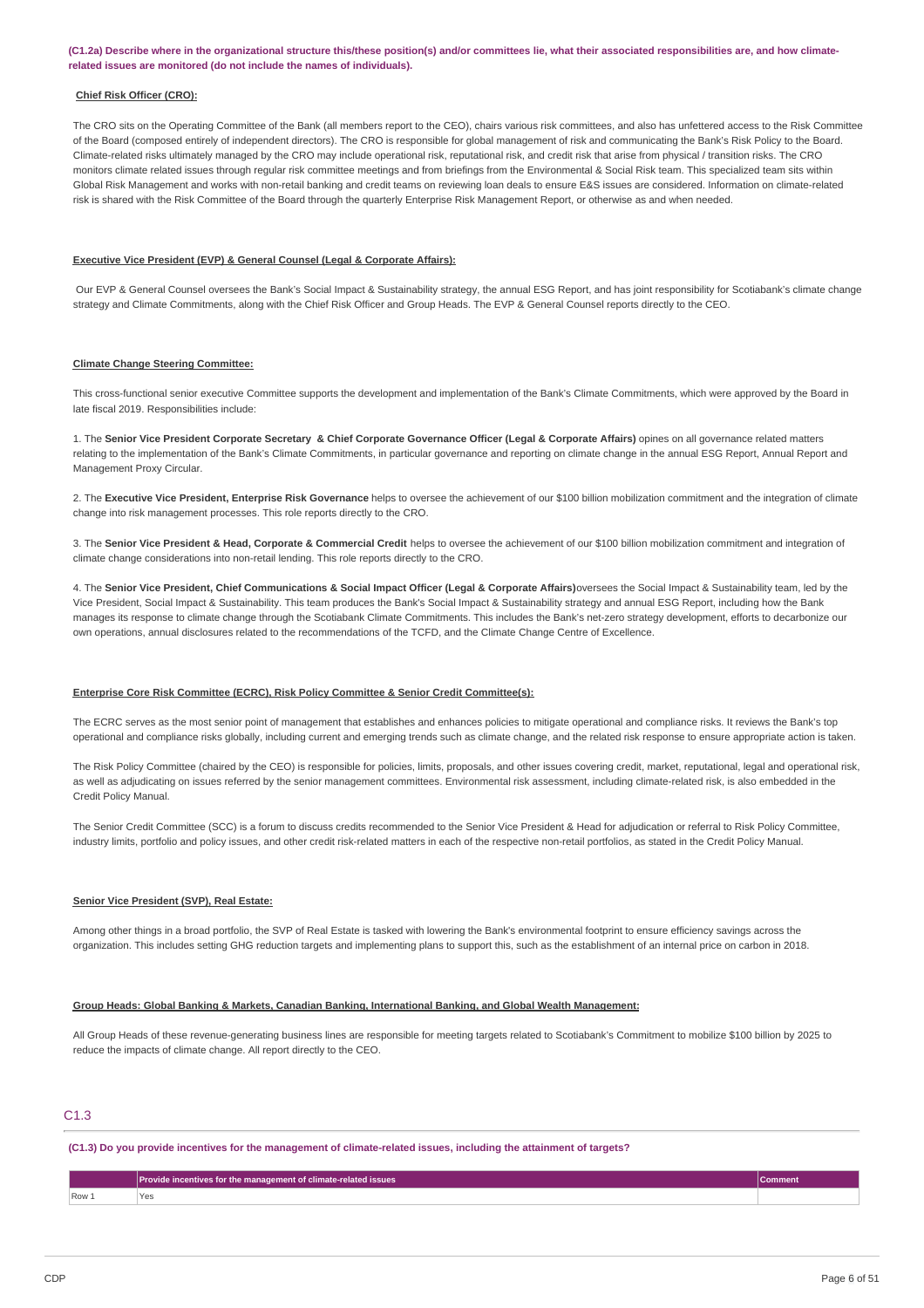**(C1.2a) Describe where in the organizational structure this/these position(s) and/or committees lie, what their associated responsibilities are, and how climate-related issues are monitored (do not include the names of individuals).**

**Chief Risk Officer (CRO):**

The CRO sits on the Operating Committee of the Bank (all members report to the CEO), chairs various risk committees, and also has unfettered access to the Risk Committee of the Board (composed entirely of independent directors). The CRO is responsible for global management of risk and communicating the Bank's Risk Policy to the Board. Climate-related risks ultimately managed by the CRO may include operational risk, reputational risk, and credit risk that arise from physical / transition risks. The CRO monitors climate related issues through regular risk committee meetings and from briefings from the Environmental & Social Risk team. This specialized team sits within Global Risk Management and works with non-retail banking and credit teams on reviewing loan deals to ensure E&S issues are considered. Information on climate-related risk is shared with the Risk Committee of the Board through the quarterly Enterprise Risk Management Report, or otherwise as and when needed.

**Executive Vice President (EVP) & General Counsel (Legal & Corporate Affairs):**

Our EVP & General Counsel oversees the Bank's Social Impact & Sustainability strategy, the annual ESG Report, and has joint responsibility for Scotiabank's climate change strategy and Climate Commitments, along with the Chief Risk Officer and Group Heads. The EVP & General Counsel reports directly to the CEO.

**Climate Change Steering Committee:**

This cross-functional senior executive Committee supports the development and implementation of the Bank's Climate Commitments, which were approved by the Board in late fiscal 2019. Responsibilities include:

1. The **Senior Vice President Corporate Secretary & Chief Corporate Governance Officer (Legal & Corporate Affairs)** opines on all governance related matters relating to the implementation of the Bank's Climate Commitments, in particular governance and reporting on climate change in the annual ESG Report, Annual Report and Management Proxy Circular.

2. The **Executive Vice President, Enterprise Risk Governance** helps to oversee the achievement of our $100 billion mobilization commitment and the integration of climate change into risk management processes. This role reports directly to the CRO.

3. The **Senior Vice President & Head, Corporate & Commercial Credit** helps to oversee the achievement of our $100 billion mobilization commitment and integration of climate change considerations into non-retail lending. This role reports directly to the CRO.

4. The **Senior Vice President, Chief Communications & Social Impact Officer (Legal & Corporate Affairs)** oversees the Social Impact & Sustainability team, led by the Vice President, Social Impact & Sustainability. This team produces the Bank's Social Impact & Sustainability strategy and annual ESG Report, including how the Bank manages its response to climate change through the Scotiabank Climate Commitments. This includes the Bank's net-zero strategy development, efforts to decarbonize our own operations, annual disclosures related to the recommendations of the TCFD, and the Climate Change Centre of Excellence.

**Enterprise Core Risk Committee (ECRC), Risk Policy Committee & Senior Credit Committee(s):**

The ECRC serves as the most senior point of management that establishes and enhances policies to mitigate operational and compliance risks. It reviews the Bank's top operational and compliance risks globally, including current and emerging trends such as climate change, and the related risk response to ensure appropriate action is taken.

The Risk Policy Committee (chaired by the CEO) is responsible for policies, limits, proposals, and other issues covering credit, market, reputational, legal and operational risk, as well as adjudicating on issues referred by the senior management committees. Environmental risk assessment, including climate-related risk, is also embedded in the Credit Policy Manual.

The Senior Credit Committee (SCC) is a forum to discuss credits recommended to the Senior Vice President & Head for adjudication or referral to Risk Policy Committee, industry limits, portfolio and policy issues, and other credit risk-related matters in each of the respective non-retail portfolios, as stated in the Credit Policy Manual.

**Senior Vice President (SVP), Real Estate:**

Among other things in a broad portfolio, the SVP of Real Estate is tasked with lowering the Bank's environmental footprint to ensure efficiency savings across the organization. This includes setting GHG reduction targets and implementing plans to support this, such as the establishment of an internal price on carbon in 2018.

**Group Heads: Global Banking & Markets, Canadian Banking, International Banking, and Global Wealth Management:**

All Group Heads of these revenue-generating business lines are responsible for meeting targets related to Scotiabank's Commitment to mobilize $100 billion by 2025 to reduce the impacts of climate change. All report directly to the CEO.

## C1.3

**(C1.3) Do you provide incentives for the management of climate-related issues, including the attainment of targets?**

| | Provide incentives for the management of climate-related issues | Comment |
|---|---|---|
| Row 1 | Yes | |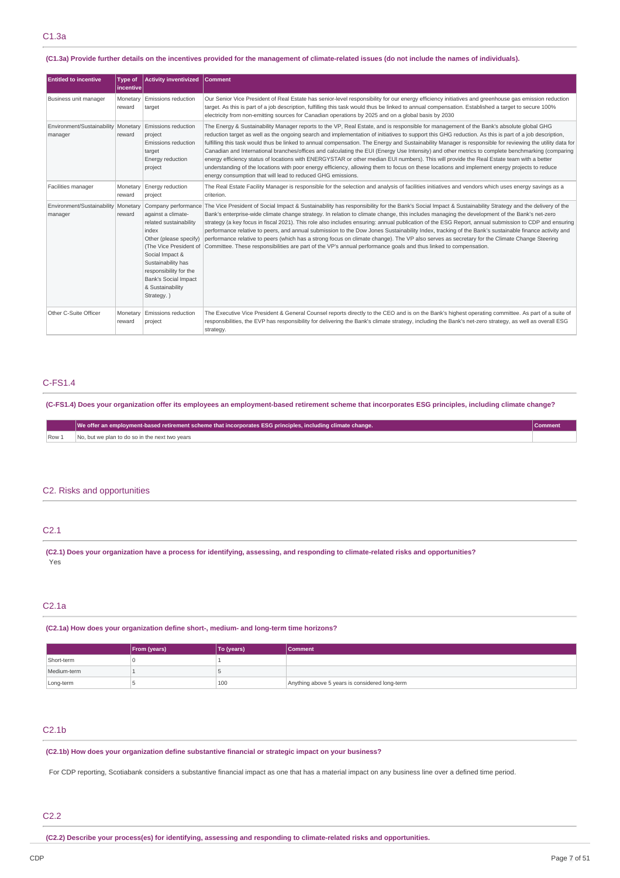## C1.3a

**(C1.3a) Provide further details on the incentives provided for the management of climate-related issues (do not include the names of individuals).**

| Entitled to incentive | Type of incentive | Activity inventivized | Comment |
|---|---|---|---|
| Business unit manager | Monetary reward | Emissions reduction target | Our Senior Vice President of Real Estate has senior-level responsibility for our energy efficiency initiatives and greenhouse gas emission reduction target. As this is part of a job description, fulfilling this task would thus be linked to annual compensation. Established a target to secure 100% electricity from non-emitting sources for Canadian operations by 2025 and on a global basis by 2030 |
| Environment/Sustainability manager | Monetary reward | Emissions reduction project<br>Emissions reduction target<br>Energy reduction project | The Energy & Sustainability Manager reports to the VP, Real Estate, and is responsible for management of the Bank's absolute global GHG reduction target as well as the ongoing search and implementation of initiatives to support this GHG reduction. As this is part of a job description, fulfilling this task would thus be linked to annual compensation. The Energy and Sustainability Manager is responsible for reviewing the utility data for Canadian and International branches/offices and calculating the EUI (Energy Use Intensity) and other metrics to complete benchmarking (comparing energy efficiency status of locations with ENERGYSTAR or other median EUI numbers). This will provide the Real Estate team with a better understanding of the locations with poor energy efficiency, allowing them to focus on these locations and implement energy projects to reduce energy consumption that will lead to reduced GHG emissions. |
| Facilities manager | Monetary reward | Energy reduction project | The Real Estate Facility Manager is responsible for the selection and analysis of facilities initiatives and vendors which uses energy savings as a criterion. |
| Environment/Sustainability manager | Monetary reward | Company performance against a climate-related sustainability index<br>Other (please specify) (The Vice President of Social Impact & Sustainability has responsibility for the Bank's Social Impact & Sustainability Strategy. ) | The Vice President of Social Impact & Sustainability has responsibility for the Bank's Social Impact & Sustainability Strategy and the delivery of the Bank's enterprise-wide climate change strategy. In relation to climate change, this includes managing the development of the Bank's net-zero strategy (a key focus in fiscal 2021). This role also includes ensuring: annual publication of the ESG Report, annual submission to CDP and ensuring performance relative to peers, and annual submission to the Dow Jones Sustainability Index, tracking of the Bank's sustainable finance activity and performance relative to peers (which has a strong focus on climate change). The VP also serves as secretary for the Climate Change Steering Committee. These responsibilities are part of the VP's annual performance goals and thus linked to compensation. |
| Other C-Suite Officer | Monetary reward | Emissions reduction project | The Executive Vice President & General Counsel reports directly to the CEO and is on the Bank's highest operating committee. As part of a suite of responsibilities, the EVP has responsibility for delivering the Bank's climate strategy, including the Bank's net-zero strategy, as well as overall ESG strategy. |

## C-FS1.4

**(C-FS1.4) Does your organization offer its employees an employment-based retirement scheme that incorporates ESG principles, including climate change?**

| | We offer an employment-based retirement scheme that incorporates ESG principles, including climate change. | Comment |
|---|---|---|
| Row 1 | No, but we plan to do so in the next two years | |

# C2. Risks and opportunities

## C2.1

**(C2.1) Does your organization have a process for identifying, assessing, and responding to climate-related risks and opportunities?**

Yes

## C2.1a

**(C2.1a) How does your organization define short-, medium- and long-term time horizons?**

| | From (years) | To (years) | Comment |
|---|---|---|---|
| Short-term | 0 | 1 | |
| Medium-term | 1 | 5 | |
| Long-term | 5 | 100 | Anything above 5 years is considered long-term |

## C2.1b

**(C2.1b) How does your organization define substantive financial or strategic impact on your business?**

For CDP reporting, Scotiabank considers a substantive financial impact as one that has a material impact on any business line over a defined time period.

## C2.2

**(C2.2) Describe your process(es) for identifying, assessing and responding to climate-related risks and opportunities.**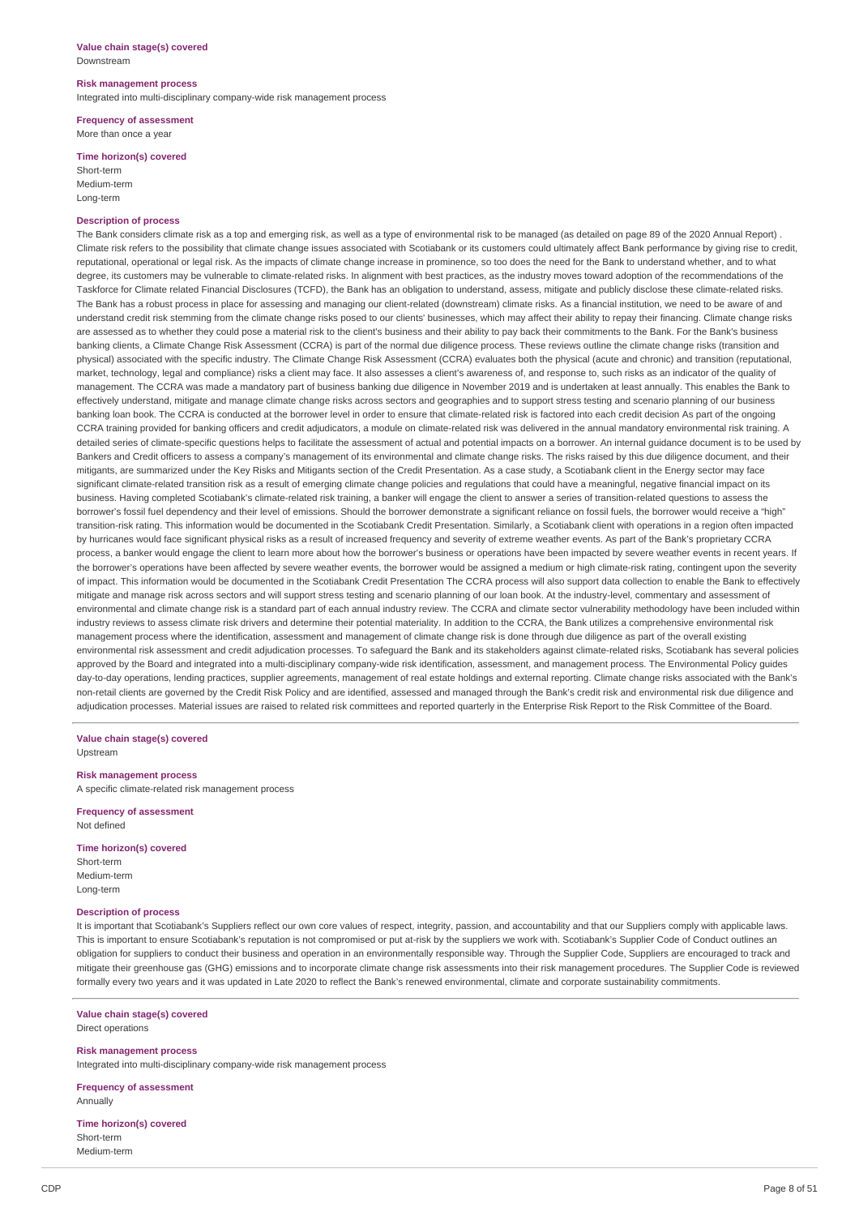**Value chain stage(s) covered**
Downstream

**Risk management process**
Integrated into multi-disciplinary company-wide risk management process

**Frequency of assessment**
More than once a year

**Time horizon(s) covered**
Short-term
Medium-term
Long-term

**Description of process**
The Bank considers climate risk as a top and emerging risk, as well as a type of environmental risk to be managed (as detailed on page 89 of the 2020 Annual Report) . Climate risk refers to the possibility that climate change issues associated with Scotiabank or its customers could ultimately affect Bank performance by giving rise to credit, reputational, operational or legal risk. As the impacts of climate change increase in prominence, so too does the need for the Bank to understand whether, and to what degree, its customers may be vulnerable to climate-related risks. In alignment with best practices, as the industry moves toward adoption of the recommendations of the Taskforce for Climate related Financial Disclosures (TCFD), the Bank has an obligation to understand, assess, mitigate and publicly disclose these climate-related risks. The Bank has a robust process in place for assessing and managing our client-related (downstream) climate risks. As a financial institution, we need to be aware of and understand credit risk stemming from the climate change risks posed to our clients' businesses, which may affect their ability to repay their financing. Climate change risks are assessed as to whether they could pose a material risk to the client's business and their ability to pay back their commitments to the Bank. For the Bank's business banking clients, a Climate Change Risk Assessment (CCRA) is part of the normal due diligence process. These reviews outline the climate change risks (transition and physical) associated with the specific industry. The Climate Change Risk Assessment (CCRA) evaluates both the physical (acute and chronic) and transition (reputational, market, technology, legal and compliance) risks a client may face. It also assesses a client's awareness of, and response to, such risks as an indicator of the quality of management. The CCRA was made a mandatory part of business banking due diligence in November 2019 and is undertaken at least annually. This enables the Bank to effectively understand, mitigate and manage climate change risks across sectors and geographies and to support stress testing and scenario planning of our business banking loan book. The CCRA is conducted at the borrower level in order to ensure that climate-related risk is factored into each credit decision As part of the ongoing CCRA training provided for banking officers and credit adjudicators, a module on climate-related risk was delivered in the annual mandatory environmental risk training. A detailed series of climate-specific questions helps to facilitate the assessment of actual and potential impacts on a borrower. An internal guidance document is to be used by Bankers and Credit officers to assess a company's management of its environmental and climate change risks. The risks raised by this due diligence document, and their mitigants, are summarized under the Key Risks and Mitigants section of the Credit Presentation. As a case study, a Scotiabank client in the Energy sector may face significant climate-related transition risk as a result of emerging climate change policies and regulations that could have a meaningful, negative financial impact on its business. Having completed Scotiabank's climate-related risk training, a banker will engage the client to answer a series of transition-related questions to assess the borrower's fossil fuel dependency and their level of emissions. Should the borrower demonstrate a significant reliance on fossil fuels, the borrower would receive a "high" transition-risk rating. This information would be documented in the Scotiabank Credit Presentation. Similarly, a Scotiabank client with operations in a region often impacted by hurricanes would face significant physical risks as a result of increased frequency and severity of extreme weather events. As part of the Bank's proprietary CCRA process, a banker would engage the client to learn more about how the borrower's business or operations have been impacted by severe weather events in recent years. If the borrower's operations have been affected by severe weather events, the borrower would be assigned a medium or high climate-risk rating, contingent upon the severity of impact. This information would be documented in the Scotiabank Credit Presentation The CCRA process will also support data collection to enable the Bank to effectively mitigate and manage risk across sectors and will support stress testing and scenario planning of our loan book. At the industry-level, commentary and assessment of environmental and climate change risk is a standard part of each annual industry review. The CCRA and climate sector vulnerability methodology have been included within industry reviews to assess climate risk drivers and determine their potential materiality. In addition to the CCRA, the Bank utilizes a comprehensive environmental risk management process where the identification, assessment and management of climate change risk is done through due diligence as part of the overall existing environmental risk assessment and credit adjudication processes. To safeguard the Bank and its stakeholders against climate-related risks, Scotiabank has several policies approved by the Board and integrated into a multi-disciplinary company-wide risk identification, assessment, and management process. The Environmental Policy guides day-to-day operations, lending practices, supplier agreements, management of real estate holdings and external reporting. Climate change risks associated with the Bank's non-retail clients are governed by the Credit Risk Policy and are identified, assessed and managed through the Bank's credit risk and environmental risk due diligence and adjudication processes. Material issues are raised to related risk committees and reported quarterly in the Enterprise Risk Report to the Risk Committee of the Board.

**Value chain stage(s) covered**
Upstream

**Risk management process**
A specific climate-related risk management process

**Frequency of assessment**
Not defined

**Time horizon(s) covered**
Short-term
Medium-term
Long-term

**Description of process**
It is important that Scotiabank's Suppliers reflect our own core values of respect, integrity, passion, and accountability and that our Suppliers comply with applicable laws. This is important to ensure Scotiabank's reputation is not compromised or put at-risk by the suppliers we work with. Scotiabank's Supplier Code of Conduct outlines an obligation for suppliers to conduct their business and operation in an environmentally responsible way. Through the Supplier Code, Suppliers are encouraged to track and mitigate their greenhouse gas (GHG) emissions and to incorporate climate change risk assessments into their risk management procedures. The Supplier Code is reviewed formally every two years and it was updated in Late 2020 to reflect the Bank's renewed environmental, climate and corporate sustainability commitments.

**Value chain stage(s) covered**
Direct operations

**Risk management process**
Integrated into multi-disciplinary company-wide risk management process

**Frequency of assessment**
Annually

**Time horizon(s) covered**
Short-term
Medium-term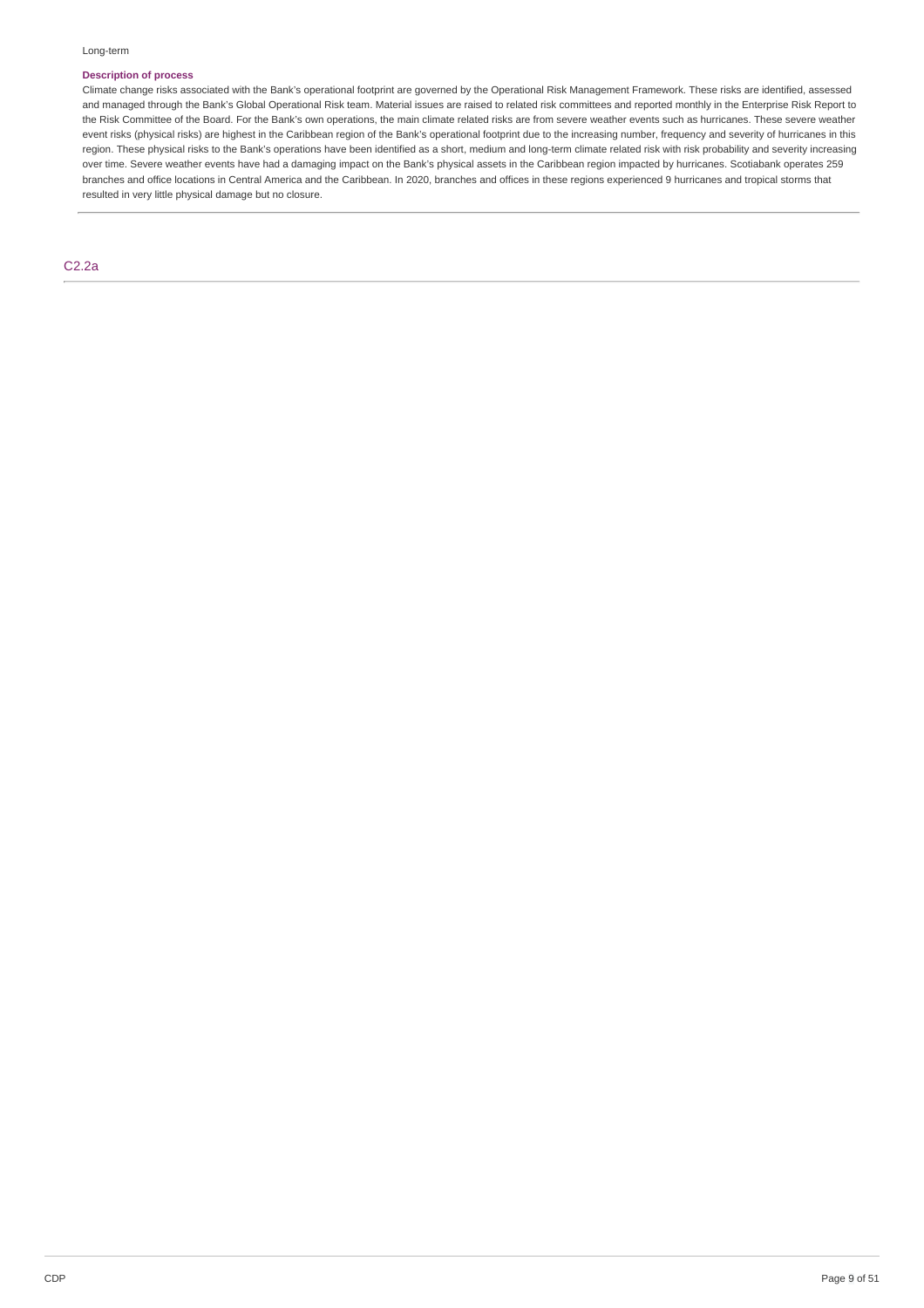Long-term

**Description of process**

Climate change risks associated with the Bank's operational footprint are governed by the Operational Risk Management Framework. These risks are identified, assessed and managed through the Bank's Global Operational Risk team. Material issues are raised to related risk committees and reported monthly in the Enterprise Risk Report to the Risk Committee of the Board. For the Bank's own operations, the main climate related risks are from severe weather events such as hurricanes. These severe weather event risks (physical risks) are highest in the Caribbean region of the Bank's operational footprint due to the increasing number, frequency and severity of hurricanes in this region. These physical risks to the Bank's operations have been identified as a short, medium and long-term climate related risk with risk probability and severity increasing over time. Severe weather events have had a damaging impact on the Bank's physical assets in the Caribbean region impacted by hurricanes. Scotiabank operates 259 branches and office locations in Central America and the Caribbean. In 2020, branches and offices in these regions experienced 9 hurricanes and tropical storms that resulted in very little physical damage but no closure.

## C2.2a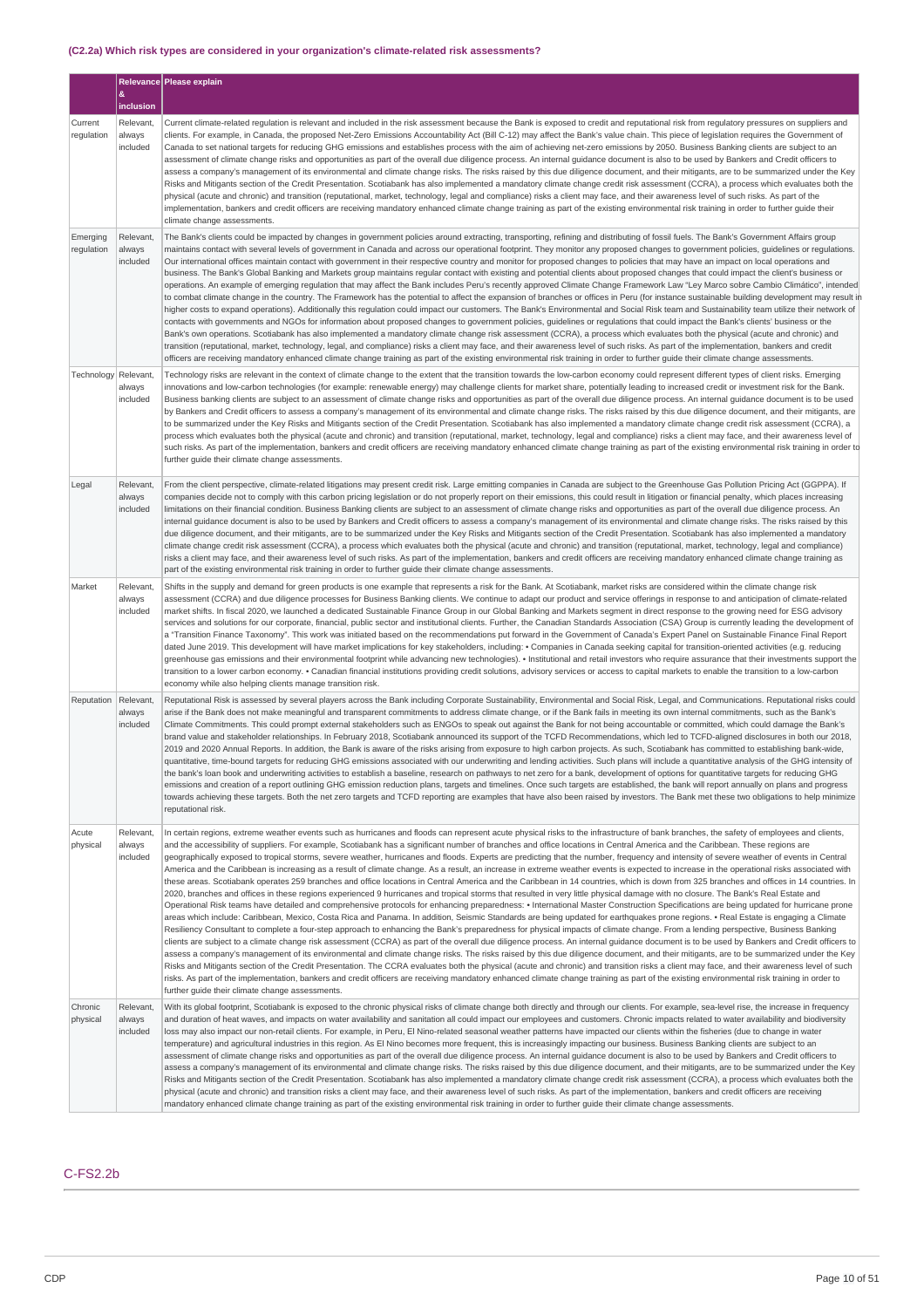### (C2.2a) Which risk types are considered in your organization's climate-related risk assessments?

| | Relevance & inclusion | Please explain |
|---|---|---|
| Current regulation | Relevant, always included | Current climate-related regulation is relevant and included in the risk assessment because the Bank is exposed to credit and reputational risk from regulatory pressures on suppliers and clients. For example, in Canada, the proposed Net-Zero Emissions Accountability Act (Bill C-12) may affect the Bank's value chain. This piece of legislation requires the Government of Canada to set national targets for reducing GHG emissions and establishes process with the aim of achieving net-zero emissions by 2050. Business Banking clients are subject to an assessment of climate change risks and opportunities as part of the overall due diligence process. An internal guidance document is also to be used by Bankers and Credit officers to assess a company's management of its environmental and climate change risks. The risks raised by this due diligence document, and their mitigants, are to be summarized under the Key Risks and Mitigants section of the Credit Presentation. Scotiabank has also implemented a mandatory climate change credit risk assessment (CCRA), a process which evaluates both the physical (acute and chronic) and transition (reputational, market, technology, legal and compliance) risks a client may face, and their awareness level of such risks. As part of the implementation, bankers and credit officers are receiving mandatory enhanced climate change training as part of the existing environmental risk training in order to further guide their climate change assessments. |
| Emerging regulation | Relevant, always included | The Bank's clients could be impacted by changes in government policies around extracting, transporting, refining and distributing of fossil fuels. The Bank's Government Affairs group maintains contact with several levels of government in Canada and across our operational footprint. They monitor any proposed changes to government policies, guidelines or regulations. Our international offices maintain contact with government in their respective country and monitor for proposed changes to policies that may have an impact on local operations and business. The Bank's Global Banking and Markets group maintains regular contact with existing and potential clients about proposed changes that could impact the client's business or operations. An example of emerging regulation that may affect the Bank includes Peru's recently approved Climate Change Framework Law "Ley Marco sobre Cambio Climático", intended to combat climate change in the country. The Framework has the potential to affect the expansion of branches or offices in Peru (for instance sustainable building development may result in higher costs to expand operations). Additionally this regulation could impact our customers. The Bank's Environmental and Social Risk team and Sustainability team utilize their network of contacts with governments and NGOs for information about proposed changes to government policies, guidelines or regulations that could impact the Bank's clients' business or the Bank's own operations. Scotiabank has also implemented a mandatory climate change risk assessment (CCRA), a process which evaluates both the physical (acute and chronic) and transition (reputational, market, technology, legal, and compliance) risks a client may face, and their awareness level of such risks. As part of the implementation, bankers and credit officers are receiving mandatory enhanced climate change training as part of the existing environmental risk training in order to further guide their climate change assessments. |
| Technology | Relevant, always included | Technology risks are relevant in the context of climate change to the extent that the transition towards the low-carbon economy could represent different types of client risks. Emerging innovations and low-carbon technologies (for example: renewable energy) may challenge clients for market share, potentially leading to increased credit or investment risk for the Bank. Business banking clients are subject to an assessment of climate change risks and opportunities as part of the overall due diligence process. An internal guidance document is to be used by Bankers and Credit officers to assess a company's management of its environmental and climate change risks. The risks raised by this due diligence document, and their mitigants, are to be summarized under the Key Risks and Mitigants section of the Credit Presentation. Scotiabank has also implemented a mandatory climate change credit risk assessment (CCRA), a process which evaluates both the physical (acute and chronic) and transition (reputational, market, technology, legal and compliance) risks a client may face, and their awareness level of such risks. As part of the implementation, bankers and credit officers are receiving mandatory enhanced climate change training as part of the existing environmental risk training in order to further guide their climate change assessments. |
| Legal | Relevant, always included | From the client perspective, climate-related litigations may present credit risk. Large emitting companies in Canada are subject to the Greenhouse Gas Pollution Pricing Act (GGPPA). If companies decide not to comply with this carbon pricing legislation or do not properly report on their emissions, this could result in litigation or financial penalty, which places increasing limitations on their financial condition. Business Banking clients are subject to an assessment of climate change risks and opportunities as part of the overall due diligence process. An internal guidance document is also to be used by Bankers and Credit officers to assess a company's management of its environmental and climate change risks. The risks raised by this due diligence document, and their mitigants, are to be summarized under the Key Risks and Mitigants section of the Credit Presentation. Scotiabank has also implemented a mandatory climate change credit risk assessment (CCRA), a process which evaluates both the physical (acute and chronic) and transition (reputational, market, technology, legal and compliance) risks a client may face, and their awareness level of such risks. As part of the implementation, bankers and credit officers are receiving mandatory enhanced climate change training as part of the existing environmental risk training in order to further guide their climate change assessments. |
| Market | Relevant, always included | Shifts in the supply and demand for green products is one example that represents a risk for the Bank. At Scotiabank, market risks are considered within the climate change risk assessment (CCRA) and due diligence processes for Business Banking clients. We continue to adapt our product and service offerings in response to and anticipation of climate-related market shifts. In fiscal 2020, we launched a dedicated Sustainable Finance Group in our Global Banking and Markets segment in direct response to the growing need for ESG advisory services and solutions for our corporate, financial, public sector and institutional clients. Further, the Canadian Standards Association (CSA) Group is currently leading the development of a "Transition Finance Taxonomy". This work was initiated based on the recommendations put forward in the Government of Canada's Expert Panel on Sustainable Finance Final Report dated June 2019. This development will have market implications for key stakeholders, including: • Companies in Canada seeking capital for transition-oriented activities (e.g. reducing greenhouse gas emissions and their environmental footprint while advancing new technologies). • Institutional and retail investors who require assurance that their investments support the transition to a lower carbon economy. • Canadian financial institutions providing credit solutions, advisory services or access to capital markets to enable the transition to a low-carbon economy while also helping clients manage transition risk. |
| Reputation | Relevant, always included | Reputational Risk is assessed by several players across the Bank including Corporate Sustainability, Environmental and Social Risk, Legal, and Communications. Reputational risks could arise if the Bank does not make meaningful and transparent commitments to address climate change, or if the Bank fails in meeting its own internal commitments, such as the Bank's Climate Commitments. This could prompt external stakeholders such as ENGOs to speak out against the Bank for not being accountable or committed, which could damage the Bank's brand value and stakeholder relationships. In February 2018, Scotiabank announced its support of the TCFD Recommendations, which led to TCFD-aligned disclosures in both our 2018, 2019 and 2020 Annual Reports. In addition, the Bank is aware of the risks arising from exposure to high carbon projects. As such, Scotiabank has committed to establishing bank-wide, quantitative, time-bound targets for reducing GHG emissions associated with our underwriting and lending activities. Such plans will include a quantitative analysis of the GHG intensity of the bank's loan book and underwriting activities to establish a baseline, research on pathways to net zero for a bank, development of options for quantitative targets for reducing GHG emissions and creation of a report outlining GHG emission reduction plans, targets and timelines. Once such targets are established, the bank will report annually on plans and progress towards achieving these targets. Both the net zero targets and TCFD reporting are examples that have also been raised by investors. The Bank met these two obligations to help minimize reputational risk. |
| Acute physical | Relevant, always included | In certain regions, extreme weather events such as hurricanes and floods can represent acute physical risks to the infrastructure of bank branches, the safety of employees and clients, and the accessibility of suppliers. For example, Scotiabank has a significant number of branches and office locations in Central America and the Caribbean. These regions are geographically exposed to tropical storms, severe weather, hurricanes and floods. Experts are predicting that the number, frequency and intensity of severe weather of events in Central America and the Caribbean is increasing as a result of climate change. As a result, an increase in extreme weather events is expected to increase in the operational risks associated with these areas. Scotiabank operates 259 branches and office locations in Central America and the Caribbean in 14 countries, which is down from 325 branches and offices in 14 countries. In 2020, branches and offices in these regions experienced 9 hurricanes and tropical storms that resulted in very little physical damage with no closure. The Bank's Real Estate and Operational Risk teams have detailed and comprehensive protocols for enhancing preparedness: • International Master Construction Specifications are being updated for hurricane prone areas which include: Caribbean, Mexico, Costa Rica and Panama. In addition, Seismic Standards are being updated for earthquakes prone regions. • Real Estate is engaging a Climate Resiliency Consultant to complete a four-step approach to enhancing the Bank's preparedness for physical impacts of climate change. From a lending perspective, Business Banking clients are subject to a climate change risk assessment (CCRA) as part of the overall due diligence process. An internal guidance document is to be used by Bankers and Credit officers to assess a company's management of its environmental and climate change risks. The risks raised by this due diligence document, and their mitigants, are to be summarized under the Key Risks and Mitigants section of the Credit Presentation. The CCRA evaluates both the physical (acute and chronic) and transition risks a client may face, and their awareness level of such risks. As part of the implementation, bankers and credit officers are receiving mandatory enhanced climate change training as part of the existing environmental risk training in order to further guide their climate change assessments. |
| Chronic physical | Relevant, always included | With its global footprint, Scotiabank is exposed to the chronic physical risks of climate change both directly and through our clients. For example, sea-level rise, the increase in frequency and duration of heat waves, and impacts on water availability and sanitation all could impact our employees and customers. Chronic impacts related to water availability and biodiversity loss may also impact our non-retail clients. For example, in Peru, El Nino-related seasonal weather patterns have impacted our clients within the fisheries (due to change in water temperature) and agricultural industries in this region. As El Nino becomes more frequent, this is increasingly impacting our business. Business Banking clients are subject to an assessment of climate change risks and opportunities as part of the overall due diligence process. An internal guidance document is also to be used by Bankers and Credit officers to assess a company's management of its environmental and climate change risks. The risks raised by this due diligence document, and their mitigants, are to be summarized under the Key Risks and Mitigants section of the Credit Presentation. Scotiabank has also implemented a mandatory climate change credit risk assessment (CCRA), a process which evaluates both the physical (acute and chronic) and transition risks a client may face, and their awareness level of such risks. As part of the implementation, bankers and credit officers are receiving mandatory enhanced climate change training as part of the existing environmental risk training in order to further guide their climate change assessments. |

## C-FS2.2b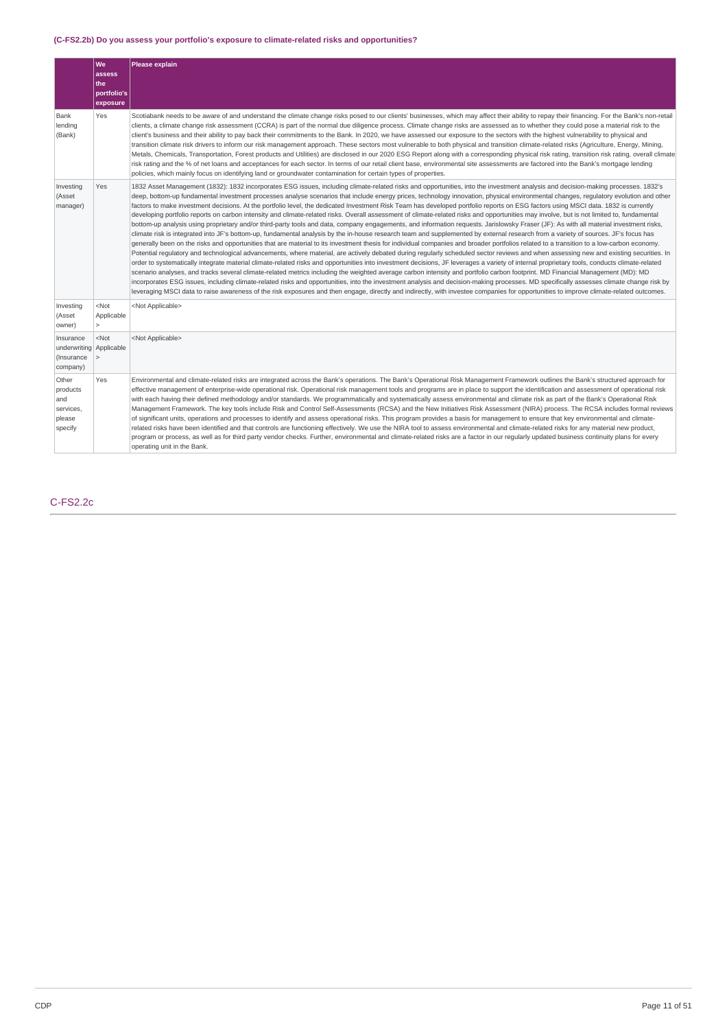### (C-FS2.2b) Do you assess your portfolio's exposure to climate-related risks and opportunities?

| | We assess the portfolio's exposure | Please explain |
|---|---|---|
| Bank lending (Bank) | Yes | Scotiabank needs to be aware of and understand the climate change risks posed to our clients' businesses, which may affect their ability to repay their financing. For the Bank's non-retail clients, a climate change risk assessment (CCRA) is part of the normal due diligence process. Climate change risks are assessed as to whether they could pose a material risk to the client's business and their ability to pay back their commitments to the Bank. In 2020, we have assessed our exposure to the sectors with the highest vulnerability to physical and transition climate risk drivers to inform our risk management approach. These sectors most vulnerable to both physical and transition climate-related risks (Agriculture, Energy, Mining, Metals, Chemicals, Transportation, Forest products and Utilities) are disclosed in our 2020 ESG Report along with a corresponding physical risk rating, transition risk rating, overall climate risk rating and the % of net loans and acceptances for each sector. In terms of our retail client base, environmental site assessments are factored into the Bank's mortgage lending policies, which mainly focus on identifying land or groundwater contamination for certain types of properties. |
| Investing (Asset manager) | Yes | 1832 Asset Management (1832): 1832 incorporates ESG issues, including climate-related risks and opportunities, into the investment analysis and decision-making processes. 1832's deep, bottom-up fundamental investment processes analyse scenarios that include energy prices, technology innovation, physical environmental changes, regulatory evolution and other factors to make investment decisions. At the portfolio level, the dedicated Investment Risk Team has developed portfolio reports on ESG factors using MSCI data. 1832 is currently developing portfolio reports on carbon intensity and climate-related risks. Overall assessment of climate-related risks and opportunities may involve, but is not limited to, fundamental bottom-up analysis using proprietary and/or third-party tools and data, company engagements, and information requests. Jarislowsky Fraser (JF): As with all material investment risks, climate risk is integrated into JF's bottom-up, fundamental analysis by the in-house research team and supplemented by external research from a variety of sources. JF's focus has generally been on the risks and opportunities that are material to its investment thesis for individual companies and broader portfolios related to a transition to a low-carbon economy. Potential regulatory and technological advancements, where material, are actively debated during regularly scheduled sector reviews and when assessing new and existing securities. In order to systematically integrate material climate-related risks and opportunities into investment decisions, JF leverages a variety of internal proprietary tools, conducts climate-related scenario analyses, and tracks several climate-related metrics including the weighted average carbon intensity and portfolio carbon footprint. MD Financial Management (MD): MD incorporates ESG issues, including climate-related risks and opportunities, into the investment analysis and decision-making processes. MD specifically assesses climate change risk by leveraging MSCI data to raise awareness of the risk exposures and then engage, directly and indirectly, with investee companies for opportunities to improve climate-related outcomes. |
| Investing (Asset owner) | <Not Applicable> | <Not Applicable> |
| Insurance underwriting (Insurance company) | <Not Applicable> | <Not Applicable> |
| Other products and services, please specify | Yes | Environmental and climate-related risks are integrated across the Bank's operations. The Bank's Operational Risk Management Framework outlines the Bank's structured approach for effective management of enterprise-wide operational risk. Operational risk management tools and programs are in place to support the identification and assessment of operational risk with each having their defined methodology and/or standards. We programmatically and systematically assess environmental and climate risk as part of the Bank's Operational Risk Management Framework. The key tools include Risk and Control Self-Assessments (RCSA) and the New Initiatives Risk Assessment (NIRA) process. The RCSA includes formal reviews of significant units, operations and processes to identify and assess operational risks. This program provides a basis for management to ensure that key environmental and climate-related risks have been identified and that controls are functioning effectively. We use the NIRA tool to assess environmental and climate-related risks for any material new product, program or process, as well as for third party vendor checks. Further, environmental and climate-related risks are a factor in our regularly updated business continuity plans for every operating unit in the Bank. |

## C-FS2.2c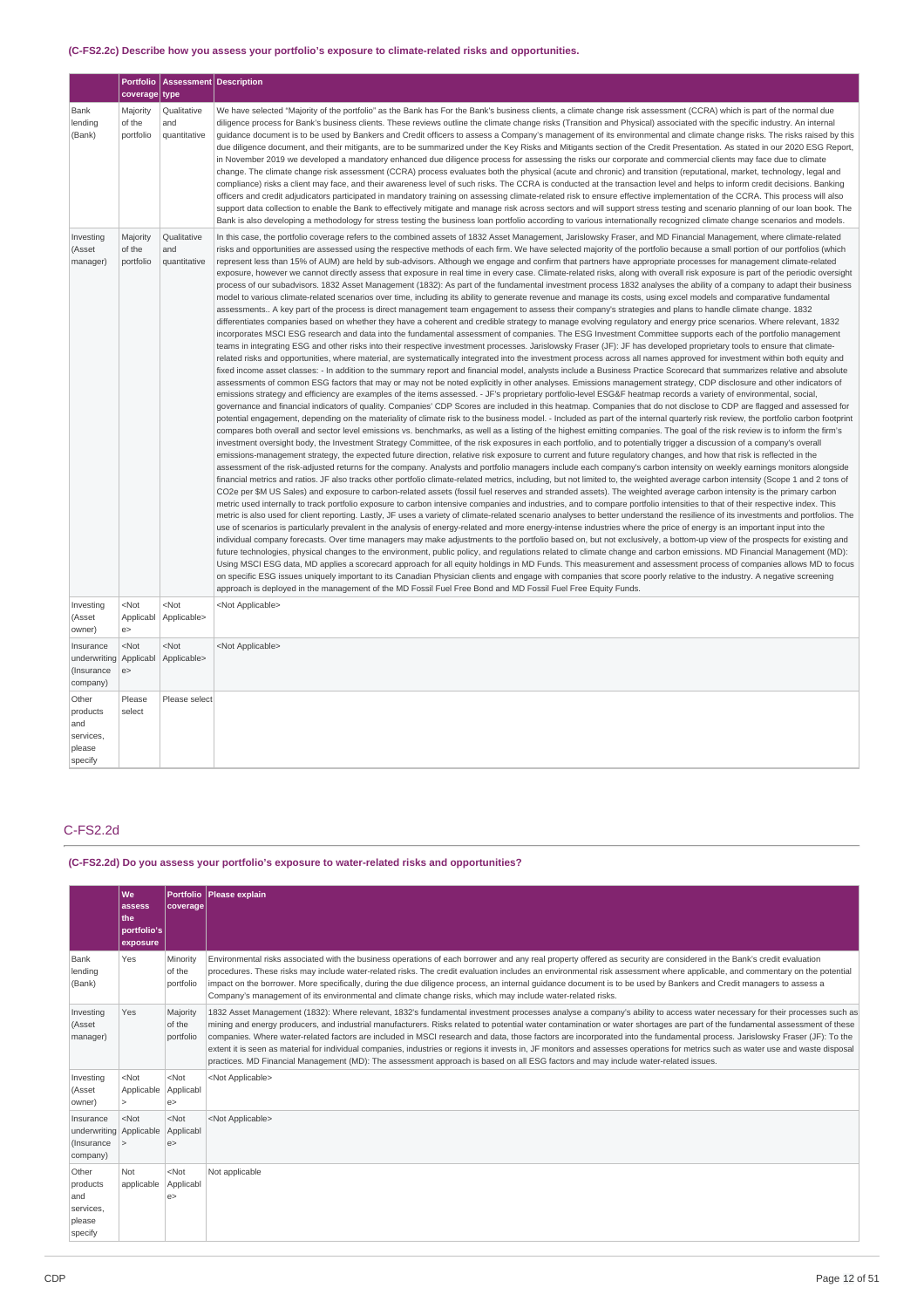### (C-FS2.2c) Describe how you assess your portfolio's exposure to climate-related risks and opportunities.

| | Portfolio coverage | Assessment type | Description |
|---|---|---|---|
| Bank lending (Bank) | Majority of the portfolio | Qualitative and quantitative | We have selected "Majority of the portfolio" as the Bank has For the Bank's business clients, a climate change risk assessment (CCRA) which is part of the normal due diligence process for Bank's business clients. These reviews outline the climate change risks (Transition and Physical) associated with the specific industry. An internal guidance document is to be used by Bankers and Credit officers to assess a Company's management of its environmental and climate change risks. The risks raised by this due diligence document, and their mitigants, are to be summarized under the Key Risks and Mitigants section of the Credit Presentation. As stated in our 2020 ESG Report, in November 2019 we developed a mandatory enhanced due diligence process for assessing the risks our corporate and commercial clients may face due to climate change. The climate change risk assessment (CCRA) process evaluates both the physical (acute and chronic) and transition (reputational, market, technology, legal and compliance) risks a client may face, and their awareness level of such risks. The CCRA is conducted at the transaction level and helps to inform credit decisions. Banking officers and credit adjudicators participated in mandatory training on assessing climate-related risk to ensure effective implementation of the CCRA. This process will also support data collection to enable the Bank to effectively mitigate and manage risk across sectors and will support stress testing and scenario planning of our loan book. The Bank is also developing a methodology for stress testing the business loan portfolio according to various internationally recognized climate change scenarios and models. |
| Investing (Asset manager) | Majority of the portfolio | Qualitative and quantitative | In this case, the portfolio coverage refers to the combined assets of 1832 Asset Management, Jarislowsky Fraser, and MD Financial Management, where climate-related risks and opportunities are assessed using the respective methods of each firm. We have selected majority of the portfolio because a small portion of our portfolios (which represent less than 15% of AUM) are held by sub-advisors. Although we engage and confirm that partners have appropriate processes for management climate-related exposure, however we cannot directly assess that exposure in real time in every case. Climate-related risks, along with overall risk exposure is part of the periodic oversight process of our subadvisors. 1832 Asset Management (1832): As part of the fundamental investment process 1832 analyses the ability of a company to adapt their business model to various climate-related scenarios over time, including its ability to generate revenue and manage its costs, using excel models and comparative fundamental assessments.. A key part of the process is direct management team engagement to assess their company's strategies and plans to handle climate change. 1832 differentiates companies based on whether they have a coherent and credible strategy to manage evolving regulatory and energy price scenarios. Where relevant, 1832 incorporates MSCI ESG research and data into the fundamental assessment of companies. The ESG Investment Committee supports each of the portfolio management teams in integrating ESG and other risks into their respective investment processes. Jarislowsky Fraser (JF): JF has developed proprietary tools to ensure that climate-related risks and opportunities, where material, are systematically integrated into the investment process across all names approved for investment within both equity and fixed income asset classes: - In addition to the summary report and financial model, analysts include a Business Practice Scorecard that summarizes relative and absolute assessments of common ESG factors that may or may not be noted explicitly in other analyses. Emissions management strategy, CDP disclosure and other indicators of emissions strategy and efficiency are examples of the items assessed. - JF's proprietary portfolio-level ESG&F heatmap records a variety of environmental, social, governance and financial indicators of quality. Companies' CDP Scores are included in this heatmap. Companies that do not disclose to CDP are flagged and assessed for potential engagement, depending on the materiality of climate risk to the business model. - Included as part of the internal quarterly risk review, the portfolio carbon footprint compares both overall and sector level emissions vs. benchmarks, as well as a listing of the highest emitting companies. The goal of the risk review is to inform the firm's investment oversight body, the Investment Strategy Committee, of the risk exposures in each portfolio, and to potentially trigger a discussion of a company's overall emissions-management strategy, the expected future direction, relative risk exposure to current and future regulatory changes, and how that risk is reflected in the assessment of the risk-adjusted returns for the company. Analysts and portfolio managers include each company's carbon intensity on weekly earnings monitors alongside financial metrics and ratios. JF also tracks other portfolio climate-related metrics, including, but not limited to, the weighted average carbon intensity (Scope 1 and 2 tons of $CO_2e$ per $M US Sales) and exposure to carbon-related assets (fossil fuel reserves and stranded assets). The weighted average carbon intensity is the primary carbon metric used internally to track portfolio exposure to carbon intensive companies and industries, and to compare portfolio intensities to that of their respective index. This metric is also used for client reporting. Lastly, JF uses a variety of climate-related scenario analyses to better understand the resilience of its investments and portfolios. The use of scenarios is particularly prevalent in the analysis of energy-related and more energy-intense industries where the price of energy is an important input into the individual company forecasts. Over time managers may make adjustments to the portfolio based on, but not exclusively, a bottom-up view of the prospects for existing and future technologies, physical changes to the environment, public policy, and regulations related to climate change and carbon emissions. MD Financial Management (MD): Using MSCI ESG data, MD applies a scorecard approach for all equity holdings in MD Funds. This measurement and assessment process of companies allows MD to focus on specific ESG issues uniquely important to its Canadian Physician clients and engage with companies that score poorly relative to the industry. A negative screening approach is deployed in the management of the MD Fossil Fuel Free Bond and MD Fossil Fuel Free Equity Funds. |
| Investing (Asset owner) | <Not Applicable> | <Not Applicable> | <Not Applicable> |
| Insurance underwriting (Insurance company) | <Not Applicable> | <Not Applicable> | <Not Applicable> |
| Other products and services, please specify | Please select | Please select | |

## C-FS2.2d

### (C-FS2.2d) Do you assess your portfolio's exposure to water-related risks and opportunities?

| | We assess the portfolio's exposure | Portfolio coverage | Please explain |
|---|---|---|---|
| Bank lending (Bank) | Yes | Minority of the portfolio | Environmental risks associated with the business operations of each borrower and any real property offered as security are considered in the Bank's credit evaluation procedures. These risks may include water-related risks. The credit evaluation includes an environmental risk assessment where applicable, and commentary on the potential impact on the borrower. More specifically, during the due diligence process, an internal guidance document is to be used by Bankers and Credit managers to assess a Company's management of its environmental and climate change risks, which may include water-related risks. |
| Investing (Asset manager) | Yes | Majority of the portfolio | 1832 Asset Management (1832): Where relevant, 1832's fundamental investment processes analyse a company's ability to access water necessary for their processes such as mining and energy producers, and industrial manufacturers. Risks related to potential water contamination or water shortages are part of the fundamental assessment of these companies. Where water-related factors are included in MSCI research and data, those factors are incorporated into the fundamental process. Jarislowsky Fraser (JF): To the extent it is seen as material for individual companies, industries or regions it invests in, JF monitors and assesses operations for metrics such as water use and waste disposal practices. MD Financial Management (MD): The assessment approach is based on all ESG factors and may include water-related issues. |
| Investing (Asset owner) | <Not Applicable> | <Not Applicable> | <Not Applicable> |
| Insurance underwriting (Insurance company) | <Not Applicable> | <Not Applicable> | <Not Applicable> |
| Other products and services, please specify | Not applicable | <Not Applicable> | Not applicable |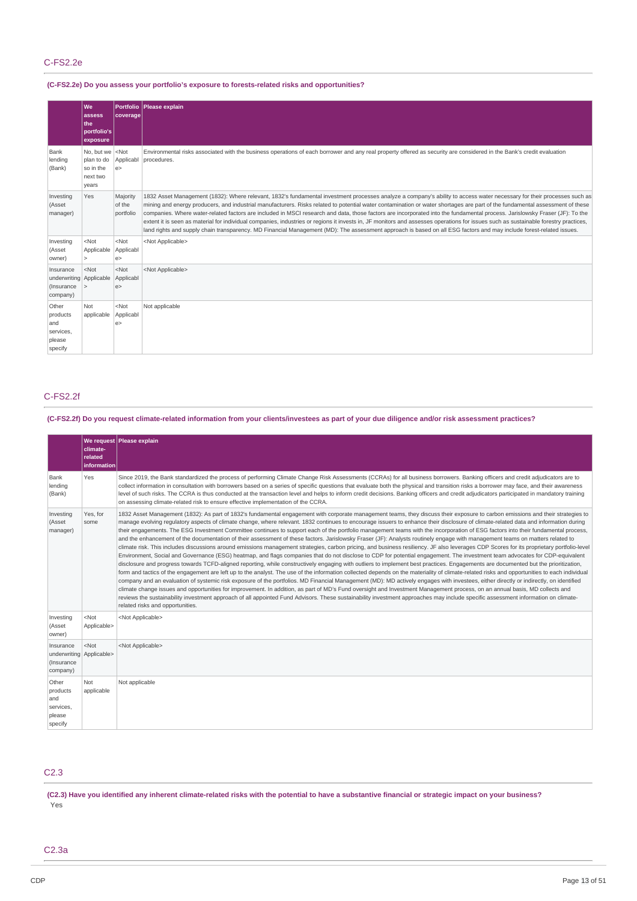## C-FS2.2e

**(C-FS2.2e) Do you assess your portfolio's exposure to forests-related risks and opportunities?**

| | We assess the portfolio's exposure | Portfolio coverage | Please explain |
|---|---|---|---|
| Bank lending (Bank) | No, but we plan to do so in the next two years | <Not Applicable> | Environmental risks associated with the business operations of each borrower and any real property offered as security are considered in the Bank's credit evaluation procedures. |
| Investing (Asset manager) | Yes | Majority of the portfolio | 1832 Asset Management (1832): Where relevant, 1832's fundamental investment processes analyze a company's ability to access water necessary for their processes such as mining and energy producers, and industrial manufacturers. Risks related to potential water contamination or water shortages are part of the fundamental assessment of these companies. Where water-related factors are included in MSCI research and data, those factors are incorporated into the fundamental process. Jarislowsky Fraser (JF): To the extent it is seen as material for individual companies, industries or regions it invests in, JF monitors and assesses operations for issues such as sustainable forestry practices, land rights and supply chain transparency. MD Financial Management (MD): The assessment approach is based on all ESG factors and may include forest-related issues. |
| Investing (Asset owner) | <Not Applicable> | <Not Applicable> | <Not Applicable> |
| Insurance underwriting (Insurance company) | <Not Applicable> | <Not Applicable> | <Not Applicable> |
| Other products and services, please specify | Not applicable | <Not Applicable> | Not applicable |

## C-FS2.2f

**(C-FS2.2f) Do you request climate-related information from your clients/investees as part of your due diligence and/or risk assessment practices?**

| | We request climate-related information | Please explain |
|---|---|---|
| Bank lending (Bank) | Yes | Since 2019, the Bank standardized the process of performing Climate Change Risk Assessments (CCRAs) for all business borrowers. Banking officers and credit adjudicators are to collect information in consultation with borrowers based on a series of specific questions that evaluate both the physical and transition risks a borrower may face, and their awareness level of such risks. The CCRA is thus conducted at the transaction level and helps to inform credit decisions. Banking officers and credit adjudicators participated in mandatory training on assessing climate-related risk to ensure effective implementation of the CCRA. |
| Investing (Asset manager) | Yes, for some | 1832 Asset Management (1832): As part of 1832's fundamental engagement with corporate management teams, they discuss their exposure to carbon emissions and their strategies to manage evolving regulatory aspects of climate change, where relevant. 1832 continues to encourage issuers to enhance their disclosure of climate-related data and information during their engagements. The ESG Investment Committee continues to support each of the portfolio management teams with the incorporation of ESG factors into their fundamental process, and the enhancement of the documentation of their assessment of these factors. Jarislowsky Fraser (JF): Analysts routinely engage with management teams on matters related to climate risk. This includes discussions around emissions management strategies, carbon pricing, and business resiliency. JF also leverages CDP Scores for its proprietary portfolio-level Environment, Social and Governance (ESG) heatmap, and flags companies that do not disclose to CDP for potential engagement. The investment team advocates for CDP-equivalent disclosure and progress towards TCFD-aligned reporting, while constructively engaging with outliers to implement best practices. Engagements are documented but the prioritization, form and tactics of the engagement are left up to the analyst. The use of the information collected depends on the materiality of climate-related risks and opportunities to each individual company and an evaluation of systemic risk exposure of the portfolios. MD Financial Management (MD): MD actively engages with investees, either directly or indirectly, on identified climate change issues and opportunities for improvement. In addition, as part of MD's Fund oversight and Investment Management process, on an annual basis, MD collects and reviews the sustainability investment approach of all appointed Fund Advisors. These sustainability investment approaches may include specific assessment information on climate-related risks and opportunities. |
| Investing (Asset owner) | <Not Applicable> | <Not Applicable> |
| Insurance underwriting (Insurance company) | <Not Applicable> | <Not Applicable> |
| Other products and services, please specify | Not applicable | Not applicable |

## C2.3

**(C2.3) Have you identified any inherent climate-related risks with the potential to have a substantive financial or strategic impact on your business?**

Yes

## C2.3a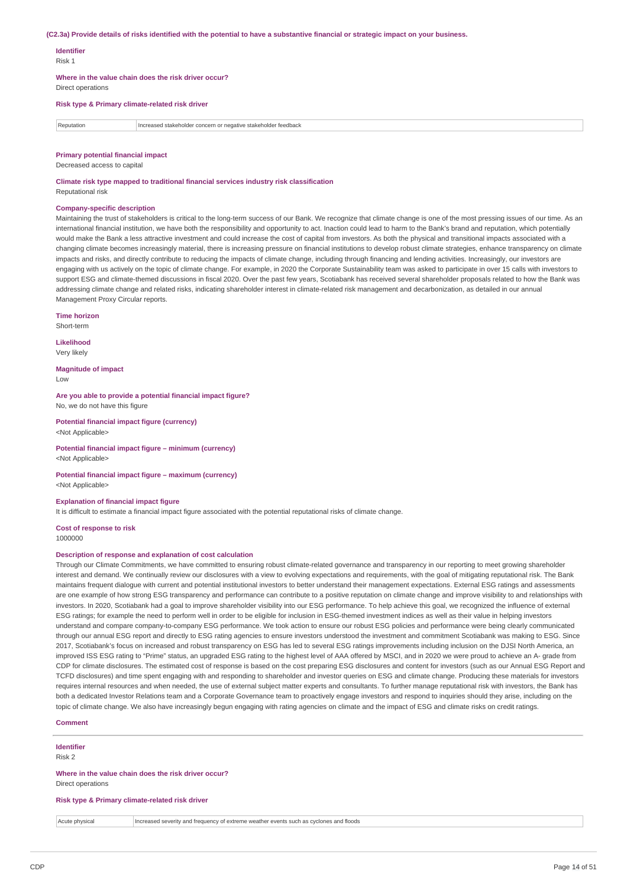### (C2.3a) Provide details of risks identified with the potential to have a substantive financial or strategic impact on your business.

**Identifier**

Risk 1

**Where in the value chain does the risk driver occur?**

Direct operations

**Risk type & Primary climate-related risk driver**

| Reputation | Increased stakeholder concern or negative stakeholder feedback |
|---|---|

**Primary potential financial impact**

Decreased access to capital

**Climate risk type mapped to traditional financial services industry risk classification**

Reputational risk

**Company-specific description**

Maintaining the trust of stakeholders is critical to the long-term success of our Bank. We recognize that climate change is one of the most pressing issues of our time. As an international financial institution, we have both the responsibility and opportunity to act. Inaction could lead to harm to the Bank's brand and reputation, which potentially would make the Bank a less attractive investment and could increase the cost of capital from investors. As both the physical and transitional impacts associated with a changing climate becomes increasingly material, there is increasing pressure on financial institutions to develop robust climate strategies, enhance transparency on climate impacts and risks, and directly contribute to reducing the impacts of climate change, including through financing and lending activities. Increasingly, our investors are engaging with us actively on the topic of climate change. For example, in 2020 the Corporate Sustainability team was asked to participate in over 15 calls with investors to support ESG and climate-themed discussions in fiscal 2020. Over the past few years, Scotiabank has received several shareholder proposals related to how the Bank was addressing climate change and related risks, indicating shareholder interest in climate-related risk management and decarbonization, as detailed in our annual Management Proxy Circular reports.

**Time horizon**

Short-term

**Likelihood**

Very likely

**Magnitude of impact**

Low

**Are you able to provide a potential financial impact figure?**

No, we do not have this figure

**Potential financial impact figure (currency)**

<Not Applicable>

**Potential financial impact figure – minimum (currency)**

<Not Applicable>

**Potential financial impact figure – maximum (currency)**

<Not Applicable>

**Explanation of financial impact figure**

It is difficult to estimate a financial impact figure associated with the potential reputational risks of climate change.

**Cost of response to risk**

1000000

**Description of response and explanation of cost calculation**

Through our Climate Commitments, we have committed to ensuring robust climate-related governance and transparency in our reporting to meet growing shareholder interest and demand. We continually review our disclosures with a view to evolving expectations and requirements, with the goal of mitigating reputational risk. The Bank maintains frequent dialogue with current and potential institutional investors to better understand their management expectations. External ESG ratings and assessments are one example of how strong ESG transparency and performance can contribute to a positive reputation on climate change and improve visibility to and relationships with investors. In 2020, Scotiabank had a goal to improve shareholder visibility into our ESG performance. To help achieve this goal, we recognized the influence of external ESG ratings; for example the need to perform well in order to be eligible for inclusion in ESG-themed investment indices as well as their value in helping investors understand and compare company-to-company ESG performance. We took action to ensure our robust ESG policies and performance were being clearly communicated through our annual ESG report and directly to ESG rating agencies to ensure investors understood the investment and commitment Scotiabank was making to ESG. Since 2017, Scotiabank's focus on increased and robust transparency on ESG has led to several ESG ratings improvements including inclusion on the DJSI North America, an improved ISS ESG rating to "Prime" status, an upgraded ESG rating to the highest level of AAA offered by MSCI, and in 2020 we were proud to achieve an A- grade from CDP for climate disclosures. The estimated cost of response is based on the cost preparing ESG disclosures and content for investors (such as our Annual ESG Report and TCFD disclosures) and time spent engaging with and responding to shareholder and investor queries on ESG and climate change. Producing these materials for investors requires internal resources and when needed, the use of external subject matter experts and consultants. To further manage reputational risk with investors, the Bank has both a dedicated Investor Relations team and a Corporate Governance team to proactively engage investors and respond to inquiries should they arise, including on the topic of climate change. We also have increasingly begun engaging with rating agencies on climate and the impact of ESG and climate risks on credit ratings.

**Comment**

---

**Identifier**

Risk 2

**Where in the value chain does the risk driver occur?**

Direct operations

**Risk type & Primary climate-related risk driver**

| Acute physical | Increased severity and frequency of extreme weather events such as cyclones and floods |
|---|---|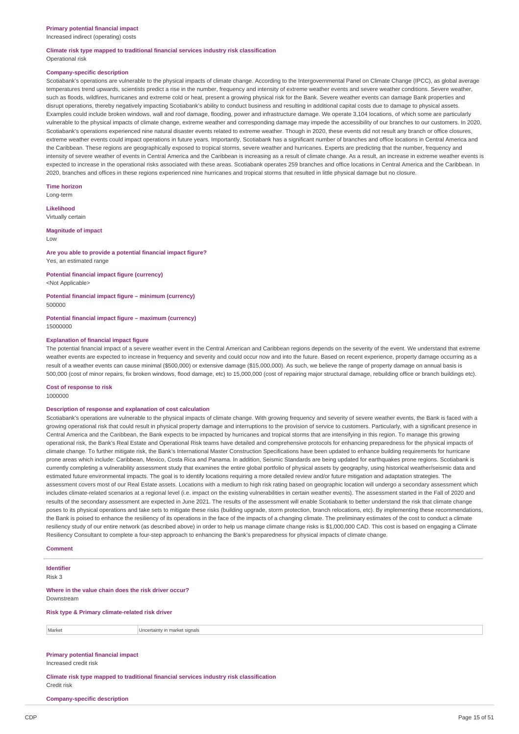**Primary potential financial impact**
Increased indirect (operating) costs

**Climate risk type mapped to traditional financial services industry risk classification**
Operational risk

**Company-specific description**
Scotiabank's operations are vulnerable to the physical impacts of climate change. According to the Intergovernmental Panel on Climate Change (IPCC), as global average temperatures trend upwards, scientists predict a rise in the number, frequency and intensity of extreme weather events and severe weather conditions. Severe weather, such as floods, wildfires, hurricanes and extreme cold or heat, present a growing physical risk for the Bank. Severe weather events can damage Bank properties and disrupt operations, thereby negatively impacting Scotiabank's ability to conduct business and resulting in additional capital costs due to damage to physical assets. Examples could include broken windows, wall and roof damage, flooding, power and infrastructure damage. We operate 3,104 locations, of which some are particularly vulnerable to the physical impacts of climate change, extreme weather and corresponding damage may impede the accessibility of our branches to our customers. In 2020, Scotiabank's operations experienced nine natural disaster events related to extreme weather. Though in 2020, these events did not result any branch or office closures, extreme weather events could impact operations in future years. Importantly, Scotiabank has a significant number of branches and office locations in Central America and the Caribbean. These regions are geographically exposed to tropical storms, severe weather and hurricanes. Experts are predicting that the number, frequency and intensity of severe weather of events in Central America and the Caribbean is increasing as a result of climate change. As a result, an increase in extreme weather events is expected to increase in the operational risks associated with these areas. Scotiabank operates 259 branches and office locations in Central America and the Caribbean. In 2020, branches and offices in these regions experienced nine hurricanes and tropical storms that resulted in little physical damage but no closure.

**Time horizon**
Long-term

**Likelihood**
Virtually certain

**Magnitude of impact**
Low

**Are you able to provide a potential financial impact figure?**
Yes, an estimated range

**Potential financial impact figure (currency)**
<Not Applicable>

**Potential financial impact figure – minimum (currency)**
500000

**Potential financial impact figure – maximum (currency)**
15000000

**Explanation of financial impact figure**
The potential financial impact of a severe weather event in the Central American and Caribbean regions depends on the severity of the event. We understand that extreme weather events are expected to increase in frequency and severity and could occur now and into the future. Based on recent experience, property damage occurring as a result of a weather events can cause minimal ($500,000) or extensive damage ($15,000,000). As such, we believe the range of property damage on annual basis is 500,000 (cost of minor repairs, fix broken windows, flood damage, etc) to 15,000,000 (cost of repairing major structural damage, rebuilding office or branch buildings etc).

**Cost of response to risk**
1000000

**Description of response and explanation of cost calculation**
Scotiabank's operations are vulnerable to the physical impacts of climate change. With growing frequency and severity of severe weather events, the Bank is faced with a growing operational risk that could result in physical property damage and interruptions to the provision of service to customers. Particularly, with a significant presence in Central America and the Caribbean, the Bank expects to be impacted by hurricanes and tropical storms that are intensifying in this region. To manage this growing operational risk, the Bank's Real Estate and Operational Risk teams have detailed and comprehensive protocols for enhancing preparedness for the physical impacts of climate change. To further mitigate risk, the Bank's International Master Construction Specifications have been updated to enhance building requirements for hurricane prone areas which include: Caribbean, Mexico, Costa Rica and Panama. In addition, Seismic Standards are being updated for earthquakes prone regions. Scotiabank is currently completing a vulnerability assessment study that examines the entire global portfolio of physical assets by geography, using historical weather/seismic data and estimated future environmental impacts. The goal is to identify locations requiring a more detailed review and/or future mitigation and adaptation strategies. The assessment covers most of our Real Estate assets. Locations with a medium to high risk rating based on geographic location will undergo a secondary assessment which includes climate-related scenarios at a regional level (i.e. impact on the existing vulnerabilities in certain weather events). The assessment started in the Fall of 2020 and results of the secondary assessment are expected in June 2021. The results of the assessment will enable Scotiabank to better understand the risk that climate change poses to its physical operations and take sets to mitigate these risks (building upgrade, storm protection, branch relocations, etc). By implementing these recommendations, the Bank is poised to enhance the resiliency of its operations in the face of the impacts of a changing climate. The preliminary estimates of the cost to conduct a climate resiliency study of our entire network (as described above) in order to help us manage climate change risks is $1,000,000 CAD. This cost is based on engaging a Climate Resiliency Consultant to complete a four-step approach to enhancing the Bank's preparedness for physical impacts of climate change.

**Comment**

---

**Identifier**
Risk 3

**Where in the value chain does the risk driver occur?**
Downstream

**Risk type & Primary climate-related risk driver**

| Market | Uncertainty in market signals |
|---|---|

**Primary potential financial impact**
Increased credit risk

**Climate risk type mapped to traditional financial services industry risk classification**
Credit risk

**Company-specific description**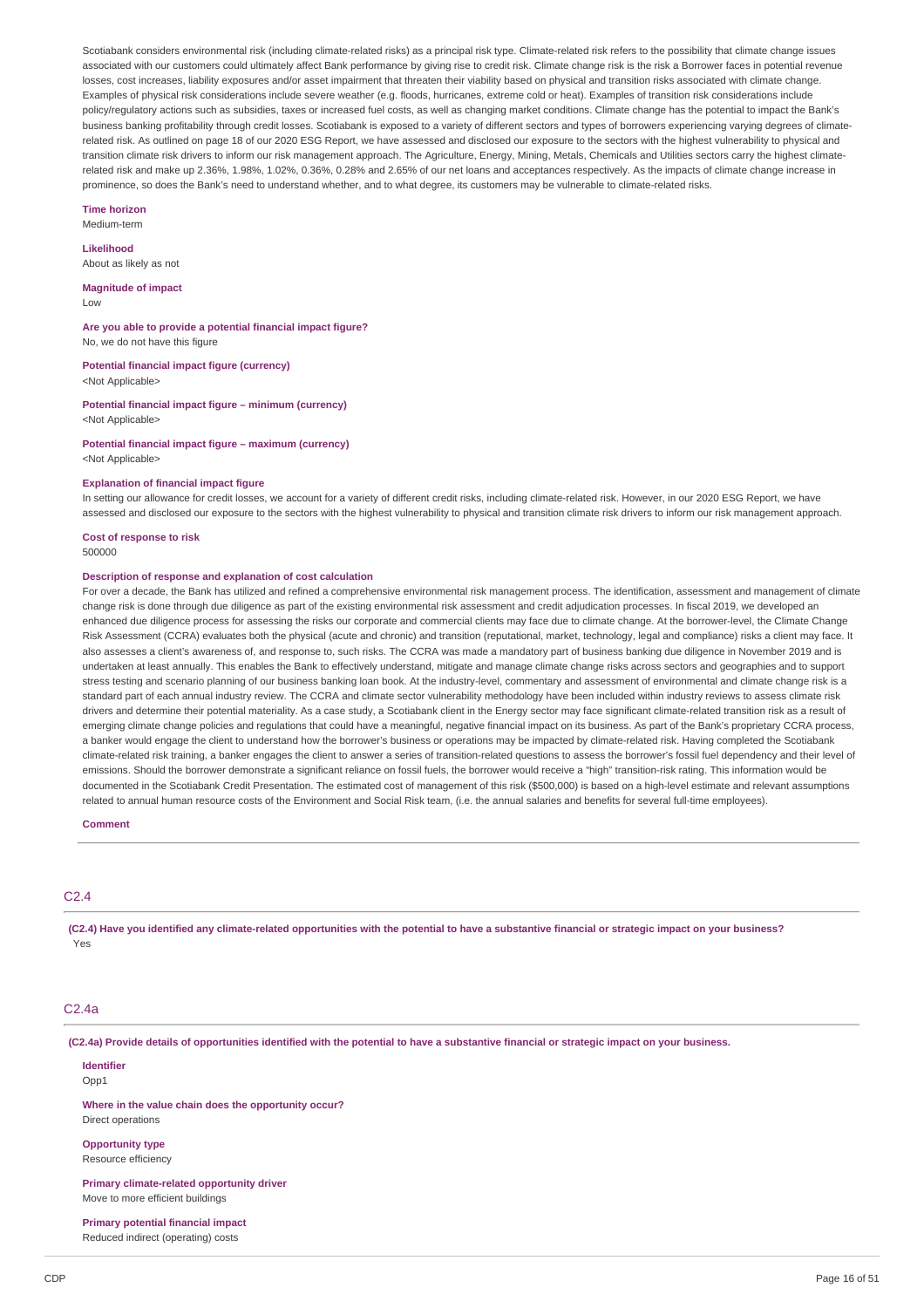Scotiabank considers environmental risk (including climate-related risks) as a principal risk type. Climate-related risk refers to the possibility that climate change issues associated with our customers could ultimately affect Bank performance by giving rise to credit risk. Climate change risk is the risk a Borrower faces in potential revenue losses, cost increases, liability exposures and/or asset impairment that threaten their viability based on physical and transition risks associated with climate change. Examples of physical risk considerations include severe weather (e.g. floods, hurricanes, extreme cold or heat). Examples of transition risk considerations include policy/regulatory actions such as subsidies, taxes or increased fuel costs, as well as changing market conditions. Climate change has the potential to impact the Bank's business banking profitability through credit losses. Scotiabank is exposed to a variety of different sectors and types of borrowers experiencing varying degrees of climate-related risk. As outlined on page 18 of our 2020 ESG Report, we have assessed and disclosed our exposure to the sectors with the highest vulnerability to physical and transition climate risk drivers to inform our risk management approach. The Agriculture, Energy, Mining, Metals, Chemicals and Utilities sectors carry the highest climate-related risk and make up 2.36%, 1.98%, 1.02%, 0.36%, 0.28% and 2.65% of our net loans and acceptances respectively. As the impacts of climate change increase in prominence, so does the Bank's need to understand whether, and to what degree, its customers may be vulnerable to climate-related risks.

**Time horizon**
Medium-term

**Likelihood**
About as likely as not

**Magnitude of impact**
Low

**Are you able to provide a potential financial impact figure?**
No, we do not have this figure

**Potential financial impact figure (currency)**
<Not Applicable>

**Potential financial impact figure – minimum (currency)**
<Not Applicable>

**Potential financial impact figure – maximum (currency)**
<Not Applicable>

**Explanation of financial impact figure**
In setting our allowance for credit losses, we account for a variety of different credit risks, including climate-related risk. However, in our 2020 ESG Report, we have assessed and disclosed our exposure to the sectors with the highest vulnerability to physical and transition climate risk drivers to inform our risk management approach.

**Cost of response to risk**
500000

**Description of response and explanation of cost calculation**
For over a decade, the Bank has utilized and refined a comprehensive environmental risk management process. The identification, assessment and management of climate change risk is done through due diligence as part of the existing environmental risk assessment and credit adjudication processes. In fiscal 2019, we developed an enhanced due diligence process for assessing the risks our corporate and commercial clients may face due to climate change. At the borrower-level, the Climate Change Risk Assessment (CCRA) evaluates both the physical (acute and chronic) and transition (reputational, market, technology, legal and compliance) risks a client may face. It also assesses a client's awareness of, and response to, such risks. The CCRA was made a mandatory part of business banking due diligence in November 2019 and is undertaken at least annually. This enables the Bank to effectively understand, mitigate and manage climate change risks across sectors and geographies and to support stress testing and scenario planning of our business banking loan book. At the industry-level, commentary and assessment of environmental and climate change risk is a standard part of each annual industry review. The CCRA and climate sector vulnerability methodology have been included within industry reviews to assess climate risk drivers and determine their potential materiality. As a case study, a Scotiabank client in the Energy sector may face significant climate-related transition risk as a result of emerging climate change policies and regulations that could have a meaningful, negative financial impact on its business. As part of the Bank's proprietary CCRA process, a banker would engage the client to understand how the borrower's business or operations may be impacted by climate-related risk. Having completed the Scotiabank climate-related risk training, a banker engages the client to answer a series of transition-related questions to assess the borrower's fossil fuel dependency and their level of emissions. Should the borrower demonstrate a significant reliance on fossil fuels, the borrower would receive a "high" transition-risk rating. This information would be documented in the Scotiabank Credit Presentation. The estimated cost of management of this risk ($500,000) is based on a high-level estimate and relevant assumptions related to annual human resource costs of the Environment and Social Risk team, (i.e. the annual salaries and benefits for several full-time employees).

**Comment**

## C2.4

**(C2.4) Have you identified any climate-related opportunities with the potential to have a substantive financial or strategic impact on your business?**
Yes

## C2.4a

**(C2.4a) Provide details of opportunities identified with the potential to have a substantive financial or strategic impact on your business.**

**Identifier**
Opp1

**Where in the value chain does the opportunity occur?**
Direct operations

**Opportunity type**
Resource efficiency

**Primary climate-related opportunity driver**
Move to more efficient buildings

**Primary potential financial impact**
Reduced indirect (operating) costs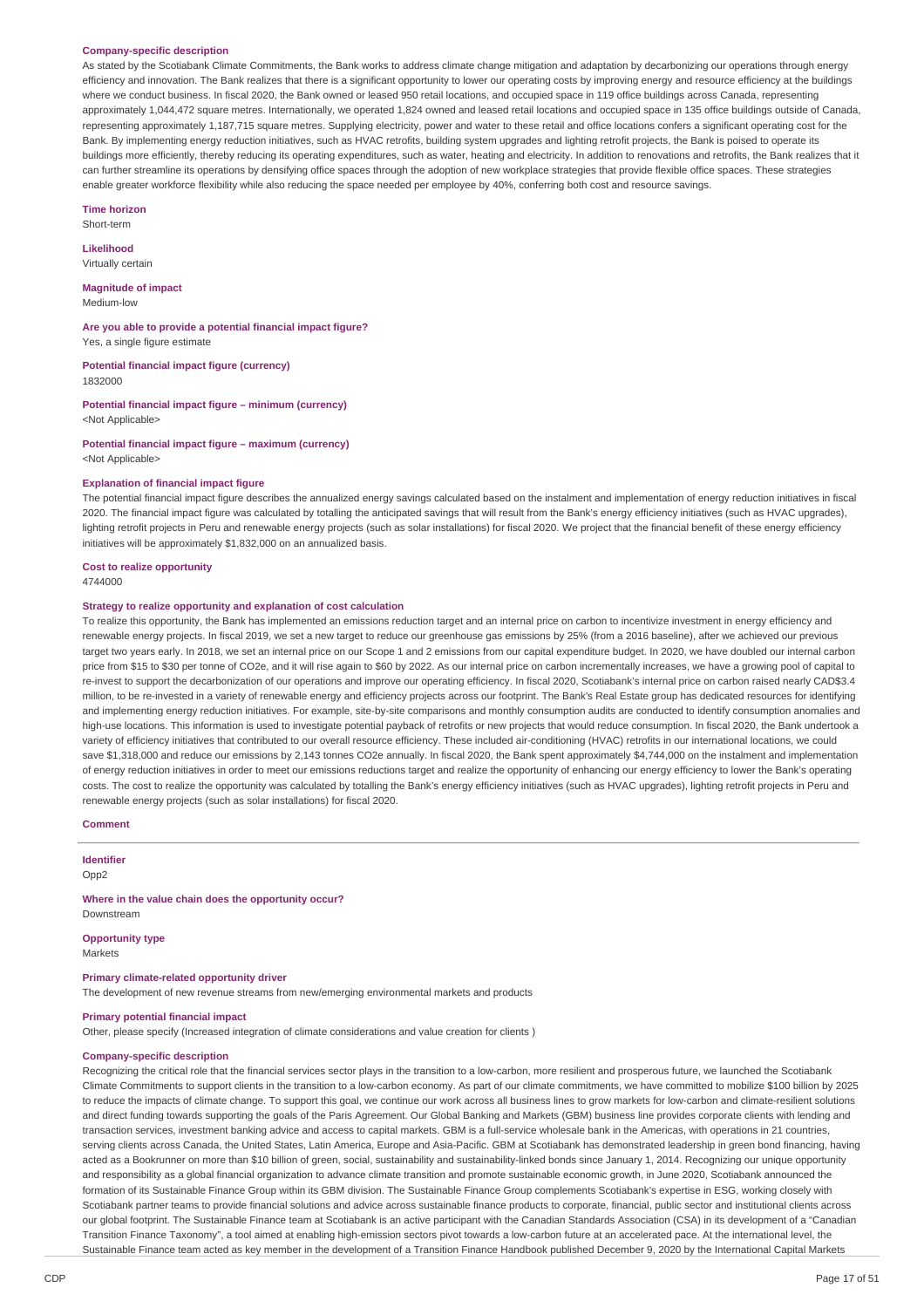**Company-specific description**

As stated by the Scotiabank Climate Commitments, the Bank works to address climate change mitigation and adaptation by decarbonizing our operations through energy efficiency and innovation. The Bank realizes that there is a significant opportunity to lower our operating costs by improving energy and resource efficiency at the buildings where we conduct business. In fiscal 2020, the Bank owned or leased 950 retail locations, and occupied space in 119 office buildings across Canada, representing approximately 1,044,472 square metres. Internationally, we operated 1,824 owned and leased retail locations and occupied space in 135 office buildings outside of Canada, representing approximately 1,187,715 square metres. Supplying electricity, power and water to these retail and office locations confers a significant operating cost for the Bank. By implementing energy reduction initiatives, such as HVAC retrofits, building system upgrades and lighting retrofit projects, the Bank is poised to operate its buildings more efficiently, thereby reducing its operating expenditures, such as water, heating and electricity. In addition to renovations and retrofits, the Bank realizes that it can further streamline its operations by densifying office spaces through the adoption of new workplace strategies that provide flexible office spaces. These strategies enable greater workforce flexibility while also reducing the space needed per employee by 40%, conferring both cost and resource savings.

**Time horizon**

Short-term

**Likelihood**

Virtually certain

**Magnitude of impact**

Medium-low

**Are you able to provide a potential financial impact figure?**

Yes, a single figure estimate

**Potential financial impact figure (currency)**

1832000

**Potential financial impact figure – minimum (currency)**

<Not Applicable>

**Potential financial impact figure – maximum (currency)**

<Not Applicable>

**Explanation of financial impact figure**

The potential financial impact figure describes the annualized energy savings calculated based on the instalment and implementation of energy reduction initiatives in fiscal 2020. The financial impact figure was calculated by totalling the anticipated savings that will result from the Bank's energy efficiency initiatives (such as HVAC upgrades), lighting retrofit projects in Peru and renewable energy projects (such as solar installations) for fiscal 2020. We project that the financial benefit of these energy efficiency initiatives will be approximately $1,832,000 on an annualized basis.

**Cost to realize opportunity**

4744000

**Strategy to realize opportunity and explanation of cost calculation**

To realize this opportunity, the Bank has implemented an emissions reduction target and an internal price on carbon to incentivize investment in energy efficiency and renewable energy projects. In fiscal 2019, we set a new target to reduce our greenhouse gas emissions by 25% (from a 2016 baseline), after we achieved our previous target two years early. In 2018, we set an internal price on our Scope 1 and 2 emissions from our capital expenditure budget. In 2020, we have doubled our internal carbon price from $15 to $30 per tonne of CO2e, and it will rise again to $60 by 2022. As our internal price on carbon incrementally increases, we have a growing pool of capital to re-invest to support the decarbonization of our operations and improve our operating efficiency. In fiscal 2020, Scotiabank's internal price on carbon raised nearly CAD$3.4 million, to be re-invested in a variety of renewable energy and efficiency projects across our footprint. The Bank's Real Estate group has dedicated resources for identifying and implementing energy reduction initiatives. For example, site-by-site comparisons and monthly consumption audits are conducted to identify consumption anomalies and high-use locations. This information is used to investigate potential payback of retrofits or new projects that would reduce consumption. In fiscal 2020, the Bank undertook a variety of efficiency initiatives that contributed to our overall resource efficiency. These included air-conditioning (HVAC) retrofits in our international locations, we could save $1,318,000 and reduce our emissions by 2,143 tonnes CO2e annually. In fiscal 2020, the Bank spent approximately $4,744,000 on the instalment and implementation of energy reduction initiatives in order to meet our emissions reductions target and realize the opportunity of enhancing our energy efficiency to lower the Bank's operating costs. The cost to realize the opportunity was calculated by totalling the Bank's energy efficiency initiatives (such as HVAC upgrades), lighting retrofit projects in Peru and renewable energy projects (such as solar installations) for fiscal 2020.

**Comment**

---

**Identifier**

Opp2

**Where in the value chain does the opportunity occur?**

Downstream

**Opportunity type**

Markets

**Primary climate-related opportunity driver**

The development of new revenue streams from new/emerging environmental markets and products

**Primary potential financial impact**

Other, please specify (Increased integration of climate considerations and value creation for clients )

**Company-specific description**

Recognizing the critical role that the financial services sector plays in the transition to a low-carbon, more resilient and prosperous future, we launched the Scotiabank Climate Commitments to support clients in the transition to a low-carbon economy. As part of our climate commitments, we have committed to mobilize $100 billion by 2025 to reduce the impacts of climate change. To support this goal, we continue our work across all business lines to grow markets for low-carbon and climate-resilient solutions and direct funding towards supporting the goals of the Paris Agreement. Our Global Banking and Markets (GBM) business line provides corporate clients with lending and transaction services, investment banking advice and access to capital markets. GBM is a full-service wholesale bank in the Americas, with operations in 21 countries, serving clients across Canada, the United States, Latin America, Europe and Asia-Pacific. GBM at Scotiabank has demonstrated leadership in green bond financing, having acted as a Bookrunner on more than $10 billion of green, social, sustainability and sustainability-linked bonds since January 1, 2014. Recognizing our unique opportunity and responsibility as a global financial organization to advance climate transition and promote sustainable economic growth, in June 2020, Scotiabank announced the formation of its Sustainable Finance Group within its GBM division. The Sustainable Finance Group complements Scotiabank's expertise in ESG, working closely with Scotiabank partner teams to provide financial solutions and advice across sustainable finance products to corporate, financial, public sector and institutional clients across our global footprint. The Sustainable Finance team at Scotiabank is an active participant with the Canadian Standards Association (CSA) in its development of a "Canadian Transition Finance Taxonomy", a tool aimed at enabling high-emission sectors pivot towards a low-carbon future at an accelerated pace. At the international level, the Sustainable Finance team acted as key member in the development of a Transition Finance Handbook published December 9, 2020 by the International Capital Markets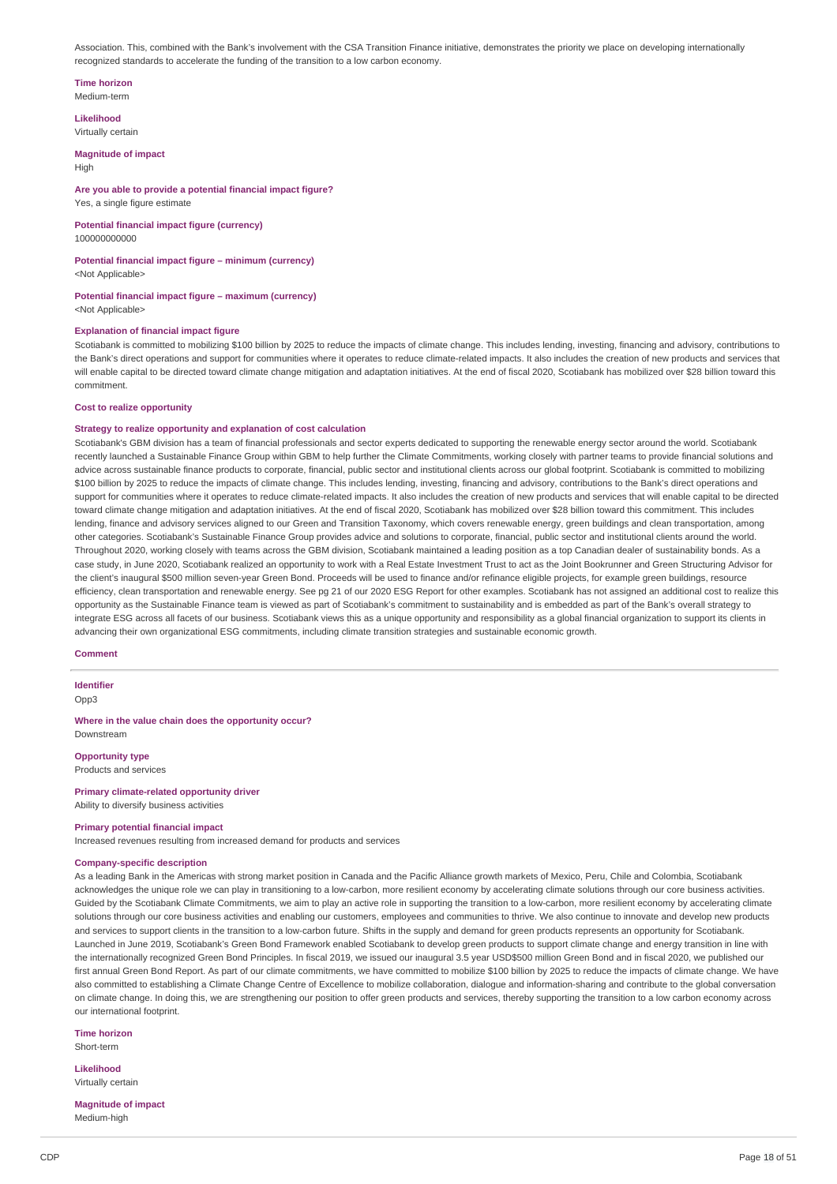Association. This, combined with the Bank's involvement with the CSA Transition Finance initiative, demonstrates the priority we place on developing internationally recognized standards to accelerate the funding of the transition to a low carbon economy.

**Time horizon**
Medium-term

**Likelihood**
Virtually certain

**Magnitude of impact**
High

**Are you able to provide a potential financial impact figure?**
Yes, a single figure estimate

**Potential financial impact figure (currency)**
100000000000

**Potential financial impact figure – minimum (currency)**
<Not Applicable>

**Potential financial impact figure – maximum (currency)**
<Not Applicable>

**Explanation of financial impact figure**
Scotiabank is committed to mobilizing $100 billion by 2025 to reduce the impacts of climate change. This includes lending, investing, financing and advisory, contributions to the Bank's direct operations and support for communities where it operates to reduce climate-related impacts. It also includes the creation of new products and services that will enable capital to be directed toward climate change mitigation and adaptation initiatives. At the end of fiscal 2020, Scotiabank has mobilized over $28 billion toward this commitment.

**Cost to realize opportunity**

**Strategy to realize opportunity and explanation of cost calculation**
Scotiabank's GBM division has a team of financial professionals and sector experts dedicated to supporting the renewable energy sector around the world. Scotiabank recently launched a Sustainable Finance Group within GBM to help further the Climate Commitments, working closely with partner teams to provide financial solutions and advice across sustainable finance products to corporate, financial, public sector and institutional clients across our global footprint. Scotiabank is committed to mobilizing $100 billion by 2025 to reduce the impacts of climate change. This includes lending, investing, financing and advisory, contributions to the Bank's direct operations and support for communities where it operates to reduce climate-related impacts. It also includes the creation of new products and services that will enable capital to be directed toward climate change mitigation and adaptation initiatives. At the end of fiscal 2020, Scotiabank has mobilized over $28 billion toward this commitment. This includes lending, finance and advisory services aligned to our Green and Transition Taxonomy, which covers renewable energy, green buildings and clean transportation, among other categories. Scotiabank's Sustainable Finance Group provides advice and solutions to corporate, financial, public sector and institutional clients around the world. Throughout 2020, working closely with teams across the GBM division, Scotiabank maintained a leading position as a top Canadian dealer of sustainability bonds. As a case study, in June 2020, Scotiabank realized an opportunity to work with a Real Estate Investment Trust to act as the Joint Bookrunner and Green Structuring Advisor for the client's inaugural $500 million seven-year Green Bond. Proceeds will be used to finance and/or refinance eligible projects, for example green buildings, resource efficiency, clean transportation and renewable energy. See pg 21 of our 2020 ESG Report for other examples. Scotiabank has not assigned an additional cost to realize this opportunity as the Sustainable Finance team is viewed as part of Scotiabank's commitment to sustainability and is embedded as part of the Bank's overall strategy to integrate ESG across all facets of our business. Scotiabank views this as a unique opportunity and responsibility as a global financial organization to support its clients in advancing their own organizational ESG commitments, including climate transition strategies and sustainable economic growth.

**Comment**

---

**Identifier**
Opp3

**Where in the value chain does the opportunity occur?**
Downstream

**Opportunity type**
Products and services

**Primary climate-related opportunity driver**
Ability to diversify business activities

**Primary potential financial impact**
Increased revenues resulting from increased demand for products and services

**Company-specific description**
As a leading Bank in the Americas with strong market position in Canada and the Pacific Alliance growth markets of Mexico, Peru, Chile and Colombia, Scotiabank acknowledges the unique role we can play in transitioning to a low-carbon, more resilient economy by accelerating climate solutions through our core business activities. Guided by the Scotiabank Climate Commitments, we aim to play an active role in supporting the transition to a low-carbon, more resilient economy by accelerating climate solutions through our core business activities and enabling our customers, employees and communities to thrive. We also continue to innovate and develop new products and services to support clients in the transition to a low-carbon future. Shifts in the supply and demand for green products represents an opportunity for Scotiabank. Launched in June 2019, Scotiabank's Green Bond Framework enabled Scotiabank to develop green products to support climate change and energy transition in line with the internationally recognized Green Bond Principles. In fiscal 2019, we issued our inaugural 3.5 year USD$500 million Green Bond and in fiscal 2020, we published our first annual Green Bond Report. As part of our climate commitments, we have committed to mobilize $100 billion by 2025 to reduce the impacts of climate change. We have also committed to establishing a Climate Change Centre of Excellence to mobilize collaboration, dialogue and information-sharing and contribute to the global conversation on climate change. In doing this, we are strengthening our position to offer green products and services, thereby supporting the transition to a low carbon economy across our international footprint.

**Time horizon**
Short-term

**Likelihood**
Virtually certain

**Magnitude of impact**
Medium-high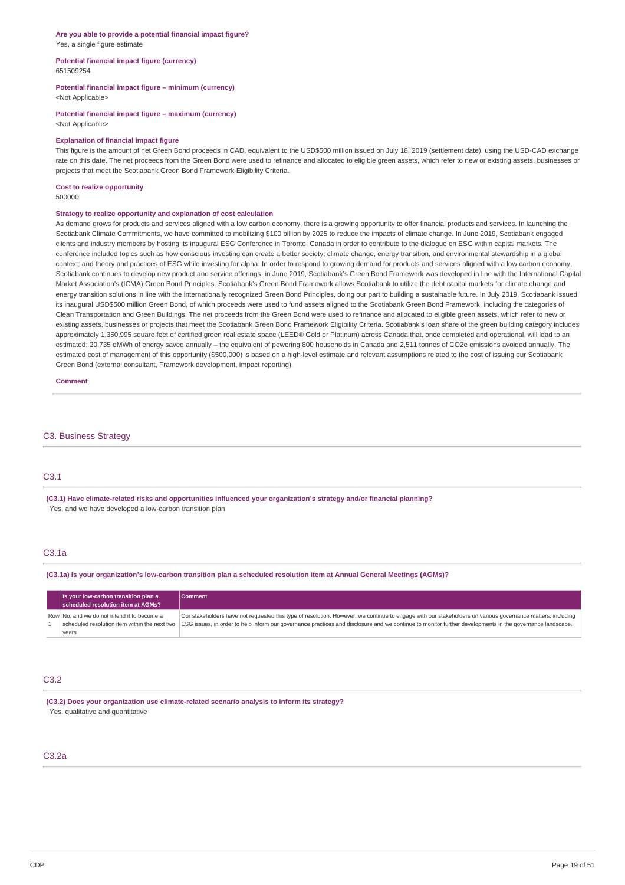**Are you able to provide a potential financial impact figure?**
Yes, a single figure estimate

**Potential financial impact figure (currency)**
651509254

**Potential financial impact figure – minimum (currency)**
<Not Applicable>

**Potential financial impact figure – maximum (currency)**
<Not Applicable>

**Explanation of financial impact figure**
This figure is the amount of net Green Bond proceeds in CAD, equivalent to the USD$500 million issued on July 18, 2019 (settlement date), using the USD-CAD exchange rate on this date. The net proceeds from the Green Bond were used to refinance and allocated to eligible green assets, which refer to new or existing assets, businesses or projects that meet the Scotiabank Green Bond Framework Eligibility Criteria.

**Cost to realize opportunity**
500000

**Strategy to realize opportunity and explanation of cost calculation**
As demand grows for products and services aligned with a low carbon economy, there is a growing opportunity to offer financial products and services. In launching the Scotiabank Climate Commitments, we have committed to mobilizing $100 billion by 2025 to reduce the impacts of climate change. In June 2019, Scotiabank engaged clients and industry members by hosting its inaugural ESG Conference in Toronto, Canada in order to contribute to the dialogue on ESG within capital markets. The conference included topics such as how conscious investing can create a better society; climate change, energy transition, and environmental stewardship in a global context; and theory and practices of ESG while investing for alpha. In order to respond to growing demand for products and services aligned with a low carbon economy, Scotiabank continues to develop new product and service offerings. in June 2019, Scotiabank's Green Bond Framework was developed in line with the International Capital Market Association's (ICMA) Green Bond Principles. Scotiabank's Green Bond Framework allows Scotiabank to utilize the debt capital markets for climate change and energy transition solutions in line with the internationally recognized Green Bond Principles, doing our part to building a sustainable future. In July 2019, Scotiabank issued its inaugural USD$500 million Green Bond, of which proceeds were used to fund assets aligned to the Scotiabank Green Bond Framework, including the categories of Clean Transportation and Green Buildings. The net proceeds from the Green Bond were used to refinance and allocated to eligible green assets, which refer to new or existing assets, businesses or projects that meet the Scotiabank Green Bond Framework Eligibility Criteria. Scotiabank's loan share of the green building category includes approximately 1,350,995 square feet of certified green real estate space (LEED® Gold or Platinum) across Canada that, once completed and operational, will lead to an estimated: 20,735 eMWh of energy saved annually – the equivalent of powering 800 households in Canada and 2,511 tonnes of CO2e emissions avoided annually. The estimated cost of management of this opportunity ($500,000) is based on a high-level estimate and relevant assumptions related to the cost of issuing our Scotiabank Green Bond (external consultant, Framework development, impact reporting).

**Comment**

## C3. Business Strategy

### C3.1

**(C3.1) Have climate-related risks and opportunities influenced your organization's strategy and/or financial planning?**
Yes, and we have developed a low-carbon transition plan

### C3.1a

**(C3.1a) Is your organization's low-carbon transition plan a scheduled resolution item at Annual General Meetings (AGMs)?**

| | Is your low-carbon transition plan a scheduled resolution item at AGMs? | Comment |
|---|---|---|
| Row 1 | No, and we do not intend it to become a scheduled resolution item within the next two years | Our stakeholders have not requested this type of resolution. However, we continue to engage with our stakeholders on various governance matters, including ESG issues, in order to help inform our governance practices and disclosure and we continue to monitor further developments in the governance landscape. |

### C3.2

**(C3.2) Does your organization use climate-related scenario analysis to inform its strategy?**
Yes, qualitative and quantitative

### C3.2a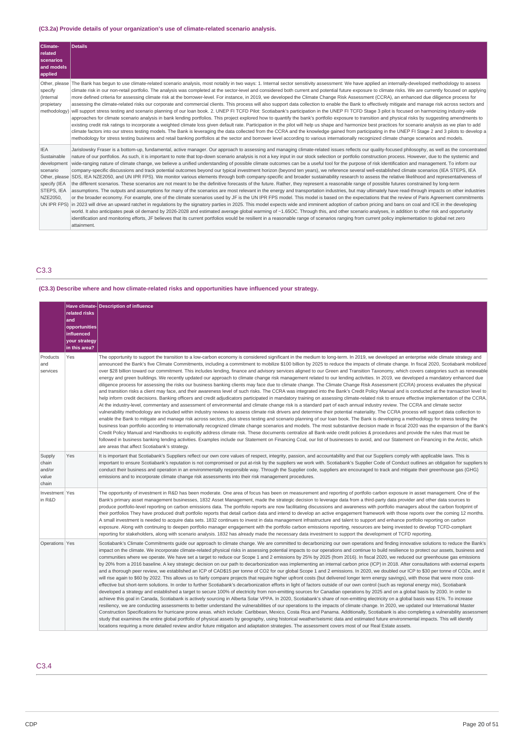#### (C3.2a) Provide details of your organization's use of climate-related scenario analysis.

| Climate-related scenarios and models applied | Details |
|---|---|
| Other, please specify (Internal propietary methodology) | The Bank has begun to use climate-related scenario analysis, most notably in two ways: 1. Internal sector sensitivity assessment: We have applied an internally-developed methodology to assess climate risk in our non-retail portfolio. The analysis was completed at the sector-level and considered both current and potential future exposure to climate risks. We are currently focused on applying more defined criteria for assessing climate risk at the borrower-level. For instance, in 2019, we developed the Climate Change Risk Assessment (CCRA), an enhanced due diligence process for assessing the climate-related risks our corporate and commercial clients. This process will also support data collection to enable the Bank to effectively mitigate and manage risk across sectors and will support stress testing and scenario planning of our loan book. 2. UNEP FI TCFD Pilot: Scotiabank's participation in the UNEP FI TCFD Stage 3 pilot is focused on harmonizing industry-wide approaches for climate scenario analysis in bank lending portfolios. This project explored how to quantify the bank's portfolio exposure to transition and physical risks by suggesting amendments to existing credit risk ratings to incorporate a weighted climate loss given default rate. Participation in the pilot will help us shape and harmonize best practices for scenario analysis as we plan to add climate factors into our stress testing models. The Bank is leveraging the data collected from the CCRA and the knowledge gained from participating in the UNEP FI Stage 2 and 3 pilots to develop a methodology for stress testing business and retail banking portfolios at the sector and borrower level according to various internationally recognized climate change scenarios and models. |
| IEA Sustainable development scenario Other, please specify (IEA STEPS, IEA NZE2050, UN IPR FPS) | Jarislowsky Fraser is a bottom-up, fundamental, active manager. Our approach to assessing and managing climate-related issues reflects our quality-focused philosophy, as well as the concentrated nature of our portfolios. As such, it is important to note that top-down scenario analysis is not a key input in our stock selection or portfolio construction process. However, due to the systemic and wide-ranging nature of climate change, we believe a unified understanding of possible climate outcomes can be a useful tool for the purpose of risk identification and management. To inform our company-specific discussions and track potential outcomes beyond our typical investment horizon (beyond ten years), we reference several well-established climate scenarios (IEA STEPS, IEA SDS, IEA NZE2050, and UN IPR FPS). We monitor various elements through both company-specific and broader sustainability research to assess the relative likelihood and representativeness of the different scenarios. These scenarios are not meant to be the definitive forecasts of the future. Rather, they represent a reasonable range of possible futures constrained by long-term assumptions. The outputs and assumptions for many of the scenarios are most relevant in the energy and transportation industries, but may ultimately have read-through impacts on other industries or the broader economy. For example, one of the climate scenarios used by JF is the UN IPR FPS model. This model is based on the expectations that the review of Paris Agreement commitments in 2023 will drive an upward ratchet in regulations by the signatory parties in 2025. This model expects wide and imminent adoption of carbon pricing and bans on coal and ICE in the developing world. It also anticipates peak oil demand by 2026-2028 and estimated average global warming of ~1.65OC. Through this, and other scenario analyses, in addition to other risk and opportunity identification and monitoring efforts, JF believes that its current portfolios would be resilient in a reasonable range of scenarios ranging from current policy implementation to global net zero attainment. |

## C3.3

#### (C3.3) Describe where and how climate-related risks and opportunities have influenced your strategy.

| | Have climate-related risks and opportunities influenced your strategy in this area? | Description of influence |
|---|---|---|
| Products and services | Yes | The opportunity to support the transition to a low-carbon economy is considered significant in the medium to long-term. In 2019, we developed an enterprise wide climate strategy and announced the Bank's five Climate Commitments, including a commitment to mobilize $100 billion by 2025 to reduce the impacts of climate change. In fiscal 2020, Scotiabank mobilized over $28 billion toward our commitment. This includes lending, finance and advisory services aligned to our Green and Transition Taxonomy, which covers categories such as renewable energy and green buildings. We recently updated our approach to climate change risk management related to our lending activities. In 2019, we developed a mandatory enhanced due diligence process for assessing the risks our business banking clients may face due to climate change. The Climate Change Risk Assessment (CCRA) process evaluates the physical and transition risks a client may face, and their awareness level of such risks. The CCRA was integrated into the Bank's Credit Policy Manual and is conducted at the transaction level to help inform credit decisions. Banking officers and credit adjudicators participated in mandatory training on assessing climate-related risk to ensure effective implementation of the CCRA. At the industry-level, commentary and assessment of environmental and climate change risk is a standard part of each annual industry review. The CCRA and climate sector vulnerability methodology are included within industry reviews to assess climate risk drivers and determine their potential materiality. The CCRA process will support data collection to enable the Bank to mitigate and manage risk across sectors, plus stress testing and scenario planning of our loan book. The Bank is developing a methodology for stress testing the business loan portfolio according to internationally recognized climate change scenarios and models. The most substantive decision made in fiscal 2020 was the expansion of the Bank's Credit Policy Manual and Handbooks to explicitly address climate risk. These documents centralize all Bank-wide credit policies & procedures and provide the rules that must be followed in business banking lending activities. Examples include our Statement on Financing Coal, our list of businesses to avoid, and our Statement on Financing in the Arctic, which are areas that affect Scotiabank's strategy. |
| Supply chain and/or value chain | Yes | It is important that Scotiabank's Suppliers reflect our own core values of respect, integrity, passion, and accountability and that our Suppliers comply with applicable laws. This is important to ensure Scotiabank's reputation is not compromised or put at-risk by the suppliers we work with. Scotiabank's Supplier Code of Conduct outlines an obligation for suppliers to conduct their business and operation in an environmentally responsible way. Through the Supplier code, suppliers are encouraged to track and mitigate their greenhouse gas (GHG) emissions and to incorporate climate change risk assessments into their risk management procedures. |
| Investment in R&D | Yes | The opportunity of investment in R&D has been moderate. One area of focus has been on measurement and reporting of portfolio carbon exposure in asset management. One of the Bank's primary asset management businesses, 1832 Asset Management, made the strategic decision to leverage data from a third-party data provider and other data sources to produce portfolio-level reporting on carbon emissions data. The portfolio reports are now facilitating discussions and awareness with portfolio managers about the carbon footprint of their portfolios They have produced draft portfolio reports that detail carbon data and intend to develop an active engagement framework with those reports over the coming 12 months. A small investment is needed to acquire data sets. 1832 continues to invest in data management infrastructure and talent to support and enhance portfolio reporting on carbon exposure. Along with continuing to deepen portfolio manager engagement with the portfolio carbon emissions reporting, resources are being invested to develop TCFD-compliant reporting for stakeholders, along with scenario analysis. 1832 has already made the necessary data investment to support the development of TCFD reporting. |
| Operations | Yes | Scotiabank's Climate Commitments guide our approach to climate change. We are committed to decarbonizing our own operations and finding innovative solutions to reduce the Bank's impact on the climate. We incorporate climate-related physical risks in assessing potential impacts to our operations and continue to build resilience to protect our assets, business and communities where we operate. We have set a target to reduce our Scope 1 and 2 emissions by 25% by 2025 (from 2016). In fiscal 2020, we reduced our greenhouse gas emissions by 20% from a 2016 baseline. A key strategic decision on our path to decarbonization was implementing an internal carbon price (ICP) in 2018. After consultations with external experts and a thorough peer review, we established an ICP of CAD$15 per tonne of CO2 for our global Scope 1 and 2 emissions. In 2020, we doubled our ICP to $30 per tonne of CO2e, and it will rise again to $60 by 2022. This allows us to fairly compare projects that require higher upfront costs (but delivered longer term energy savings), with those that were more cost-effective but short-term solutions. In order to further Scotiabank's decarbonization efforts in light of factors outside of our own control (such as regional energy mix), Scotiabank developed a strategy and established a target to secure 100% of electricity from non-emitting sources for Canadian operations by 2025 and on a global basis by 2030. In order to achieve this goal in Canada, Scotiabank is actively sourcing in Alberta Solar VPPA. In 2020, Scotiabank's share of non-emitting electricity on a global basis was 61%. To increase resiliency, we are conducting assessments to better understand the vulnerabilities of our operations to the impacts of climate change. In 2020, we updated our International Master Construction Specifications for hurricane prone areas. which include: Caribbean, Mexico, Costa Rica and Panama. Additionally, Scotiabank is also completing a vulnerability assessment study that examines the entire global portfolio of physical assets by geography, using historical weather/seismic data and estimated future environmental impacts. This will identify locations requiring a more detailed review and/or future mitigation and adaptation strategies. The assessment covers most of our Real Estate assets. |

## C3.4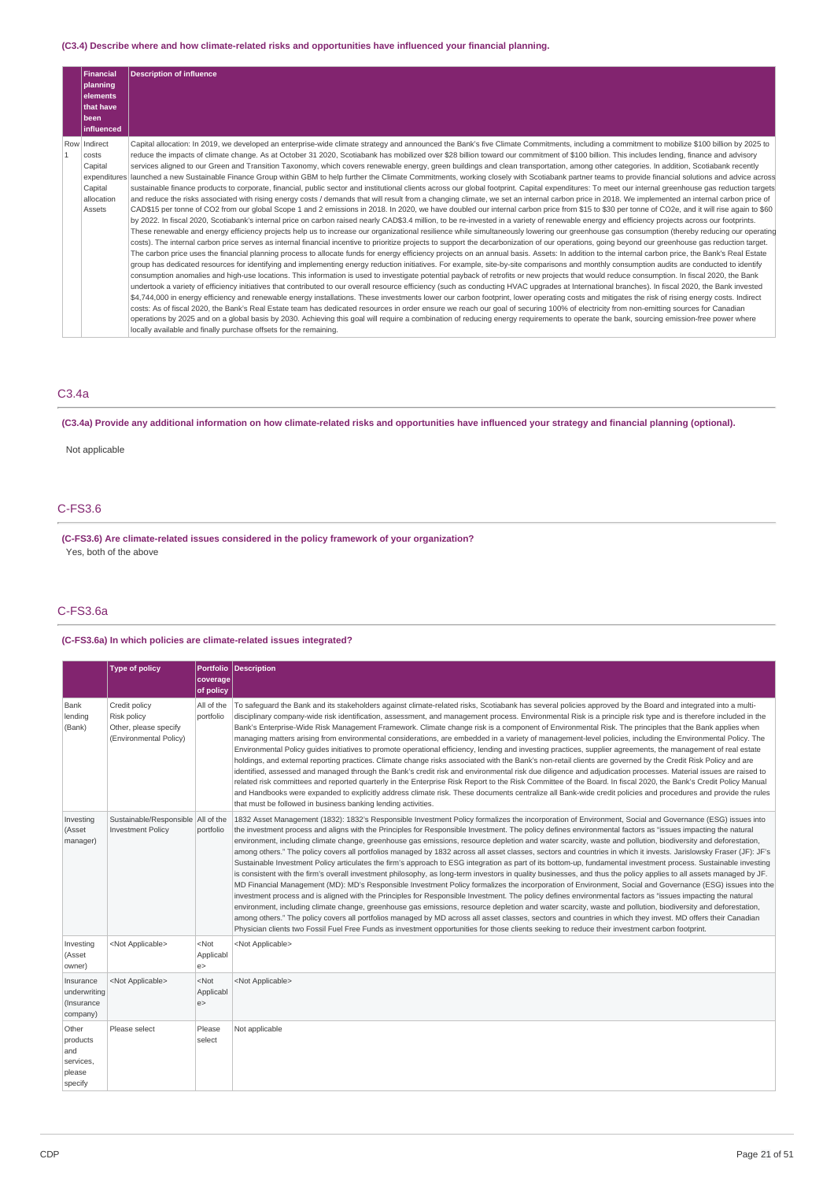**(C3.4) Describe where and how climate-related risks and opportunities have influenced your financial planning.**

| | Financial planning elements that have been influenced | Description of influence |
|---|---|---|
| Row 1 | Indirect costs Capital expenditures Capital allocation Assets | Capital allocation: In 2019, we developed an enterprise-wide climate strategy and announced the Bank's five Climate Commitments, including a commitment to mobilize $100 billion by 2025 to reduce the impacts of climate change. As at October 31 2020, Scotiabank has mobilized over $28 billion toward our commitment of $100 billion. This includes lending, finance and advisory services aligned to our Green and Transition Taxonomy, which covers renewable energy, green buildings and clean transportation, among other categories. In addition, Scotiabank recently launched a new Sustainable Finance Group within GBM to help further the Climate Commitments, working closely with Scotiabank partner teams to provide financial solutions and advice across sustainable finance products to corporate, financial, public sector and institutional clients across our global footprint. Capital expenditures: To meet our internal greenhouse gas reduction targets and reduce the risks associated with rising energy costs / demands that will result from a changing climate, we set an internal carbon price in 2018. We implemented an internal carbon price of CAD$15 per tonne of CO2 from our global Scope 1 and 2 emissions in 2018. In 2020, we have doubled our internal carbon price from $15 to $30 per tonne of CO2e, and it will rise again to $60 by 2022. In fiscal 2020, Scotiabank's internal price on carbon raised nearly CAD$3.4 million, to be re-invested in a variety of renewable energy and efficiency projects across our footprints. These renewable and energy efficiency projects help us to increase our organizational resilience while simultaneously lowering our greenhouse gas consumption (thereby reducing our operating costs). The internal carbon price serves as internal financial incentive to prioritize projects to support the decarbonization of our operations, going beyond our greenhouse gas reduction target. The carbon price uses the financial planning process to allocate funds for energy efficiency projects on an annual basis. Assets: In addition to the internal carbon price, the Bank's Real Estate group has dedicated resources for identifying and implementing energy reduction initiatives. For example, site-by-site comparisons and monthly consumption audits are conducted to identify consumption anomalies and high-use locations. This information is used to investigate potential payback of retrofits or new projects that would reduce consumption. In fiscal 2020, the Bank undertook a variety of efficiency initiatives that contributed to our overall resource efficiency (such as conducting HVAC upgrades at International branches). In fiscal 2020, the Bank invested $4,744,000 in energy efficiency and renewable energy installations. These investments lower our carbon footprint, lower operating costs and mitigates the risk of rising energy costs. Indirect costs: As of fiscal 2020, the Bank's Real Estate team has dedicated resources in order ensure we reach our goal of securing 100% of electricity from non-emitting sources for Canadian operations by 2025 and on a global basis by 2030. Achieving this goal will require a combination of reducing energy requirements to operate the bank, sourcing emission-free power where locally available and finally purchase offsets for the remaining. |

## C3.4a

**(C3.4a) Provide any additional information on how climate-related risks and opportunities have influenced your strategy and financial planning (optional).**

Not applicable

## C-FS3.6

**(C-FS3.6) Are climate-related issues considered in the policy framework of your organization?**

Yes, both of the above

## C-FS3.6a

**(C-FS3.6a) In which policies are climate-related issues integrated?**

| | Type of policy | Portfolio coverage of policy | Description |
|---|---|---|---|
| Bank lending (Bank) | Credit policy Risk policy Other, please specify (Environmental Policy) | All of the portfolio | To safeguard the Bank and its stakeholders against climate-related risks, Scotiabank has several policies approved by the Board and integrated into a multi-disciplinary company-wide risk identification, assessment, and management process. Environmental Risk is a principle risk type and is therefore included in the Bank's Enterprise-Wide Risk Management Framework. Climate change risk is a component of Environmental Risk. The principles that the Bank applies when managing matters arising from environmental considerations, are embedded in a variety of management-level policies, including the Environmental Policy. The Environmental Policy guides initiatives to promote operational efficiency, lending and investing practices, supplier agreements, the management of real estate holdings, and external reporting practices. Climate change risks associated with the Bank's non-retail clients are governed by the Credit Risk Policy and are identified, assessed and managed through the Bank's credit risk and environmental risk due diligence and adjudication processes. Material issues are raised to related risk committees and reported quarterly in the Enterprise Risk Report to the Risk Committee of the Board. In fiscal 2020, the Bank's Credit Policy Manual and Handbooks were expanded to explicitly address climate risk. These documents centralize all Bank-wide credit policies and procedures and provide the rules that must be followed in business banking lending activities. |
| Investing (Asset manager) | Sustainable/Responsible Investment Policy | All of the portfolio | 1832 Asset Management (1832): 1832's Responsible Investment Policy formalizes the incorporation of Environment, Social and Governance (ESG) issues into the investment process and aligns with the Principles for Responsible Investment. The policy defines environmental factors as "issues impacting the natural environment, including climate change, greenhouse gas emissions, resource depletion and water scarcity, waste and pollution, biodiversity and deforestation, among others." The policy covers all portfolios managed by 1832 across all asset classes, sectors and countries in which it invests. Jarislowsky Fraser (JF): JF's Sustainable Investment Policy articulates the firm's approach to ESG integration as part of its bottom-up, fundamental investment process. Sustainable investing is consistent with the firm's overall investment philosophy, as long-term investors in quality businesses, and thus the policy applies to all assets managed by JF. MD Financial Management (MD): MD's Responsible Investment Policy formalizes the incorporation of Environment, Social and Governance (ESG) issues into the investment process and is aligned with the Principles for Responsible Investment. The policy defines environmental factors as "issues impacting the natural environment, including climate change, greenhouse gas emissions, resource depletion and water scarcity, waste and pollution, biodiversity and deforestation, among others." The policy covers all portfolios managed by MD across all asset classes, sectors and countries in which they invest. MD offers their Canadian Physician clients two Fossil Fuel Free Funds as investment opportunities for those clients seeking to reduce their investment carbon footprint. |
| Investing (Asset owner) | <Not Applicable> | <Not Applicable> | <Not Applicable> |
| Insurance underwriting (Insurance company) | <Not Applicable> | <Not Applicable> | <Not Applicable> |
| Other products and services, please specify | Please select | Please select | Not applicable |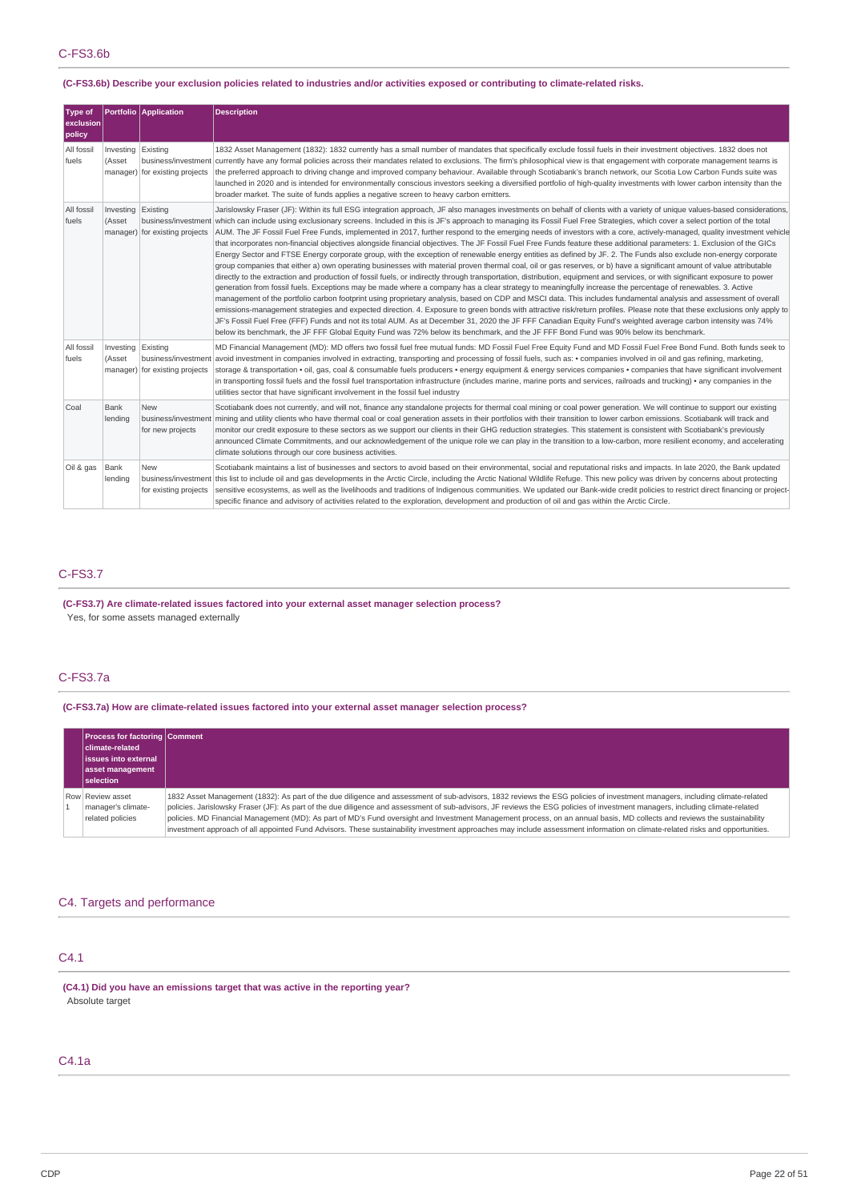## C-FS3.6b

**(C-FS3.6b) Describe your exclusion policies related to industries and/or activities exposed or contributing to climate-related risks.**

| Type of exclusion policy | Portfolio | Application | Description |
|---|---|---|---|
| All fossil fuels | Investing (Asset manager) | Existing business/investment for existing projects | 1832 Asset Management (1832): 1832 currently has a small number of mandates that specifically exclude fossil fuels in their investment objectives. 1832 does not currently have any formal policies across their mandates related to exclusions. The firm's philosophical view is that engagement with corporate management teams is the preferred approach to driving change and improved company behaviour. Available through Scotiabank's branch network, our Scotia Low Carbon Funds suite was launched in 2020 and is intended for environmentally conscious investors seeking a diversified portfolio of high-quality investments with lower carbon intensity than the broader market. The suite of funds applies a negative screen to heavy carbon emitters. |
| All fossil fuels | Investing (Asset manager) | Existing business/investment for existing projects | Jarislowsky Fraser (JF): Within its full ESG integration approach, JF also manages investments on behalf of clients with a variety of unique values-based considerations, which can include using exclusionary screens. Included in this is JF's approach to managing its Fossil Fuel Free Strategies, which cover a select portion of the total AUM. The JF Fossil Fuel Free Funds, implemented in 2017, further respond to the emerging needs of investors with a core, actively-managed, quality investment vehicle that incorporates non-financial objectives alongside financial objectives. The JF Fossil Fuel Free Funds feature these additional parameters: 1. Exclusion of the GICs Energy Sector and FTSE Energy corporate group, with the exception of renewable energy entities as defined by JF. 2. The Funds also exclude non-energy corporate group companies that either a) own operating businesses with material proven thermal coal, oil or gas reserves, or b) have a significant amount of value attributable directly to the extraction and production of fossil fuels, or indirectly through transportation, distribution, equipment and services, or with significant exposure to power generation from fossil fuels. Exceptions may be made where a company has a clear strategy to meaningfully increase the percentage of renewables. 3. Active management of the portfolio carbon footprint using proprietary analysis, based on CDP and MSCI data. This includes fundamental analysis and assessment of overall emissions-management strategies and expected direction. 4. Exposure to green bonds with attractive risk/return profiles. Please note that these exclusions only apply to JF's Fossil Fuel Free (FFF) Funds and not its total AUM. As at December 31, 2020 the JF FFF Canadian Equity Fund's weighted average carbon intensity was 74% below its benchmark, the JF FFF Global Equity Fund was 72% below its benchmark, and the JF FFF Bond Fund was 90% below its benchmark. |
| All fossil fuels | Investing (Asset manager) | Existing business/investment for existing projects | MD Financial Management (MD): MD offers two fossil fuel free mutual funds: MD Fossil Fuel Free Equity Fund and MD Fossil Fuel Free Bond Fund. Both funds seek to avoid investment in companies involved in extracting, transporting and processing of fossil fuels, such as: • companies involved in oil and gas refining, marketing, storage & transportation • oil, gas, coal & consumable fuels producers • energy equipment & energy services companies • companies that have significant involvement in transporting fossil fuels and the fossil fuel transportation infrastructure (includes marine, marine ports and services, railroads and trucking) • any companies in the utilities sector that have significant involvement in the fossil fuel industry |
| Coal | Bank lending | New business/investment for new projects | Scotiabank does not currently, and will not, finance any standalone projects for thermal coal mining or coal power generation. We will continue to support our existing mining and utility clients who have thermal coal or coal generation assets in their portfolios with their transition to lower carbon emissions. Scotiabank will track and monitor our credit exposure to these sectors as we support our clients in their GHG reduction strategies. This statement is consistent with Scotiabank's previously announced Climate Commitments, and our acknowledgement of the unique role we can play in the transition to a low-carbon, more resilient economy, and accelerating climate solutions through our core business activities. |
| Oil & gas | Bank lending | New business/investment for existing projects | Scotiabank maintains a list of businesses and sectors to avoid based on their environmental, social and reputational risks and impacts. In late 2020, the Bank updated this list to include oil and gas developments in the Arctic Circle, including the Arctic National Wildlife Refuge. This new policy was driven by concerns about protecting sensitive ecosystems, as well as the livelihoods and traditions of Indigenous communities. We updated our Bank-wide credit policies to restrict direct financing or project-specific finance and advisory of activities related to the exploration, development and production of oil and gas within the Arctic Circle. |

## C-FS3.7

**(C-FS3.7) Are climate-related issues factored into your external asset manager selection process?**

Yes, for some assets managed externally

## C-FS3.7a

**(C-FS3.7a) How are climate-related issues factored into your external asset manager selection process?**

| | Process for factoring climate-related issues into external asset management selection | Comment |
|---|---|---|
| Row 1 | Review asset manager's climate-related policies | 1832 Asset Management (1832): As part of the due diligence and assessment of sub-advisors, 1832 reviews the ESG policies of investment managers, including climate-related policies. Jarislowsky Fraser (JF): As part of the due diligence and assessment of sub-advisors, JF reviews the ESG policies of investment managers, including climate-related policies. MD Financial Management (MD): As part of MD's Fund oversight and Investment Management process, on an annual basis, MD collects and reviews the sustainability investment approach of all appointed Fund Advisors. These sustainability investment approaches may include assessment information on climate-related risks and opportunities. |

# C4. Targets and performance

## C4.1

**(C4.1) Did you have an emissions target that was active in the reporting year?**

Absolute target

## C4.1a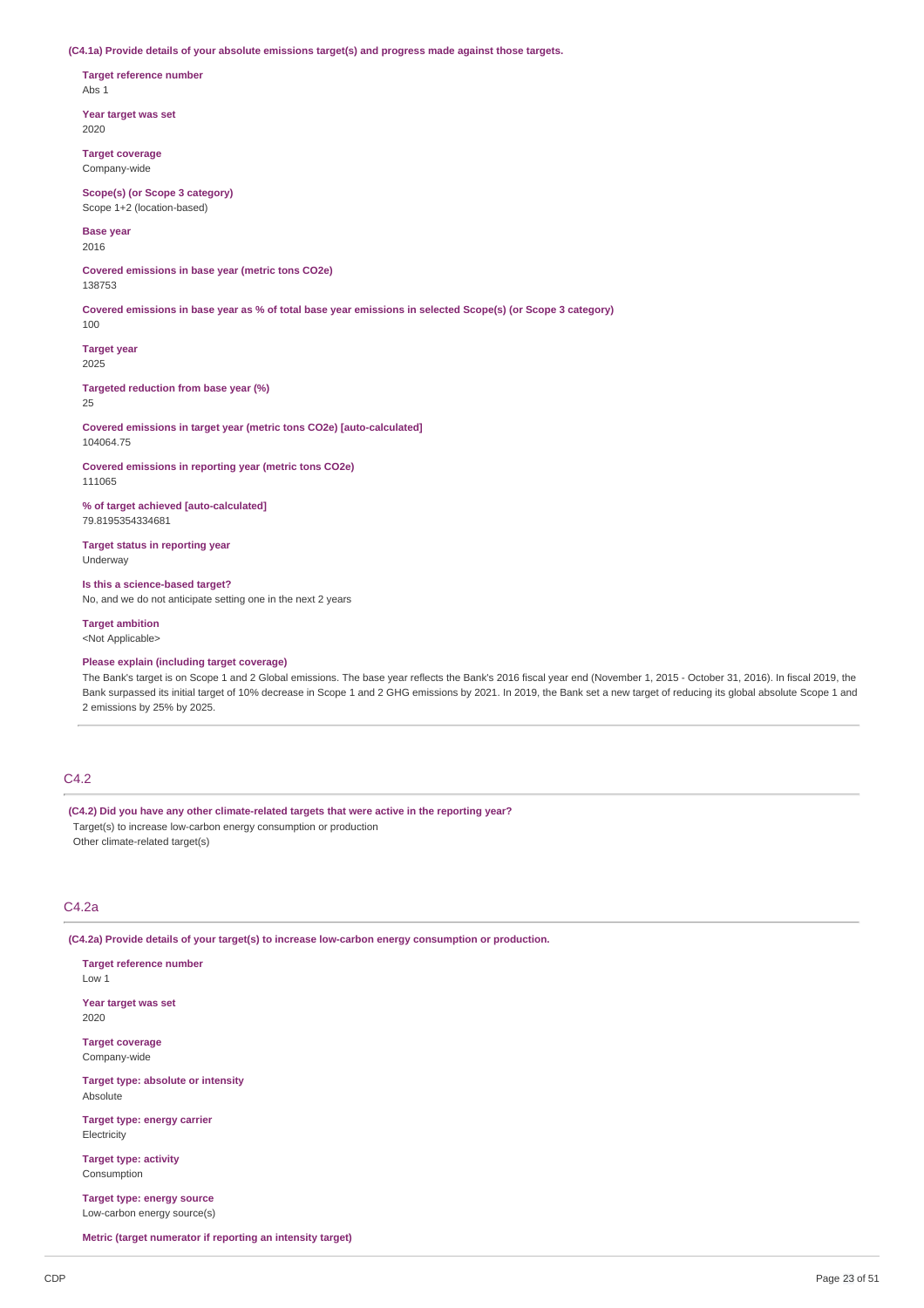**(C4.1a) Provide details of your absolute emissions target(s) and progress made against those targets.**

**Target reference number**
Abs 1

**Year target was set**
2020

**Target coverage**
Company-wide

**Scope(s) (or Scope 3 category)**
Scope 1+2 (location-based)

**Base year**
2016

**Covered emissions in base year (metric tons CO2e)**
138753

**Covered emissions in base year as % of total base year emissions in selected Scope(s) (or Scope 3 category)**
100

**Target year**
2025

**Targeted reduction from base year (%)**
25

**Covered emissions in target year (metric tons CO2e) [auto-calculated]**
104064.75

**Covered emissions in reporting year (metric tons CO2e)**
111065

**% of target achieved [auto-calculated]**
79.8195354334681

**Target status in reporting year**
Underway

**Is this a science-based target?**
No, and we do not anticipate setting one in the next 2 years

**Target ambition**
<Not Applicable>

**Please explain (including target coverage)**
The Bank's target is on Scope 1 and 2 Global emissions. The base year reflects the Bank's 2016 fiscal year end (November 1, 2015 - October 31, 2016). In fiscal 2019, the Bank surpassed its initial target of 10% decrease in Scope 1 and 2 GHG emissions by 2021. In 2019, the Bank set a new target of reducing its global absolute Scope 1 and 2 emissions by 25% by 2025.

## C4.2

**(C4.2) Did you have any other climate-related targets that were active in the reporting year?**
Target(s) to increase low-carbon energy consumption or production
Other climate-related target(s)

## C4.2a

**(C4.2a) Provide details of your target(s) to increase low-carbon energy consumption or production.**

**Target reference number**
Low 1

**Year target was set**
2020

**Target coverage**
Company-wide

**Target type: absolute or intensity**
Absolute

**Target type: energy carrier**
Electricity

**Target type: activity**
Consumption

**Target type: energy source**
Low-carbon energy source(s)

**Metric (target numerator if reporting an intensity target)**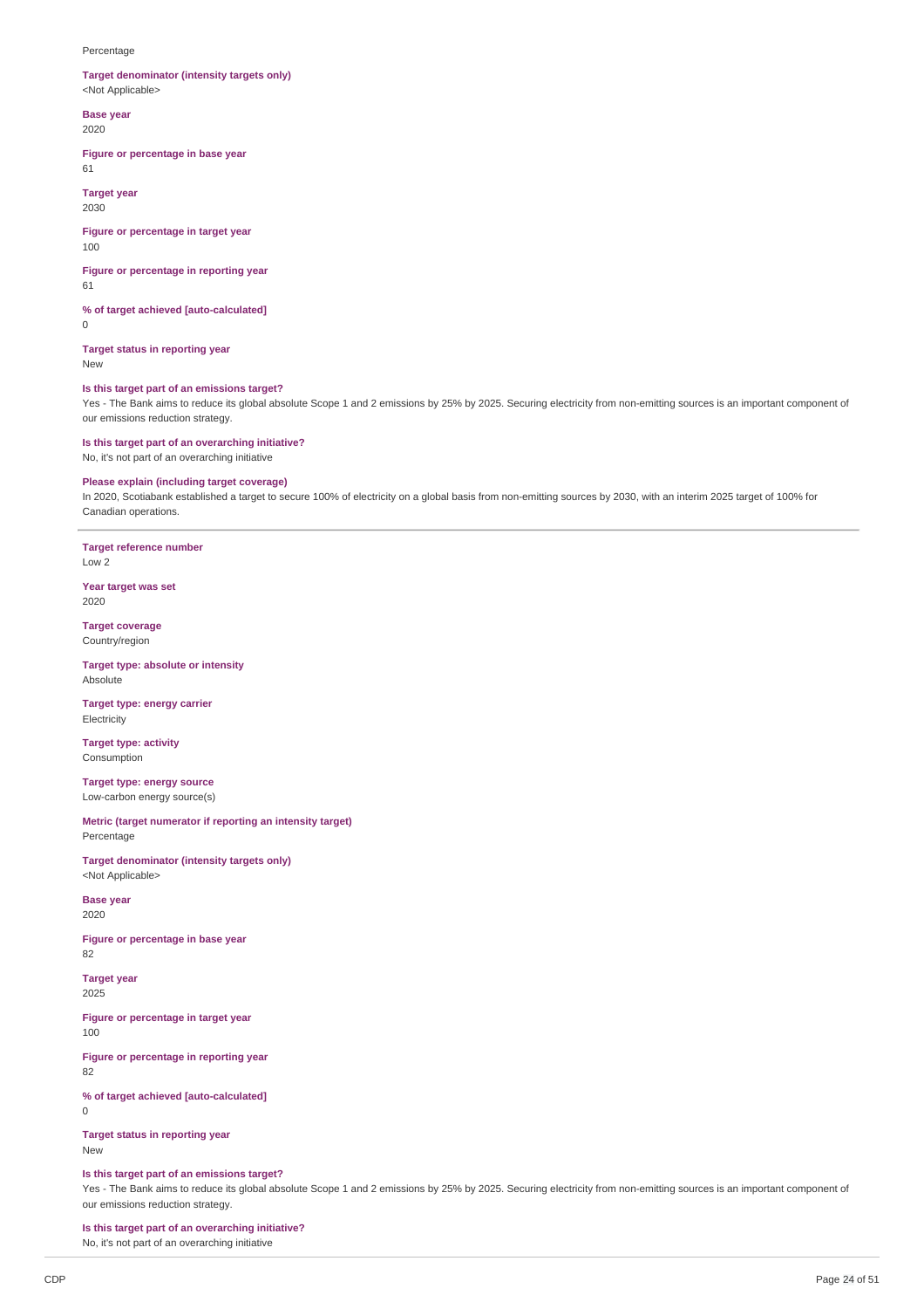Percentage

**Target denominator (intensity targets only)**
<Not Applicable>

**Base year**
2020

**Figure or percentage in base year**
61

**Target year**
2030

**Figure or percentage in target year**
100

**Figure or percentage in reporting year**
61

**% of target achieved [auto-calculated]**
0

**Target status in reporting year**
New

**Is this target part of an emissions target?**
Yes - The Bank aims to reduce its global absolute Scope 1 and 2 emissions by 25% by 2025. Securing electricity from non-emitting sources is an important component of our emissions reduction strategy.

**Is this target part of an overarching initiative?**
No, it's not part of an overarching initiative

**Please explain (including target coverage)**
In 2020, Scotiabank established a target to secure 100% of electricity on a global basis from non-emitting sources by 2030, with an interim 2025 target of 100% for Canadian operations.

---

**Target reference number**
Low 2

**Year target was set**
2020

**Target coverage**
Country/region

**Target type: absolute or intensity**
Absolute

**Target type: energy carrier**
Electricity

**Target type: activity**
Consumption

**Target type: energy source**
Low-carbon energy source(s)

**Metric (target numerator if reporting an intensity target)**
Percentage

**Target denominator (intensity targets only)**
<Not Applicable>

**Base year**
2020

**Figure or percentage in base year**
82

**Target year**
2025

**Figure or percentage in target year**
100

**Figure or percentage in reporting year**
82

**% of target achieved [auto-calculated]**
0

**Target status in reporting year**
New

**Is this target part of an emissions target?**
Yes - The Bank aims to reduce its global absolute Scope 1 and 2 emissions by 25% by 2025. Securing electricity from non-emitting sources is an important component of our emissions reduction strategy.

**Is this target part of an overarching initiative?**
No, it's not part of an overarching initiative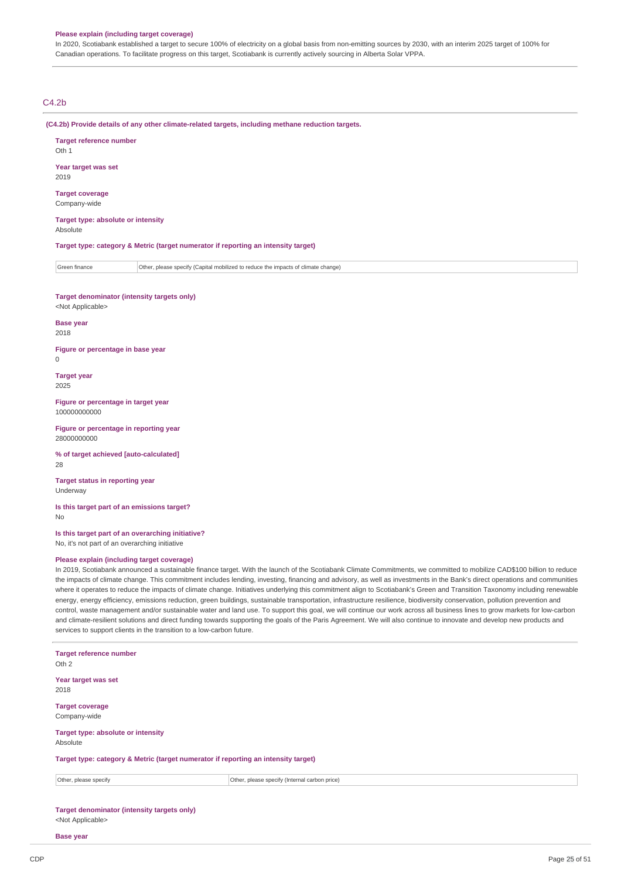**Please explain (including target coverage)**

In 2020, Scotiabank established a target to secure 100% of electricity on a global basis from non-emitting sources by 2030, with an interim 2025 target of 100% for Canadian operations. To facilitate progress on this target, Scotiabank is currently actively sourcing in Alberta Solar VPPA.

## C4.2b

**(C4.2b) Provide details of any other climate-related targets, including methane reduction targets.**

**Target reference number**
Oth 1

**Year target was set**
2019

**Target coverage**
Company-wide

**Target type: absolute or intensity**
Absolute

**Target type: category & Metric (target numerator if reporting an intensity target)**

| Green finance | Other, please specify (Capital mobilized to reduce the impacts of climate change) |
|---|---|

**Target denominator (intensity targets only)**
<Not Applicable>

**Base year**
2018

**Figure or percentage in base year**
0

**Target year**
2025

**Figure or percentage in target year**
100000000000

**Figure or percentage in reporting year**
28000000000

**% of target achieved [auto-calculated]**
28

**Target status in reporting year**
Underway

**Is this target part of an emissions target?**
No

**Is this target part of an overarching initiative?**
No, it's not part of an overarching initiative

**Please explain (including target coverage)**

In 2019, Scotiabank announced a sustainable finance target. With the launch of the Scotiabank Climate Commitments, we committed to mobilize CAD$100 billion to reduce the impacts of climate change. This commitment includes lending, investing, financing and advisory, as well as investments in the Bank's direct operations and communities where it operates to reduce the impacts of climate change. Initiatives underlying this commitment align to Scotiabank's Green and Transition Taxonomy including renewable energy, energy efficiency, emissions reduction, green buildings, sustainable transportation, infrastructure resilience, biodiversity conservation, pollution prevention and control, waste management and/or sustainable water and land use. To support this goal, we will continue our work across all business lines to grow markets for low-carbon and climate-resilient solutions and direct funding towards supporting the goals of the Paris Agreement. We will also continue to innovate and develop new products and services to support clients in the transition to a low-carbon future.

**Target reference number**
Oth 2

**Year target was set**
2018

**Target coverage**
Company-wide

**Target type: absolute or intensity**
Absolute

**Target type: category & Metric (target numerator if reporting an intensity target)**

| Other, please specify | Other, please specify (Internal carbon price) |
|---|---|

**Target denominator (intensity targets only)**
<Not Applicable>

**Base year**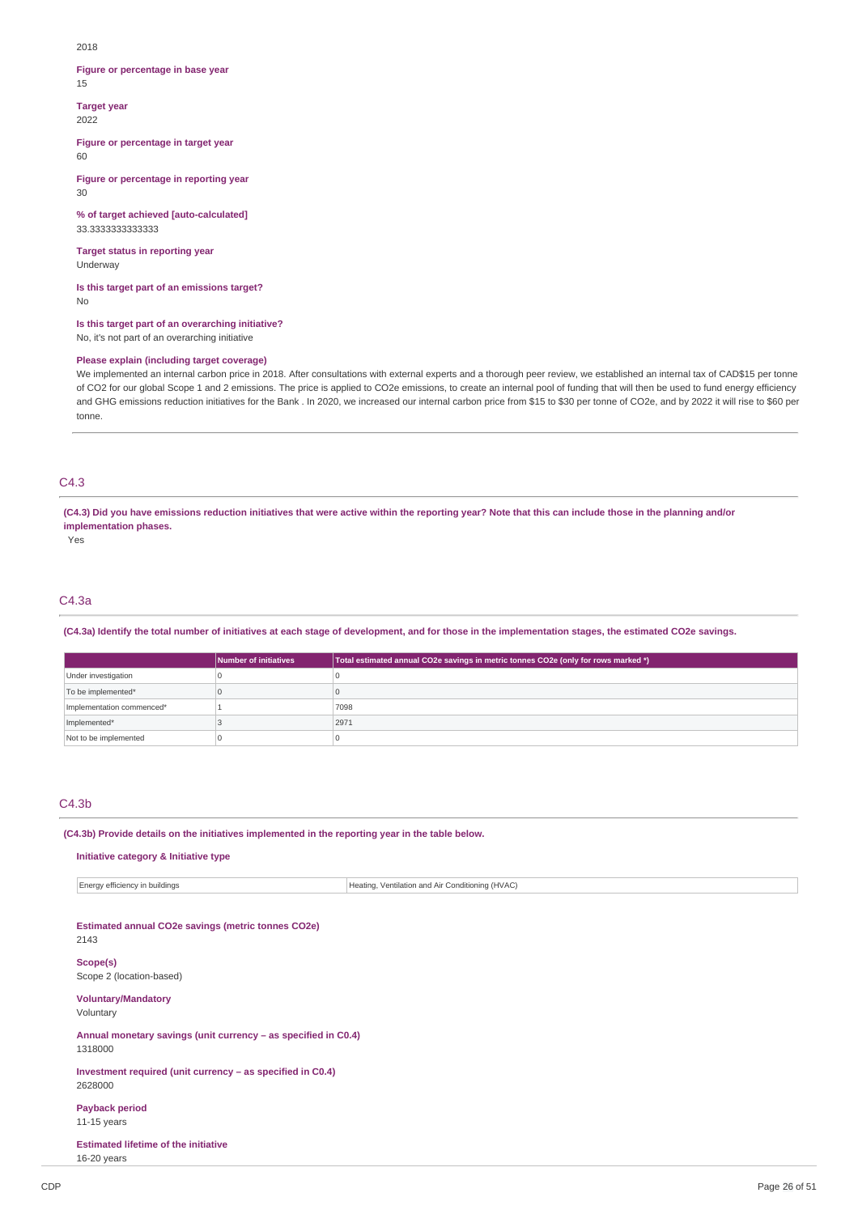2018

**Figure or percentage in base year**
15

**Target year**
2022

**Figure or percentage in target year**
60

**Figure or percentage in reporting year**
30

**% of target achieved [auto-calculated]**
33.3333333333333

**Target status in reporting year**
Underway

**Is this target part of an emissions target?**
No

**Is this target part of an overarching initiative?**
No, it's not part of an overarching initiative

**Please explain (including target coverage)**
We implemented an internal carbon price in 2018. After consultations with external experts and a thorough peer review, we established an internal tax of CAD$15 per tonne of CO2 for our global Scope 1 and 2 emissions. The price is applied to CO2e emissions, to create an internal pool of funding that will then be used to fund energy efficiency and GHG emissions reduction initiatives for the Bank . In 2020, we increased our internal carbon price from $15 to $30 per tonne of CO2e, and by 2022 it will rise to $60 per tonne.

## C4.3

**(C4.3) Did you have emissions reduction initiatives that were active within the reporting year? Note that this can include those in the planning and/or implementation phases.**

Yes

## C4.3a

**(C4.3a) Identify the total number of initiatives at each stage of development, and for those in the implementation stages, the estimated CO2e savings.**

| | Number of initiatives | Total estimated annual CO2e savings in metric tonnes CO2e (only for rows marked *) |
|---|---|---|
| Under investigation | 0 | 0 |
| To be implemented* | 0 | 0 |
| Implementation commenced* | 1 | 7098 |
| Implemented* | 3 | 2971 |
| Not to be implemented | 0 | 0 |

## C4.3b

**(C4.3b) Provide details on the initiatives implemented in the reporting year in the table below.**

**Initiative category & Initiative type**

| Energy efficiency in buildings | Heating, Ventilation and Air Conditioning (HVAC) |
|---|---|

**Estimated annual CO2e savings (metric tonnes CO2e)**
2143

**Scope(s)**
Scope 2 (location-based)

**Voluntary/Mandatory**
Voluntary

**Annual monetary savings (unit currency – as specified in C0.4)**
1318000

**Investment required (unit currency – as specified in C0.4)**
2628000

**Payback period**
11-15 years

**Estimated lifetime of the initiative**
16-20 years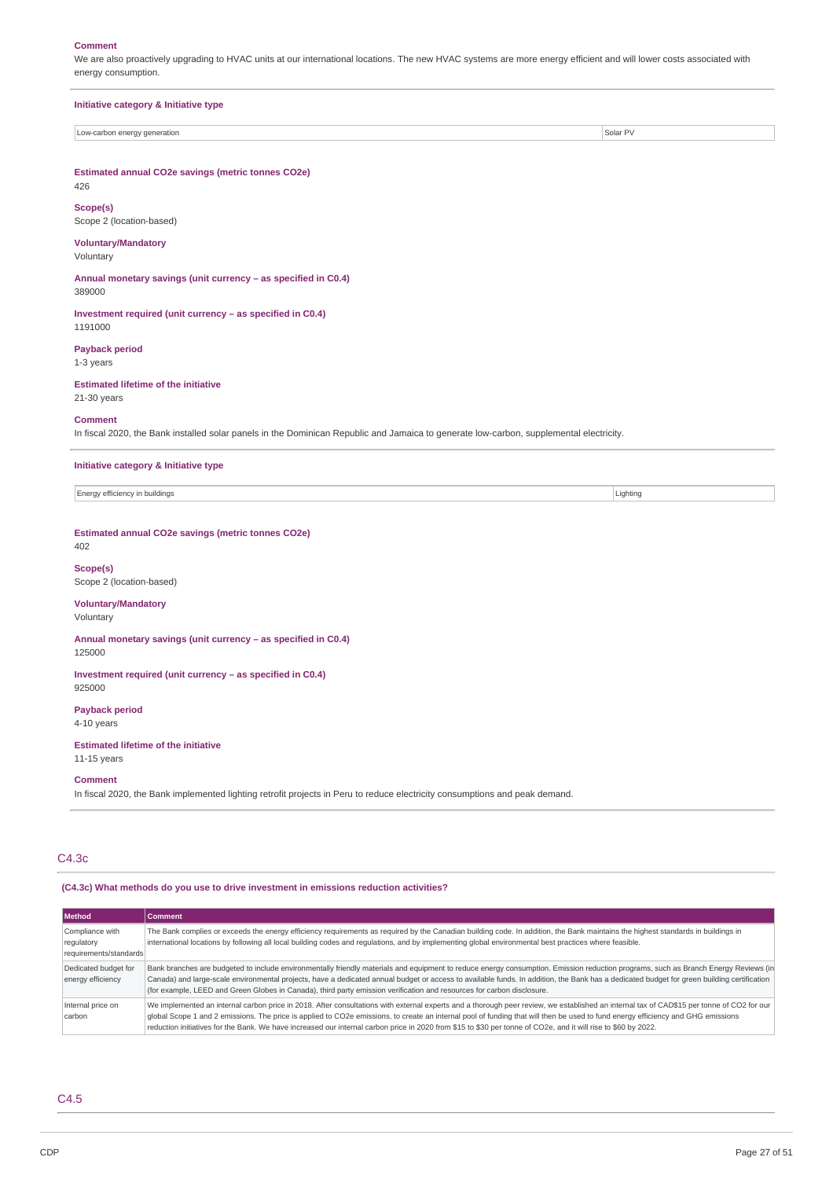**Comment**

We are also proactively upgrading to HVAC units at our international locations. The new HVAC systems are more energy efficient and will lower costs associated with energy consumption.

**Initiative category & Initiative type**

| Low-carbon energy generation | Solar PV |
|---|---|

**Estimated annual CO2e savings (metric tonnes CO2e)**

426

**Scope(s)**

Scope 2 (location-based)

**Voluntary/Mandatory**

Voluntary

**Annual monetary savings (unit currency – as specified in C0.4)**

389000

**Investment required (unit currency – as specified in C0.4)**

1191000

**Payback period**

1-3 years

**Estimated lifetime of the initiative**

21-30 years

**Comment**

In fiscal 2020, the Bank installed solar panels in the Dominican Republic and Jamaica to generate low-carbon, supplemental electricity.

**Initiative category & Initiative type**

| Energy efficiency in buildings | Lighting |
|---|---|

**Estimated annual CO2e savings (metric tonnes CO2e)**

402

**Scope(s)**

Scope 2 (location-based)

**Voluntary/Mandatory**

Voluntary

**Annual monetary savings (unit currency – as specified in C0.4)**

125000

**Investment required (unit currency – as specified in C0.4)**

925000

**Payback period**

4-10 years

**Estimated lifetime of the initiative**

11-15 years

**Comment**

In fiscal 2020, the Bank implemented lighting retrofit projects in Peru to reduce electricity consumptions and peak demand.

## C4.3c

**(C4.3c) What methods do you use to drive investment in emissions reduction activities?**

| Method | Comment |
|---|---|
| Compliance with regulatory requirements/standards | The Bank complies or exceeds the energy efficiency requirements as required by the Canadian building code. In addition, the Bank maintains the highest standards in buildings in international locations by following all local building codes and regulations, and by implementing global environmental best practices where feasible. |
| Dedicated budget for energy efficiency | Bank branches are budgeted to include environmentally friendly materials and equipment to reduce energy consumption. Emission reduction programs, such as Branch Energy Reviews (in Canada) and large-scale environmental projects, have a dedicated annual budget or access to available funds. In addition, the Bank has a dedicated budget for green building certification (for example, LEED and Green Globes in Canada), third party emission verification and resources for carbon disclosure. |
| Internal price on carbon | We implemented an internal carbon price in 2018. After consultations with external experts and a thorough peer review, we established an internal tax of CAD$15 per tonne of CO2 for our global Scope 1 and 2 emissions. The price is applied to CO2e emissions, to create an internal pool of funding that will then be used to fund energy efficiency and GHG emissions reduction initiatives for the Bank. We have increased our internal carbon price in 2020 from $15 to $30 per tonne of CO2e, and it will rise to $60 by 2022. |

## C4.5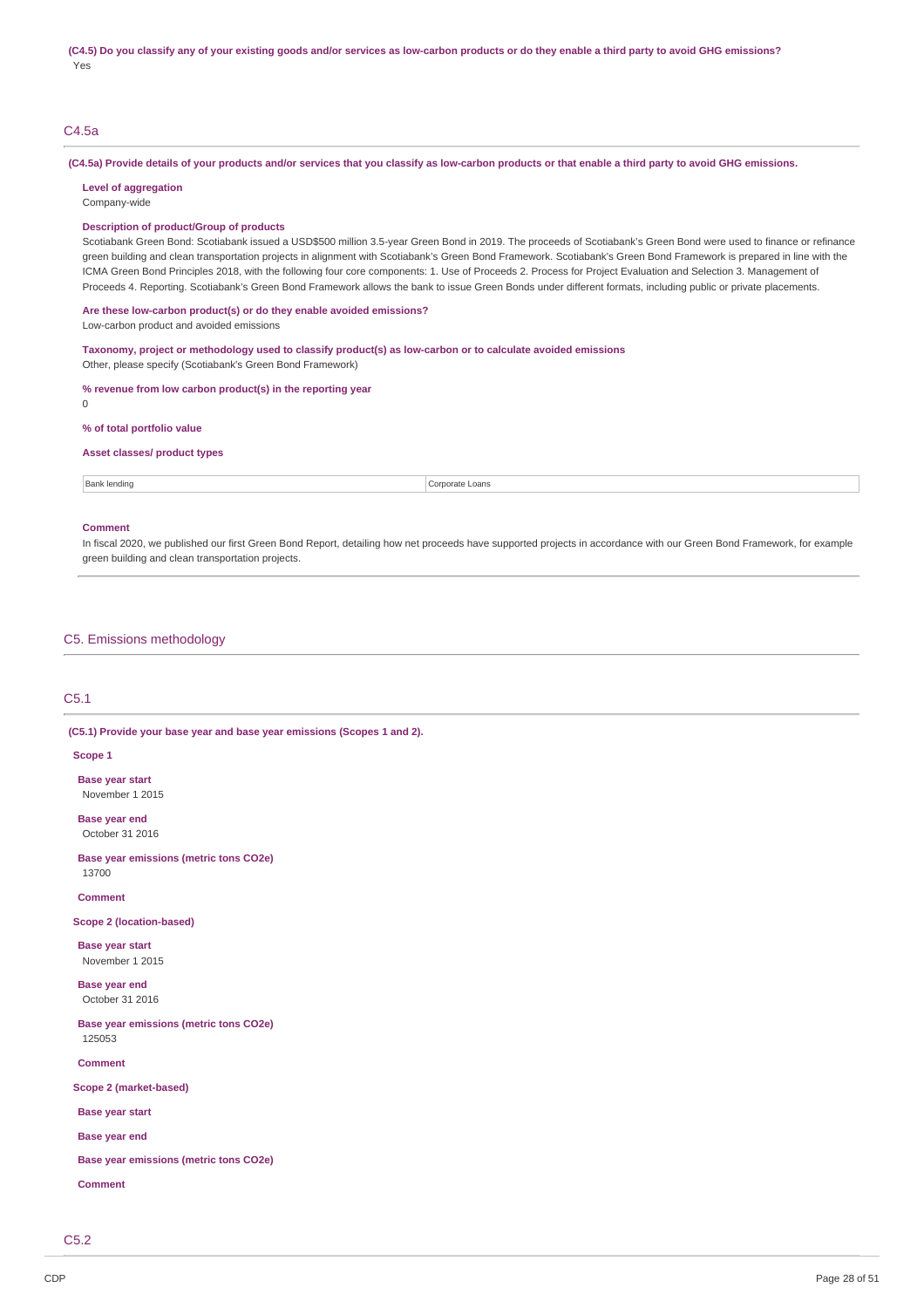**(C4.5) Do you classify any of your existing goods and/or services as low-carbon products or do they enable a third party to avoid GHG emissions?**

Yes

## C4.5a

**(C4.5a) Provide details of your products and/or services that you classify as low-carbon products or that enable a third party to avoid GHG emissions.**

**Level of aggregation**

Company-wide

**Description of product/Group of products**

Scotiabank Green Bond: Scotiabank issued a USD$500 million 3.5-year Green Bond in 2019. The proceeds of Scotiabank's Green Bond were used to finance or refinance green building and clean transportation projects in alignment with Scotiabank's Green Bond Framework. Scotiabank's Green Bond Framework is prepared in line with the ICMA Green Bond Principles 2018, with the following four core components: 1. Use of Proceeds 2. Process for Project Evaluation and Selection 3. Management of Proceeds 4. Reporting. Scotiabank's Green Bond Framework allows the bank to issue Green Bonds under different formats, including public or private placements.

**Are these low-carbon product(s) or do they enable avoided emissions?**

Low-carbon product and avoided emissions

**Taxonomy, project or methodology used to classify product(s) as low-carbon or to calculate avoided emissions**

Other, please specify (Scotiabank's Green Bond Framework)

**% revenue from low carbon product(s) in the reporting year**

0

**% of total portfolio value**

**Asset classes/ product types**

| Bank lending | Corporate Loans |
|---|---|

**Comment**

In fiscal 2020, we published our first Green Bond Report, detailing how net proceeds have supported projects in accordance with our Green Bond Framework, for example green building and clean transportation projects.

# C5. Emissions methodology

## C5.1

**(C5.1) Provide your base year and base year emissions (Scopes 1 and 2).**

**Scope 1**

**Base year start**

November 1 2015

**Base year end**

October 31 2016

**Base year emissions (metric tons CO2e)**

13700

**Comment**

**Scope 2 (location-based)**

**Base year start**

November 1 2015

**Base year end**

October 31 2016

**Base year emissions (metric tons CO2e)**

125053

**Comment**

**Scope 2 (market-based)**

**Base year start**

**Base year end**

**Base year emissions (metric tons CO2e)**

**Comment**

## C5.2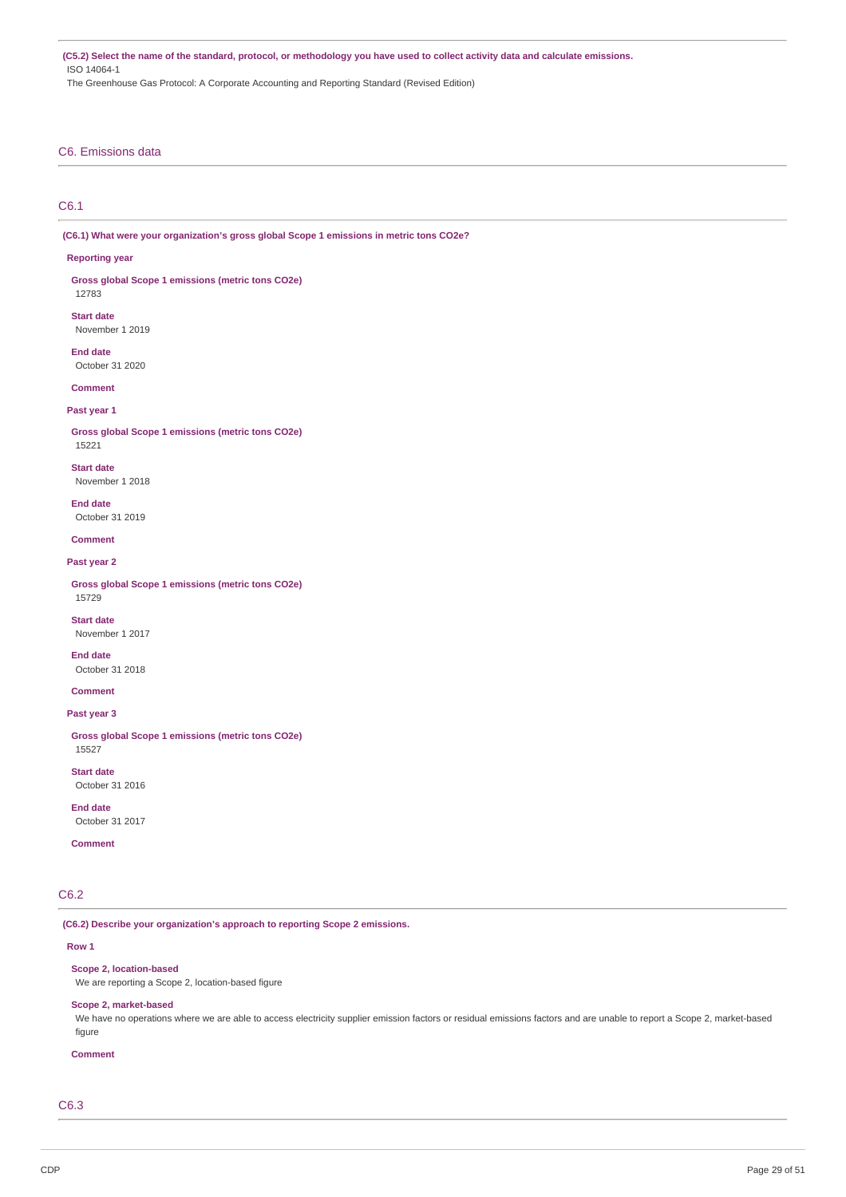**(C5.2) Select the name of the standard, protocol, or methodology you have used to collect activity data and calculate emissions.**

ISO 14064-1

The Greenhouse Gas Protocol: A Corporate Accounting and Reporting Standard (Revised Edition)

## C6. Emissions data

### C6.1

**(C6.1) What were your organization's gross global Scope 1 emissions in metric tons CO2e?**

**Reporting year**

**Gross global Scope 1 emissions (metric tons CO2e)**
12783

**Start date**
November 1 2019

**End date**
October 31 2020

**Comment**

**Past year 1**

**Gross global Scope 1 emissions (metric tons CO2e)**
15221

**Start date**
November 1 2018

**End date**
October 31 2019

**Comment**

**Past year 2**

**Gross global Scope 1 emissions (metric tons CO2e)**
15729

**Start date**
November 1 2017

**End date**
October 31 2018

**Comment**

**Past year 3**

**Gross global Scope 1 emissions (metric tons CO2e)**
15527

**Start date**
October 31 2016

**End date**
October 31 2017

**Comment**

### C6.2

**(C6.2) Describe your organization's approach to reporting Scope 2 emissions.**

**Row 1**

**Scope 2, location-based**
We are reporting a Scope 2, location-based figure

**Scope 2, market-based**
We have no operations where we are able to access electricity supplier emission factors or residual emissions factors and are unable to report a Scope 2, market-based figure

**Comment**

### C6.3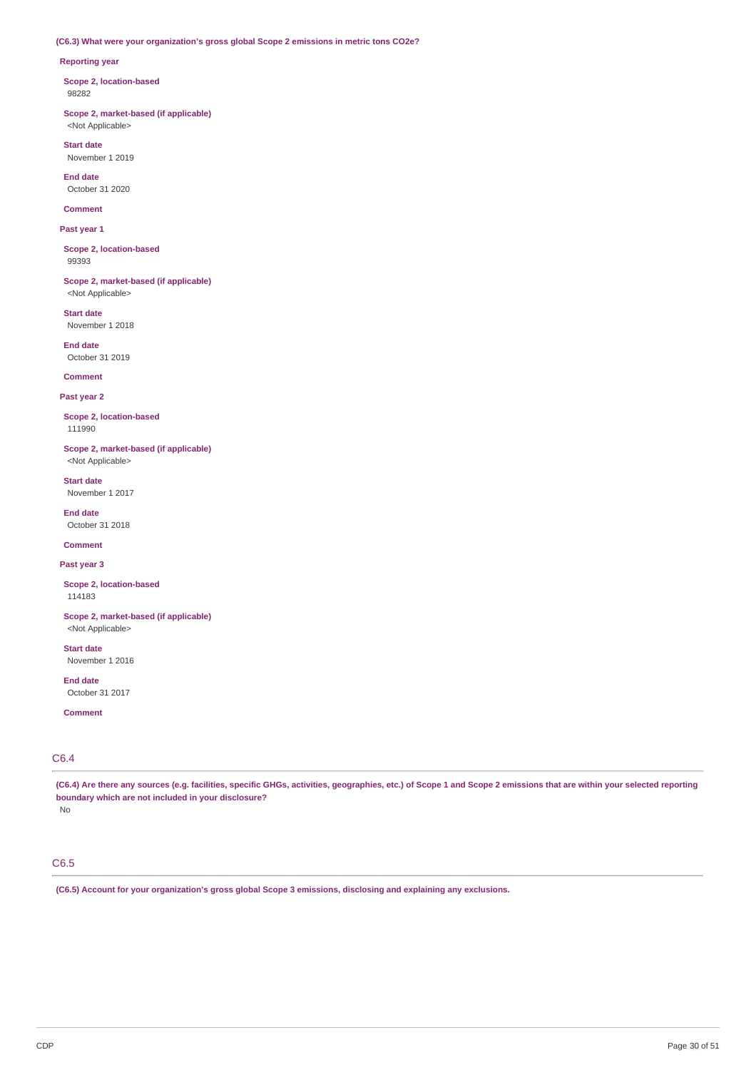**(C6.3) What were your organization's gross global Scope 2 emissions in metric tons CO2e?**

**Reporting year**

**Scope 2, location-based**
98282

**Scope 2, market-based (if applicable)**
<Not Applicable>

**Start date**
November 1 2019

**End date**
October 31 2020

**Comment**

**Past year 1**

**Scope 2, location-based**
99393

**Scope 2, market-based (if applicable)**
<Not Applicable>

**Start date**
November 1 2018

**End date**
October 31 2019

**Comment**

**Past year 2**

**Scope 2, location-based**
111990

**Scope 2, market-based (if applicable)**
<Not Applicable>

**Start date**
November 1 2017

**End date**
October 31 2018

**Comment**

**Past year 3**

**Scope 2, location-based**
114183

**Scope 2, market-based (if applicable)**
<Not Applicable>

**Start date**
November 1 2016

**End date**
October 31 2017

**Comment**

## C6.4

**(C6.4) Are there any sources (e.g. facilities, specific GHGs, activities, geographies, etc.) of Scope 1 and Scope 2 emissions that are within your selected reporting boundary which are not included in your disclosure?**

No

## C6.5

**(C6.5) Account for your organization's gross global Scope 3 emissions, disclosing and explaining any exclusions.**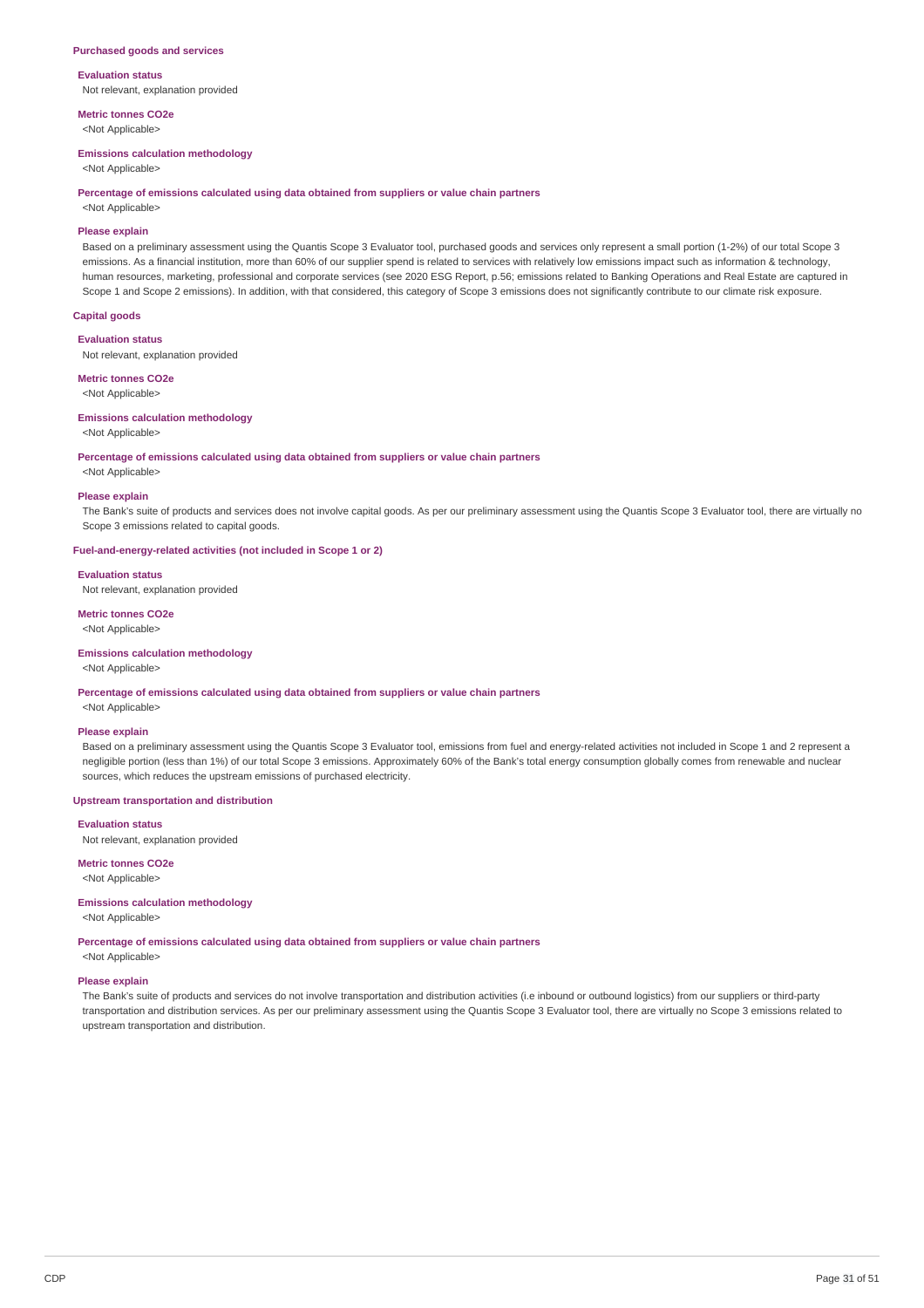### Purchased goods and services

**Evaluation status**

Not relevant, explanation provided

**Metric tonnes CO2e**

<Not Applicable>

**Emissions calculation methodology**

<Not Applicable>

**Percentage of emissions calculated using data obtained from suppliers or value chain partners**

<Not Applicable>

**Please explain**

Based on a preliminary assessment using the Quantis Scope 3 Evaluator tool, purchased goods and services only represent a small portion (1-2%) of our total Scope 3 emissions. As a financial institution, more than 60% of our supplier spend is related to services with relatively low emissions impact such as information & technology, human resources, marketing, professional and corporate services (see 2020 ESG Report, p.56; emissions related to Banking Operations and Real Estate are captured in Scope 1 and Scope 2 emissions). In addition, with that considered, this category of Scope 3 emissions does not significantly contribute to our climate risk exposure.

### Capital goods

**Evaluation status**

Not relevant, explanation provided

**Metric tonnes CO2e**

<Not Applicable>

**Emissions calculation methodology**

<Not Applicable>

**Percentage of emissions calculated using data obtained from suppliers or value chain partners**

<Not Applicable>

**Please explain**

The Bank's suite of products and services does not involve capital goods. As per our preliminary assessment using the Quantis Scope 3 Evaluator tool, there are virtually no Scope 3 emissions related to capital goods.

### Fuel-and-energy-related activities (not included in Scope 1 or 2)

**Evaluation status**

Not relevant, explanation provided

**Metric tonnes CO2e**

<Not Applicable>

**Emissions calculation methodology**

<Not Applicable>

**Percentage of emissions calculated using data obtained from suppliers or value chain partners**

<Not Applicable>

**Please explain**

Based on a preliminary assessment using the Quantis Scope 3 Evaluator tool, emissions from fuel and energy-related activities not included in Scope 1 and 2 represent a negligible portion (less than 1%) of our total Scope 3 emissions. Approximately 60% of the Bank's total energy consumption globally comes from renewable and nuclear sources, which reduces the upstream emissions of purchased electricity.

### Upstream transportation and distribution

**Evaluation status**

Not relevant, explanation provided

**Metric tonnes CO2e**

<Not Applicable>

**Emissions calculation methodology**

<Not Applicable>

**Percentage of emissions calculated using data obtained from suppliers or value chain partners**

<Not Applicable>

**Please explain**

The Bank's suite of products and services do not involve transportation and distribution activities (i.e inbound or outbound logistics) from our suppliers or third-party transportation and distribution services. As per our preliminary assessment using the Quantis Scope 3 Evaluator tool, there are virtually no Scope 3 emissions related to upstream transportation and distribution.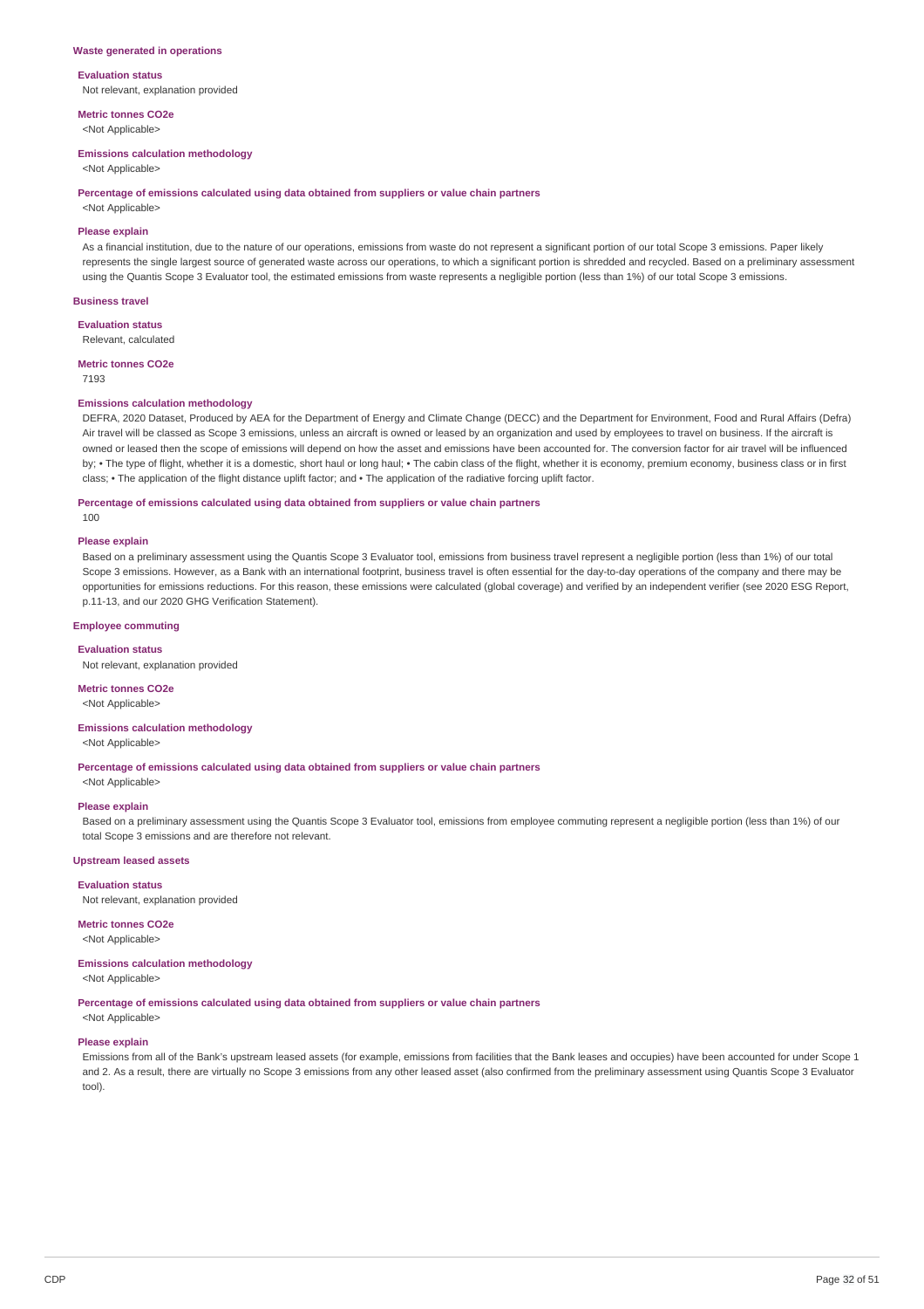### Waste generated in operations

**Evaluation status**

Not relevant, explanation provided

**Metric tonnes CO2e**

<Not Applicable>

**Emissions calculation methodology**

<Not Applicable>

**Percentage of emissions calculated using data obtained from suppliers or value chain partners**

<Not Applicable>

**Please explain**

As a financial institution, due to the nature of our operations, emissions from waste do not represent a significant portion of our total Scope 3 emissions. Paper likely represents the single largest source of generated waste across our operations, to which a significant portion is shredded and recycled. Based on a preliminary assessment using the Quantis Scope 3 Evaluator tool, the estimated emissions from waste represents a negligible portion (less than 1%) of our total Scope 3 emissions.

### Business travel

**Evaluation status**

Relevant, calculated

**Metric tonnes CO2e**

7193

**Emissions calculation methodology**

DEFRA, 2020 Dataset, Produced by AEA for the Department of Energy and Climate Change (DECC) and the Department for Environment, Food and Rural Affairs (Defra) Air travel will be classed as Scope 3 emissions, unless an aircraft is owned or leased by an organization and used by employees to travel on business. If the aircraft is owned or leased then the scope of emissions will depend on how the asset and emissions have been accounted for. The conversion factor for air travel will be influenced by; • The type of flight, whether it is a domestic, short haul or long haul; • The cabin class of the flight, whether it is economy, premium economy, business class or in first class; • The application of the flight distance uplift factor; and • The application of the radiative forcing uplift factor.

**Percentage of emissions calculated using data obtained from suppliers or value chain partners**

100

**Please explain**

Based on a preliminary assessment using the Quantis Scope 3 Evaluator tool, emissions from business travel represent a negligible portion (less than 1%) of our total Scope 3 emissions. However, as a Bank with an international footprint, business travel is often essential for the day-to-day operations of the company and there may be opportunities for emissions reductions. For this reason, these emissions were calculated (global coverage) and verified by an independent verifier (see 2020 ESG Report, p.11-13, and our 2020 GHG Verification Statement).

### Employee commuting

**Evaluation status**

Not relevant, explanation provided

**Metric tonnes CO2e**

<Not Applicable>

**Emissions calculation methodology**

<Not Applicable>

**Percentage of emissions calculated using data obtained from suppliers or value chain partners**

<Not Applicable>

**Please explain**

Based on a preliminary assessment using the Quantis Scope 3 Evaluator tool, emissions from employee commuting represent a negligible portion (less than 1%) of our total Scope 3 emissions and are therefore not relevant.

### Upstream leased assets

**Evaluation status**

Not relevant, explanation provided

**Metric tonnes CO2e**

<Not Applicable>

**Emissions calculation methodology**

<Not Applicable>

**Percentage of emissions calculated using data obtained from suppliers or value chain partners**

<Not Applicable>

**Please explain**

Emissions from all of the Bank's upstream leased assets (for example, emissions from facilities that the Bank leases and occupies) have been accounted for under Scope 1 and 2. As a result, there are virtually no Scope 3 emissions from any other leased asset (also confirmed from the preliminary assessment using Quantis Scope 3 Evaluator tool).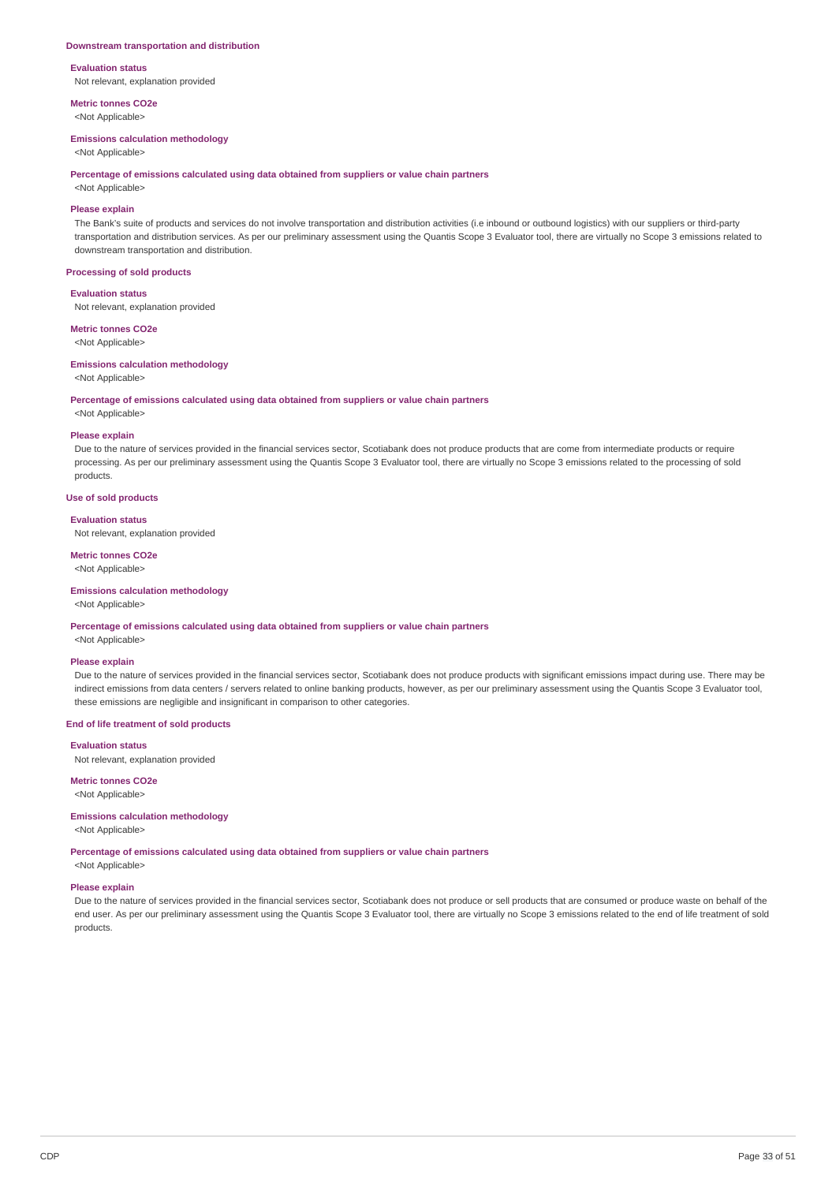### Downstream transportation and distribution

**Evaluation status**

Not relevant, explanation provided

**Metric tonnes CO2e**

<Not Applicable>

**Emissions calculation methodology**

<Not Applicable>

**Percentage of emissions calculated using data obtained from suppliers or value chain partners**

<Not Applicable>

**Please explain**

The Bank's suite of products and services do not involve transportation and distribution activities (i.e inbound or outbound logistics) with our suppliers or third-party transportation and distribution services. As per our preliminary assessment using the Quantis Scope 3 Evaluator tool, there are virtually no Scope 3 emissions related to downstream transportation and distribution.

### Processing of sold products

**Evaluation status**

Not relevant, explanation provided

**Metric tonnes CO2e**

<Not Applicable>

**Emissions calculation methodology**

<Not Applicable>

**Percentage of emissions calculated using data obtained from suppliers or value chain partners**

<Not Applicable>

**Please explain**

Due to the nature of services provided in the financial services sector, Scotiabank does not produce products that are come from intermediate products or require processing. As per our preliminary assessment using the Quantis Scope 3 Evaluator tool, there are virtually no Scope 3 emissions related to the processing of sold products.

### Use of sold products

**Evaluation status**

Not relevant, explanation provided

**Metric tonnes CO2e**

<Not Applicable>

**Emissions calculation methodology**

<Not Applicable>

**Percentage of emissions calculated using data obtained from suppliers or value chain partners**

<Not Applicable>

**Please explain**

Due to the nature of services provided in the financial services sector, Scotiabank does not produce products with significant emissions impact during use. There may be indirect emissions from data centers / servers related to online banking products, however, as per our preliminary assessment using the Quantis Scope 3 Evaluator tool, these emissions are negligible and insignificant in comparison to other categories.

### End of life treatment of sold products

**Evaluation status**

Not relevant, explanation provided

**Metric tonnes CO2e**

<Not Applicable>

**Emissions calculation methodology**

<Not Applicable>

**Percentage of emissions calculated using data obtained from suppliers or value chain partners**

<Not Applicable>

**Please explain**

Due to the nature of services provided in the financial services sector, Scotiabank does not produce or sell products that are consumed or produce waste on behalf of the end user. As per our preliminary assessment using the Quantis Scope 3 Evaluator tool, there are virtually no Scope 3 emissions related to the end of life treatment of sold products.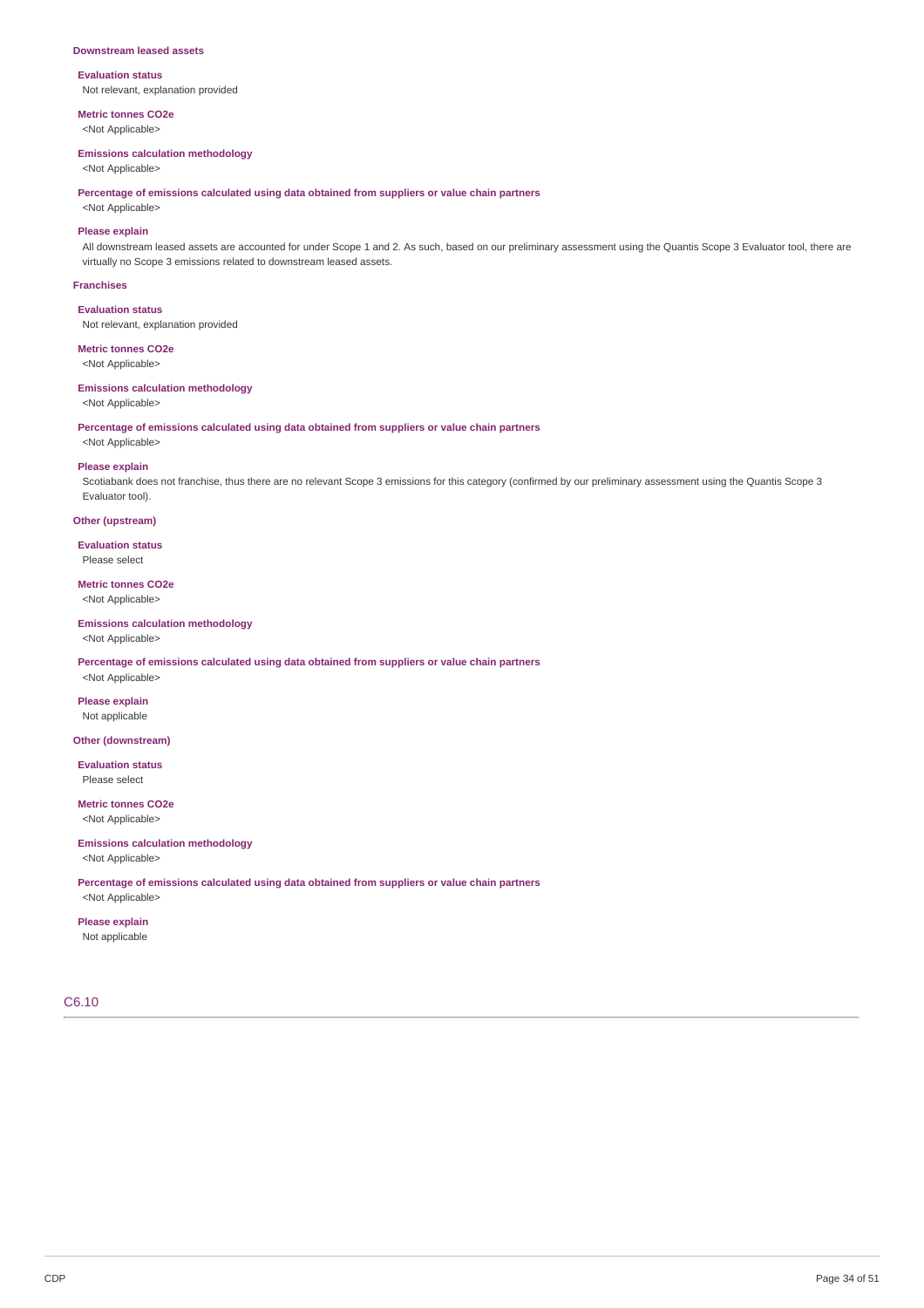**Downstream leased assets**

**Evaluation status**

Not relevant, explanation provided

**Metric tonnes CO2e**

<Not Applicable>

**Emissions calculation methodology**

<Not Applicable>

**Percentage of emissions calculated using data obtained from suppliers or value chain partners**

<Not Applicable>

**Please explain**

All downstream leased assets are accounted for under Scope 1 and 2. As such, based on our preliminary assessment using the Quantis Scope 3 Evaluator tool, there are virtually no Scope 3 emissions related to downstream leased assets.

**Franchises**

**Evaluation status**

Not relevant, explanation provided

**Metric tonnes CO2e**

<Not Applicable>

**Emissions calculation methodology**

<Not Applicable>

**Percentage of emissions calculated using data obtained from suppliers or value chain partners**

<Not Applicable>

**Please explain**

Scotiabank does not franchise, thus there are no relevant Scope 3 emissions for this category (confirmed by our preliminary assessment using the Quantis Scope 3 Evaluator tool).

**Other (upstream)**

**Evaluation status**

Please select

**Metric tonnes CO2e**

<Not Applicable>

**Emissions calculation methodology**

<Not Applicable>

**Percentage of emissions calculated using data obtained from suppliers or value chain partners**

<Not Applicable>

**Please explain**

Not applicable

**Other (downstream)**

**Evaluation status**

Please select

**Metric tonnes CO2e**

<Not Applicable>

**Emissions calculation methodology**

<Not Applicable>

**Percentage of emissions calculated using data obtained from suppliers or value chain partners**

<Not Applicable>

**Please explain**

Not applicable

## C6.10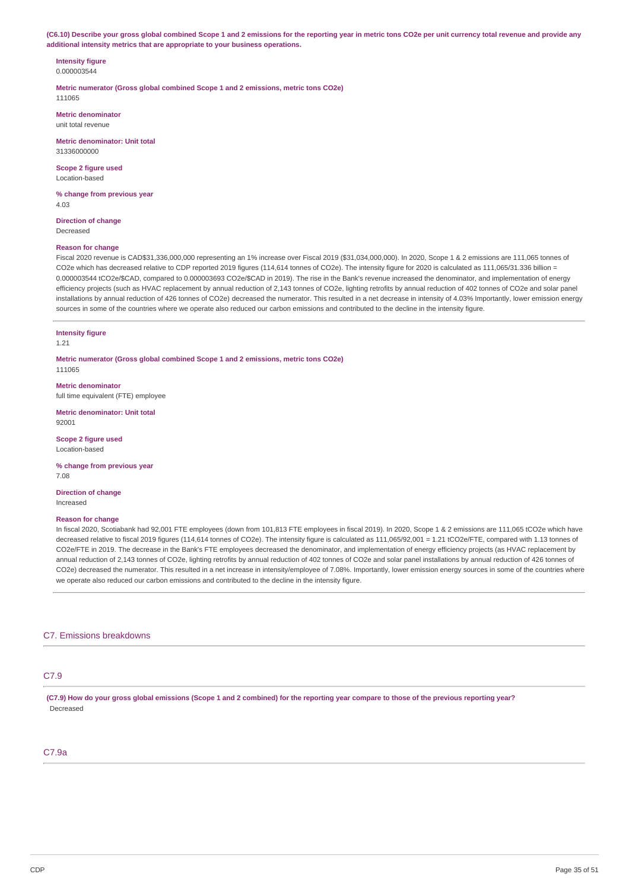**(C6.10) Describe your gross global combined Scope 1 and 2 emissions for the reporting year in metric tons CO2e per unit currency total revenue and provide any additional intensity metrics that are appropriate to your business operations.**

**Intensity figure**
0.000003544

**Metric numerator (Gross global combined Scope 1 and 2 emissions, metric tons CO2e)**
111065

**Metric denominator**
unit total revenue

**Metric denominator: Unit total**
31336000000

**Scope 2 figure used**
Location-based

**% change from previous year**
4.03

**Direction of change**
Decreased

**Reason for change**
Fiscal 2020 revenue is CAD$31,336,000,000 representing an 1% increase over Fiscal 2019 ($31,034,000,000). In 2020, Scope 1 & 2 emissions are 111,065 tonnes of CO2e which has decreased relative to CDP reported 2019 figures (114,614 tonnes of CO2e). The intensity figure for 2020 is calculated as 111,065/31.336 billion = 0.000003544 tCO2e/$CAD, compared to 0.000003693 CO2e/$CAD in 2019). The rise in the Bank's revenue increased the denominator, and implementation of energy efficiency projects (such as HVAC replacement by annual reduction of 2,143 tonnes of CO2e, lighting retrofits by annual reduction of 402 tonnes of CO2e and solar panel installations by annual reduction of 426 tonnes of CO2e) decreased the numerator. This resulted in a net decrease in intensity of 4.03% Importantly, lower emission energy sources in some of the countries where we operate also reduced our carbon emissions and contributed to the decline in the intensity figure.

**Intensity figure**
1.21

**Metric numerator (Gross global combined Scope 1 and 2 emissions, metric tons CO2e)**
111065

**Metric denominator**
full time equivalent (FTE) employee

**Metric denominator: Unit total**
92001

**Scope 2 figure used**
Location-based

**% change from previous year**
7.08

**Direction of change**
Increased

**Reason for change**
In fiscal 2020, Scotiabank had 92,001 FTE employees (down from 101,813 FTE employees in fiscal 2019). In 2020, Scope 1 & 2 emissions are 111,065 tCO2e which have decreased relative to fiscal 2019 figures (114,614 tonnes of CO2e). The intensity figure is calculated as 111,065/92,001 = 1.21 tCO2e/FTE, compared with 1.13 tonnes of CO2e/FTE in 2019. The decrease in the Bank's FTE employees decreased the denominator, and implementation of energy efficiency projects (as HVAC replacement by annual reduction of 2,143 tonnes of CO2e, lighting retrofits by annual reduction of 402 tonnes of CO2e and solar panel installations by annual reduction of 426 tonnes of CO2e) decreased the numerator. This resulted in a net increase in intensity/employee of 7.08%. Importantly, lower emission energy sources in some of the countries where we operate also reduced our carbon emissions and contributed to the decline in the intensity figure.

## C7. Emissions breakdowns

### C7.9

**(C7.9) How do your gross global emissions (Scope 1 and 2 combined) for the reporting year compare to those of the previous reporting year?**
Decreased

### C7.9a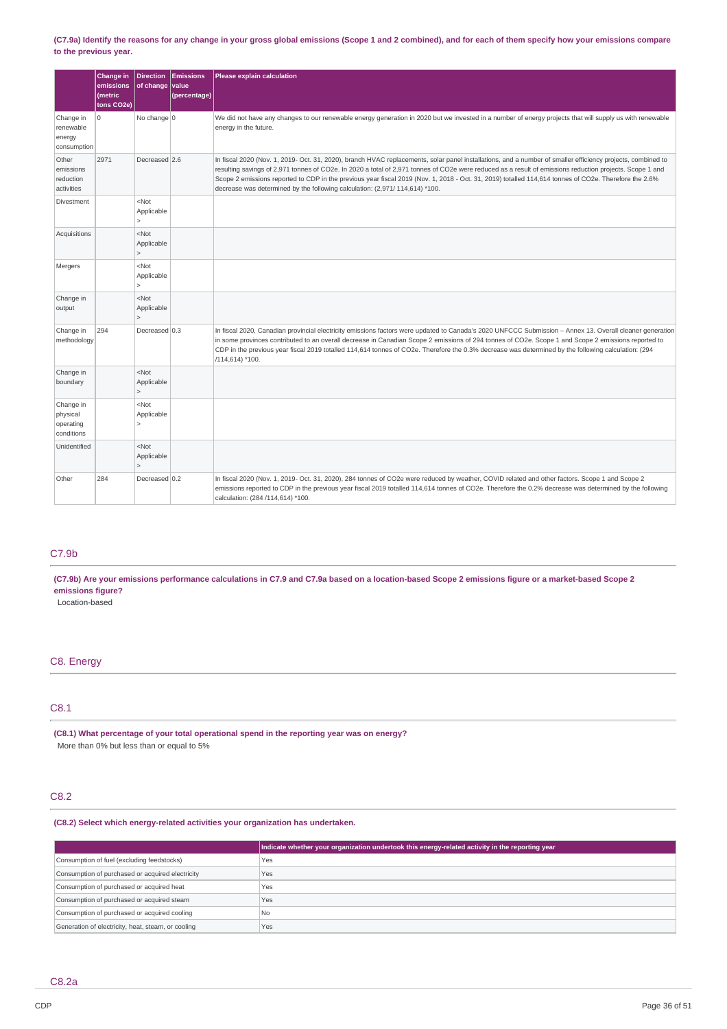**(C7.9a) Identify the reasons for any change in your gross global emissions (Scope 1 and 2 combined), and for each of them specify how your emissions compare to the previous year.**

| | Change in emissions (metric tons CO2e) | Direction of change | Emissions value (percentage) | Please explain calculation |
|---|---|---|---|---|
| Change in renewable energy consumption | 0 | No change | 0 | We did not have any changes to our renewable energy generation in 2020 but we invested in a number of energy projects that will supply us with renewable energy in the future. |
| Other emissions reduction activities | 2971 | Decreased | 2.6 | In fiscal 2020 (Nov. 1, 2019- Oct. 31, 2020), branch HVAC replacements, solar panel installations, and a number of smaller efficiency projects, combined to resulting savings of 2,971 tonnes of CO2e. In 2020 a total of 2,971 tonnes of CO2e were reduced as a result of emissions reduction projects. Scope 1 and Scope 2 emissions reported to CDP in the previous year fiscal 2019 (Nov. 1, 2018 - Oct. 31, 2019) totalled 114,614 tonnes of CO2e. Therefore the 2.6% decrease was determined by the following calculation: (2,971/ 114,614) *100. |
| Divestment | | <Not Applicable> | | |
| Acquisitions | | <Not Applicable> | | |
| Mergers | | <Not Applicable> | | |
| Change in output | | <Not Applicable> | | |
| Change in methodology | 294 | Decreased | 0.3 | In fiscal 2020, Canadian provincial electricity emissions factors were updated to Canada's 2020 UNFCCC Submission – Annex 13. Overall cleaner generation in some provinces contributed to an overall decrease in Canadian Scope 2 emissions of 294 tonnes of CO2e. Scope 1 and Scope 2 emissions reported to CDP in the previous year fiscal 2019 totalled 114,614 tonnes of CO2e. Therefore the 0.3% decrease was determined by the following calculation: (294 /114,614) *100. |
| Change in boundary | | <Not Applicable> | | |
| Change in physical operating conditions | | <Not Applicable> | | |
| Unidentified | | <Not Applicable> | | |
| Other | 284 | Decreased | 0.2 | In fiscal 2020 (Nov. 1, 2019- Oct. 31, 2020), 284 tonnes of CO2e were reduced by weather, COVID related and other factors. Scope 1 and Scope 2 emissions reported to CDP in the previous year fiscal 2019 totalled 114,614 tonnes of CO2e. Therefore the 0.2% decrease was determined by the following calculation: (284 /114,614) *100. |

## C7.9b

**(C7.9b) Are your emissions performance calculations in C7.9 and C7.9a based on a location-based Scope 2 emissions figure or a market-based Scope 2 emissions figure?**

Location-based

# C8. Energy

## C8.1

**(C8.1) What percentage of your total operational spend in the reporting year was on energy?**

More than 0% but less than or equal to 5%

## C8.2

**(C8.2) Select which energy-related activities your organization has undertaken.**

| | Indicate whether your organization undertook this energy-related activity in the reporting year |
|---|---|
| Consumption of fuel (excluding feedstocks) | Yes |
| Consumption of purchased or acquired electricity | Yes |
| Consumption of purchased or acquired heat | Yes |
| Consumption of purchased or acquired steam | Yes |
| Consumption of purchased or acquired cooling | No |
| Generation of electricity, heat, steam, or cooling | Yes |

## C8.2a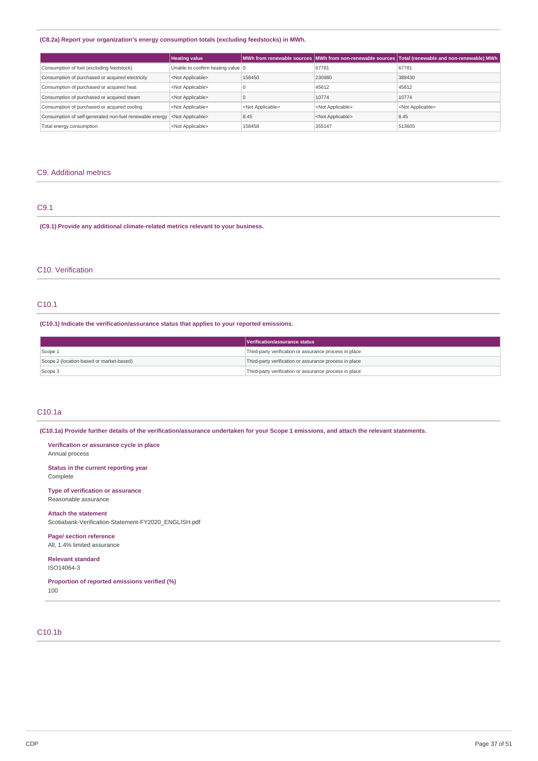**(C8.2a) Report your organization's energy consumption totals (excluding feedstocks) in MWh.**

| | Heating value | MWh from renewable sources | MWh from non-renewable sources | Total (renewable and non-renewable) MWh |
|---|---|---|---|---|
| Consumption of fuel (excluding feedstock) | Unable to confirm heating value | 0 | 67781 | 67781 |
| Consumption of purchased or acquired electricity | <Not Applicable> | 158450 | 230980 | 389430 |
| Consumption of purchased or acquired heat | <Not Applicable> | 0 | 45612 | 45612 |
| Consumption of purchased or acquired steam | <Not Applicable> | 0 | 10774 | 10774 |
| Consumption of purchased or acquired cooling | <Not Applicable> | <Not Applicable> | <Not Applicable> | <Not Applicable> |
| Consumption of self-generated non-fuel renewable energy | <Not Applicable> | 8.45 | <Not Applicable> | 8.45 |
| Total energy consumption | <Not Applicable> | 158458 | 355147 | 513605 |

## C9. Additional metrics

### C9.1

**(C9.1) Provide any additional climate-related metrics relevant to your business.**

## C10. Verification

### C10.1

**(C10.1) Indicate the verification/assurance status that applies to your reported emissions.**

| | Verification/assurance status |
|---|---|
| Scope 1 | Third-party verification or assurance process in place |
| Scope 2 (location-based or market-based) | Third-party verification or assurance process in place |
| Scope 3 | Third-party verification or assurance process in place |

### C10.1a

**(C10.1a) Provide further details of the verification/assurance undertaken for your Scope 1 emissions, and attach the relevant statements.**

**Verification or assurance cycle in place**
Annual process

**Status in the current reporting year**
Complete

**Type of verification or assurance**
Reasonable assurance

**Attach the statement**
Scotiabank-Verification-Statement-FY2020_ENGLISH.pdf

**Page/ section reference**
All, 1.4% limited assurance

**Relevant standard**
ISO14064-3

**Proportion of reported emissions verified (%)**
100

### C10.1b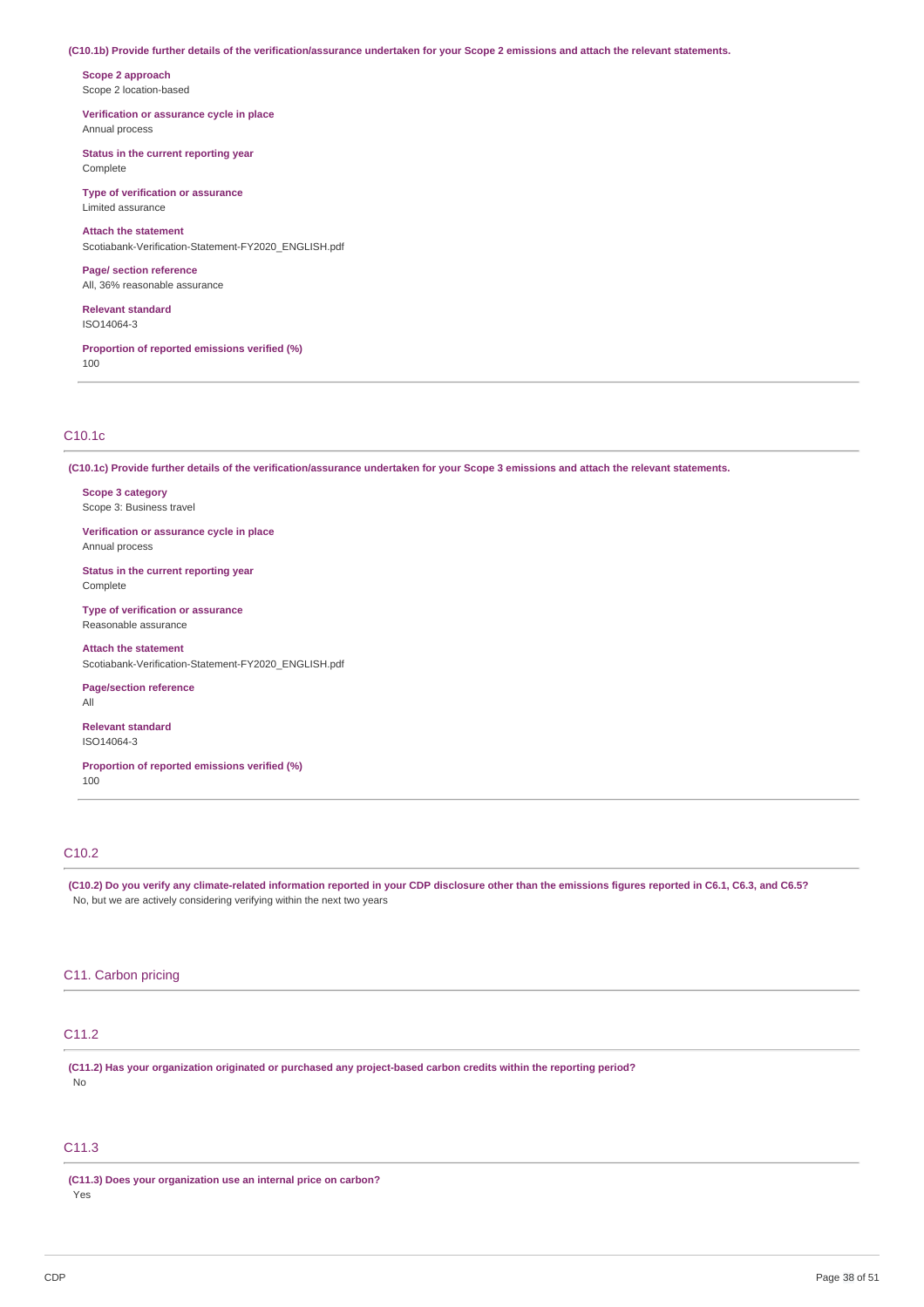**(C10.1b) Provide further details of the verification/assurance undertaken for your Scope 2 emissions and attach the relevant statements.**

**Scope 2 approach**
Scope 2 location-based

**Verification or assurance cycle in place**
Annual process

**Status in the current reporting year**
Complete

**Type of verification or assurance**
Limited assurance

**Attach the statement**
Scotiabank-Verification-Statement-FY2020_ENGLISH.pdf

**Page/ section reference**
All, 36% reasonable assurance

**Relevant standard**
ISO14064-3

**Proportion of reported emissions verified (%)**
100

## C10.1c

**(C10.1c) Provide further details of the verification/assurance undertaken for your Scope 3 emissions and attach the relevant statements.**

**Scope 3 category**
Scope 3: Business travel

**Verification or assurance cycle in place**
Annual process

**Status in the current reporting year**
Complete

**Type of verification or assurance**
Reasonable assurance

**Attach the statement**
Scotiabank-Verification-Statement-FY2020_ENGLISH.pdf

**Page/section reference**
All

**Relevant standard**
ISO14064-3

**Proportion of reported emissions verified (%)**
100

## C10.2

**(C10.2) Do you verify any climate-related information reported in your CDP disclosure other than the emissions figures reported in C6.1, C6.3, and C6.5?**
No, but we are actively considering verifying within the next two years

# C11. Carbon pricing

## C11.2

**(C11.2) Has your organization originated or purchased any project-based carbon credits within the reporting period?**
No

## C11.3

**(C11.3) Does your organization use an internal price on carbon?**
Yes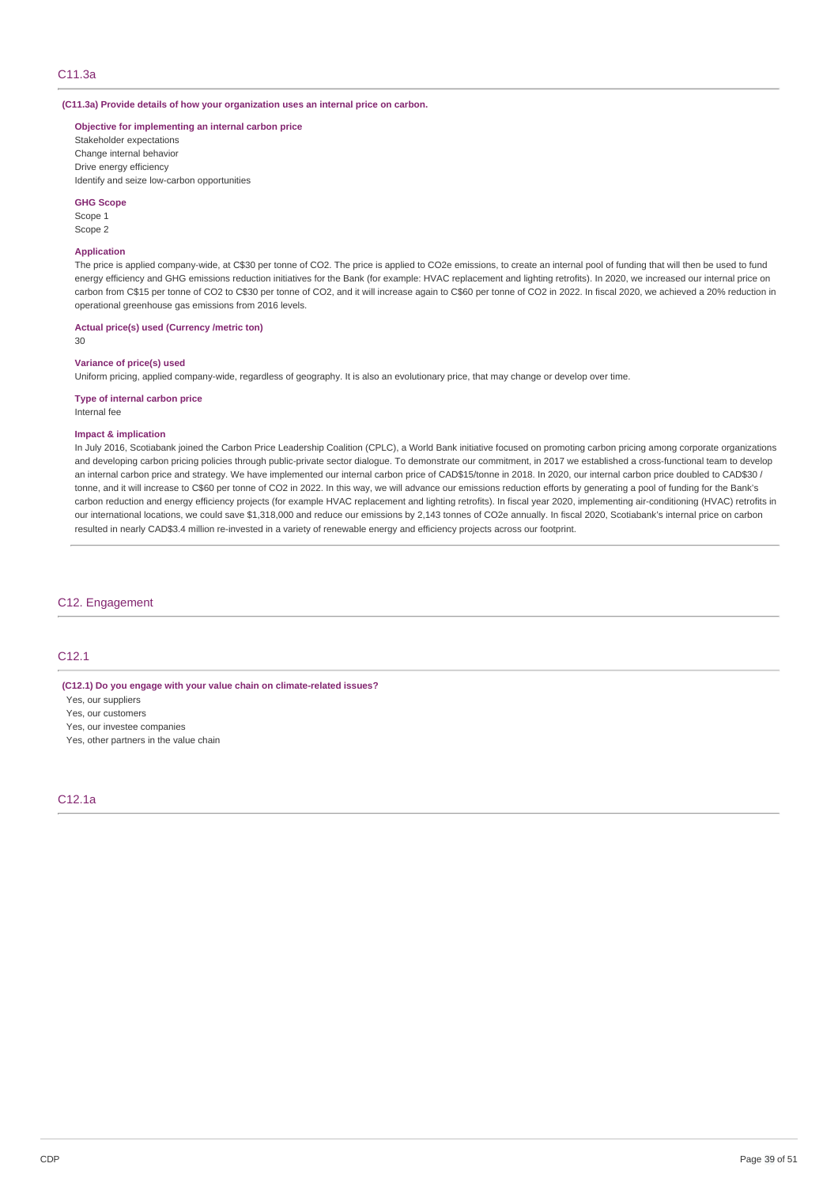## C11.3a

**(C11.3a) Provide details of how your organization uses an internal price on carbon.**

**Objective for implementing an internal carbon price**

Stakeholder expectations
Change internal behavior
Drive energy efficiency
Identify and seize low-carbon opportunities

**GHG Scope**

Scope 1
Scope 2

**Application**

The price is applied company-wide, at C$30 per tonne of CO2. The price is applied to CO2e emissions, to create an internal pool of funding that will then be used to fund energy efficiency and GHG emissions reduction initiatives for the Bank (for example: HVAC replacement and lighting retrofits). In 2020, we increased our internal price on carbon from C$15 per tonne of CO2 to C$30 per tonne of CO2, and it will increase again to C$60 per tonne of CO2 in 2022. In fiscal 2020, we achieved a 20% reduction in operational greenhouse gas emissions from 2016 levels.

**Actual price(s) used (Currency /metric ton)**

30

**Variance of price(s) used**

Uniform pricing, applied company-wide, regardless of geography. It is also an evolutionary price, that may change or develop over time.

**Type of internal carbon price**

Internal fee

**Impact & implication**

In July 2016, Scotiabank joined the Carbon Price Leadership Coalition (CPLC), a World Bank initiative focused on promoting carbon pricing among corporate organizations and developing carbon pricing policies through public-private sector dialogue. To demonstrate our commitment, in 2017 we established a cross-functional team to develop an internal carbon price and strategy. We have implemented our internal carbon price of CAD$15/tonne in 2018. In 2020, our internal carbon price doubled to CAD$30 / tonne, and it will increase to C$60 per tonne of CO2 in 2022. In this way, we will advance our emissions reduction efforts by generating a pool of funding for the Bank's carbon reduction and energy efficiency projects (for example HVAC replacement and lighting retrofits). In fiscal year 2020, implementing air-conditioning (HVAC) retrofits in our international locations, we could save $1,318,000 and reduce our emissions by 2,143 tonnes of CO2e annually. In fiscal 2020, Scotiabank's internal price on carbon resulted in nearly CAD$3.4 million re-invested in a variety of renewable energy and efficiency projects across our footprint.

# C12. Engagement

## C12.1

**(C12.1) Do you engage with your value chain on climate-related issues?**

Yes, our suppliers
Yes, our customers
Yes, our investee companies
Yes, other partners in the value chain

## C12.1a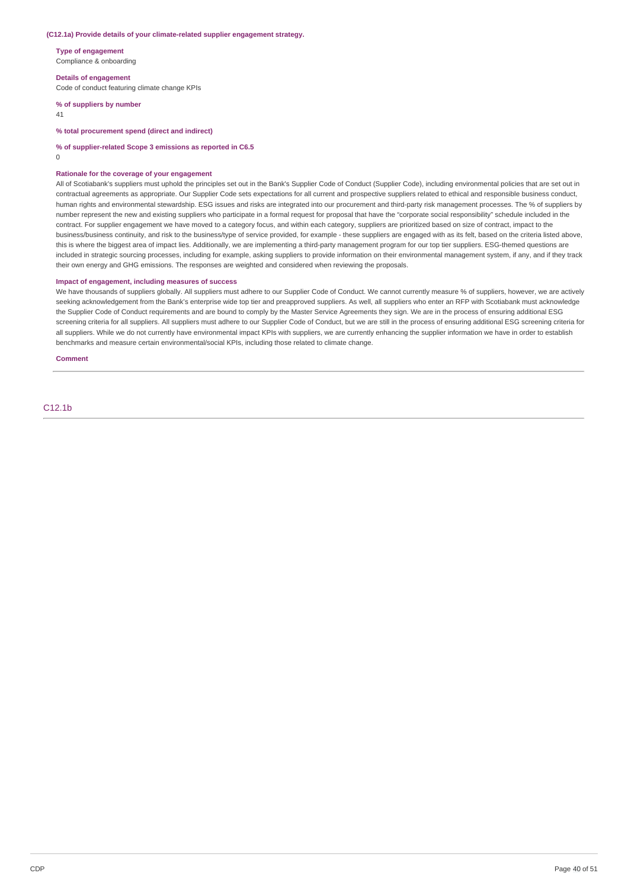**(C12.1a) Provide details of your climate-related supplier engagement strategy.**

**Type of engagement**

Compliance & onboarding

**Details of engagement**

Code of conduct featuring climate change KPIs

**% of suppliers by number**

41

**% total procurement spend (direct and indirect)**

**% of supplier-related Scope 3 emissions as reported in C6.5**

0

**Rationale for the coverage of your engagement**

All of Scotiabank's suppliers must uphold the principles set out in the Bank's Supplier Code of Conduct (Supplier Code), including environmental policies that are set out in contractual agreements as appropriate. Our Supplier Code sets expectations for all current and prospective suppliers related to ethical and responsible business conduct, human rights and environmental stewardship. ESG issues and risks are integrated into our procurement and third-party risk management processes. The % of suppliers by number represent the new and existing suppliers who participate in a formal request for proposal that have the "corporate social responsibility" schedule included in the contract. For supplier engagement we have moved to a category focus, and within each category, suppliers are prioritized based on size of contract, impact to the business/business continuity, and risk to the business/type of service provided, for example - these suppliers are engaged with as its felt, based on the criteria listed above, this is where the biggest area of impact lies. Additionally, we are implementing a third-party management program for our top tier suppliers. ESG-themed questions are included in strategic sourcing processes, including for example, asking suppliers to provide information on their environmental management system, if any, and if they track their own energy and GHG emissions. The responses are weighted and considered when reviewing the proposals.

**Impact of engagement, including measures of success**

We have thousands of suppliers globally. All suppliers must adhere to our Supplier Code of Conduct. We cannot currently measure % of suppliers, however, we are actively seeking acknowledgement from the Bank's enterprise wide top tier and preapproved suppliers. As well, all suppliers who enter an RFP with Scotiabank must acknowledge the Supplier Code of Conduct requirements and are bound to comply by the Master Service Agreements they sign. We are in the process of ensuring additional ESG screening criteria for all suppliers. All suppliers must adhere to our Supplier Code of Conduct, but we are still in the process of ensuring additional ESG screening criteria for all suppliers. While we do not currently have environmental impact KPIs with suppliers, we are currently enhancing the supplier information we have in order to establish benchmarks and measure certain environmental/social KPIs, including those related to climate change.

**Comment**

## C12.1b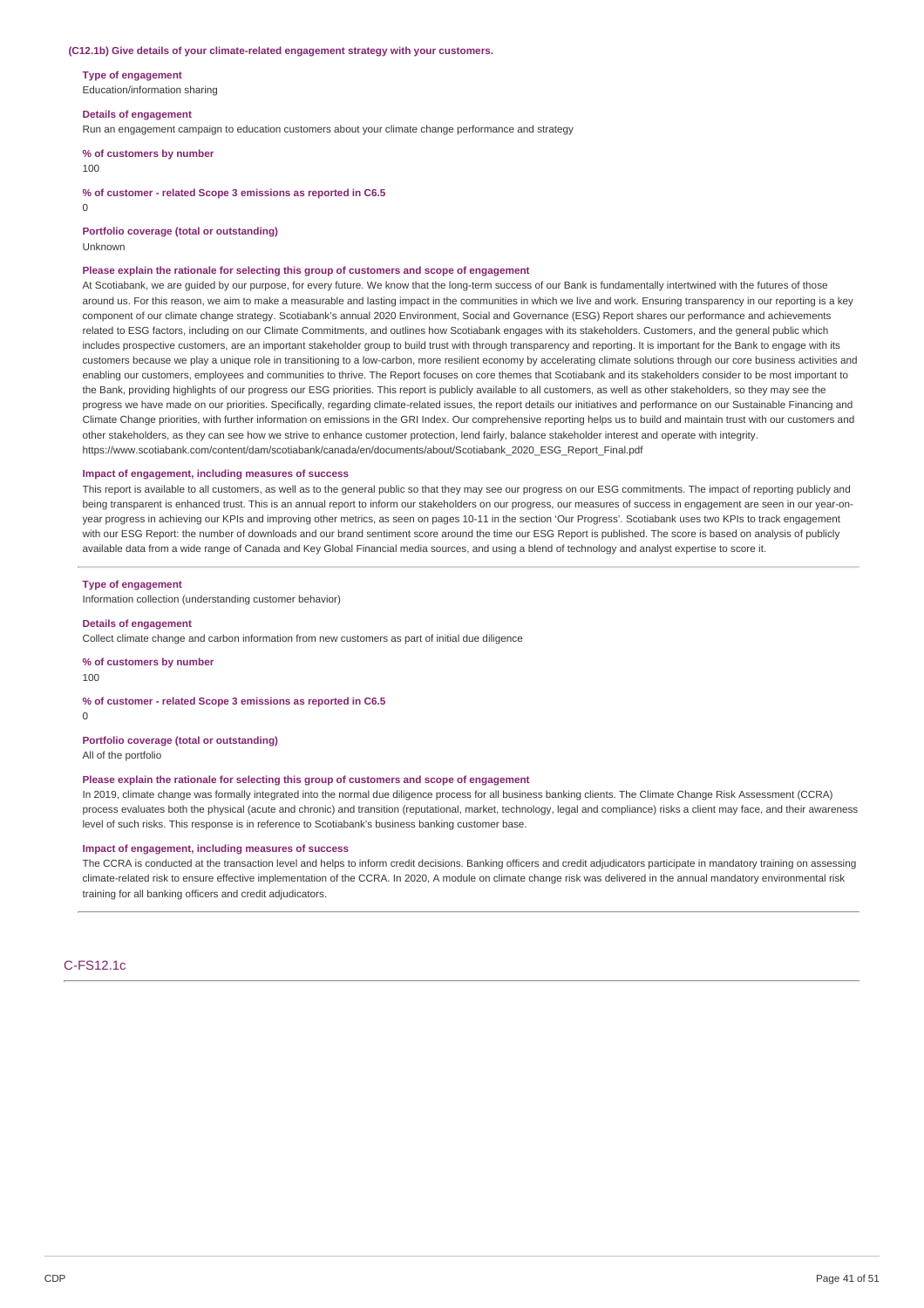**(C12.1b) Give details of your climate-related engagement strategy with your customers.**

**Type of engagement**

Education/information sharing

**Details of engagement**

Run an engagement campaign to education customers about your climate change performance and strategy

**% of customers by number**

100

**% of customer - related Scope 3 emissions as reported in C6.5**

0

**Portfolio coverage (total or outstanding)**

Unknown

**Please explain the rationale for selecting this group of customers and scope of engagement**

At Scotiabank, we are guided by our purpose, for every future. We know that the long-term success of our Bank is fundamentally intertwined with the futures of those around us. For this reason, we aim to make a measurable and lasting impact in the communities in which we live and work. Ensuring transparency in our reporting is a key component of our climate change strategy. Scotiabank's annual 2020 Environment, Social and Governance (ESG) Report shares our performance and achievements related to ESG factors, including on our Climate Commitments, and outlines how Scotiabank engages with its stakeholders. Customers, and the general public which includes prospective customers, are an important stakeholder group to build trust with through transparency and reporting. It is important for the Bank to engage with its customers because we play a unique role in transitioning to a low-carbon, more resilient economy by accelerating climate solutions through our core business activities and enabling our customers, employees and communities to thrive. The Report focuses on core themes that Scotiabank and its stakeholders consider to be most important to the Bank, providing highlights of our progress our ESG priorities. This report is publicly available to all customers, as well as other stakeholders, so they may see the progress we have made on our priorities. Specifically, regarding climate-related issues, the report details our initiatives and performance on our Sustainable Financing and Climate Change priorities, with further information on emissions in the GRI Index. Our comprehensive reporting helps us to build and maintain trust with our customers and other stakeholders, as they can see how we strive to enhance customer protection, lend fairly, balance stakeholder interest and operate with integrity.
https://www.scotiabank.com/content/dam/scotiabank/canada/en/documents/about/Scotiabank_2020_ESG_Report_Final.pdf

**Impact of engagement, including measures of success**

This report is available to all customers, as well as to the general public so that they may see our progress on our ESG commitments. The impact of reporting publicly and being transparent is enhanced trust. This is an annual report to inform our stakeholders on our progress, our measures of success in engagement are seen in our year-on-year progress in achieving our KPIs and improving other metrics, as seen on pages 10-11 in the section 'Our Progress'. Scotiabank uses two KPIs to track engagement with our ESG Report: the number of downloads and our brand sentiment score around the time our ESG Report is published. The score is based on analysis of publicly available data from a wide range of Canada and Key Global Financial media sources, and using a blend of technology and analyst expertise to score it.

---

**Type of engagement**

Information collection (understanding customer behavior)

**Details of engagement**

Collect climate change and carbon information from new customers as part of initial due diligence

**% of customers by number**

100

**% of customer - related Scope 3 emissions as reported in C6.5**

0

**Portfolio coverage (total or outstanding)**

All of the portfolio

**Please explain the rationale for selecting this group of customers and scope of engagement**

In 2019, climate change was formally integrated into the normal due diligence process for all business banking clients. The Climate Change Risk Assessment (CCRA) process evaluates both the physical (acute and chronic) and transition (reputational, market, technology, legal and compliance) risks a client may face, and their awareness level of such risks. This response is in reference to Scotiabank's business banking customer base.

**Impact of engagement, including measures of success**

The CCRA is conducted at the transaction level and helps to inform credit decisions. Banking officers and credit adjudicators participate in mandatory training on assessing climate-related risk to ensure effective implementation of the CCRA. In 2020, A module on climate change risk was delivered in the annual mandatory environmental risk training for all banking officers and credit adjudicators.

## C-FS12.1c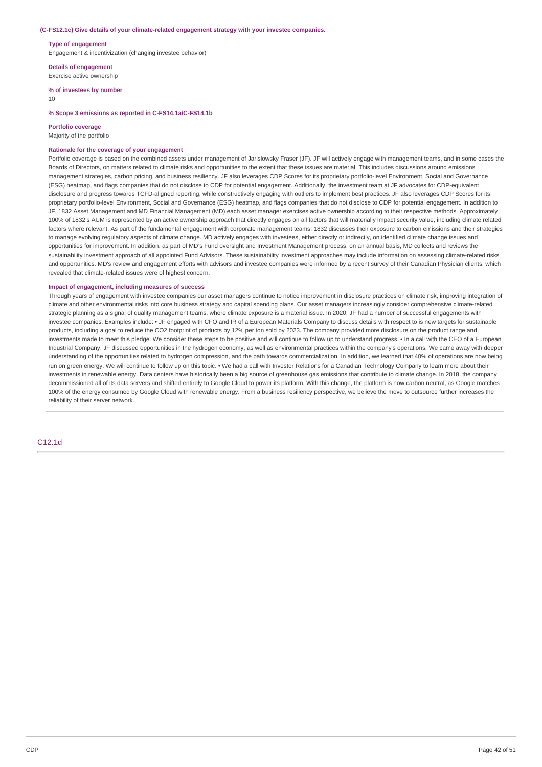**(C-FS12.1c) Give details of your climate-related engagement strategy with your investee companies.**

**Type of engagement**

Engagement & incentivization (changing investee behavior)

**Details of engagement**

Exercise active ownership

**% of investees by number**

10

**% Scope 3 emissions as reported in C-FS14.1a/C-FS14.1b**

**Portfolio coverage**

Majority of the portfolio

**Rationale for the coverage of your engagement**

Portfolio coverage is based on the combined assets under management of Jarislowsky Fraser (JF). JF will actively engage with management teams, and in some cases the Boards of Directors, on matters related to climate risks and opportunities to the extent that these issues are material. This includes discussions around emissions management strategies, carbon pricing, and business resiliency. JF also leverages CDP Scores for its proprietary portfolio-level Environment, Social and Governance (ESG) heatmap, and flags companies that do not disclose to CDP for potential engagement. Additionally, the investment team at JF advocates for CDP-equivalent disclosure and progress towards TCFD-aligned reporting, while constructively engaging with outliers to implement best practices. JF also leverages CDP Scores for its proprietary portfolio-level Environment, Social and Governance (ESG) heatmap, and flags companies that do not disclose to CDP for potential engagement. In addition to JF, 1832 Asset Management and MD Financial Management (MD) each asset manager exercises active ownership according to their respective methods. Approximately 100% of 1832's AUM is represented by an active ownership approach that directly engages on all factors that will materially impact security value, including climate related factors where relevant. As part of the fundamental engagement with corporate management teams, 1832 discusses their exposure to carbon emissions and their strategies to manage evolving regulatory aspects of climate change. MD actively engages with investees, either directly or indirectly, on identified climate change issues and opportunities for improvement. In addition, as part of MD's Fund oversight and Investment Management process, on an annual basis, MD collects and reviews the sustainability investment approach of all appointed Fund Advisors. These sustainability investment approaches may include information on assessing climate-related risks and opportunities. MD's review and engagement efforts with advisors and investee companies were informed by a recent survey of their Canadian Physician clients, which revealed that climate-related issues were of highest concern.

**Impact of engagement, including measures of success**

Through years of engagement with investee companies our asset managers continue to notice improvement in disclosure practices on climate risk, improving integration of climate and other environmental risks into core business strategy and capital spending plans. Our asset managers increasingly consider comprehensive climate-related strategic planning as a signal of quality management teams, where climate exposure is a material issue. In 2020, JF had a number of successful engagements with investee companies. Examples include: • JF engaged with CFO and IR of a European Materials Company to discuss details with respect to is new targets for sustainable products, including a goal to reduce the $CO_2$ footprint of products by 12% per ton sold by 2023. The company provided more disclosure on the product range and investments made to meet this pledge. We consider these steps to be positive and will continue to follow up to understand progress. • In a call with the CEO of a European Industrial Company, JF discussed opportunities in the hydrogen economy, as well as environmental practices within the company's operations. We came away with deeper understanding of the opportunities related to hydrogen compression, and the path towards commercialization. In addition, we learned that 40% of operations are now being run on green energy. We will continue to follow up on this topic. • We had a call with Investor Relations for a Canadian Technology Company to learn more about their investments in renewable energy. Data centers have historically been a big source of greenhouse gas emissions that contribute to climate change. In 2018, the company decommissioned all of its data servers and shifted entirely to Google Cloud to power its platform. With this change, the platform is now carbon neutral, as Google matches 100% of the energy consumed by Google Cloud with renewable energy. From a business resiliency perspective, we believe the move to outsource further increases the reliability of their server network.

## C12.1d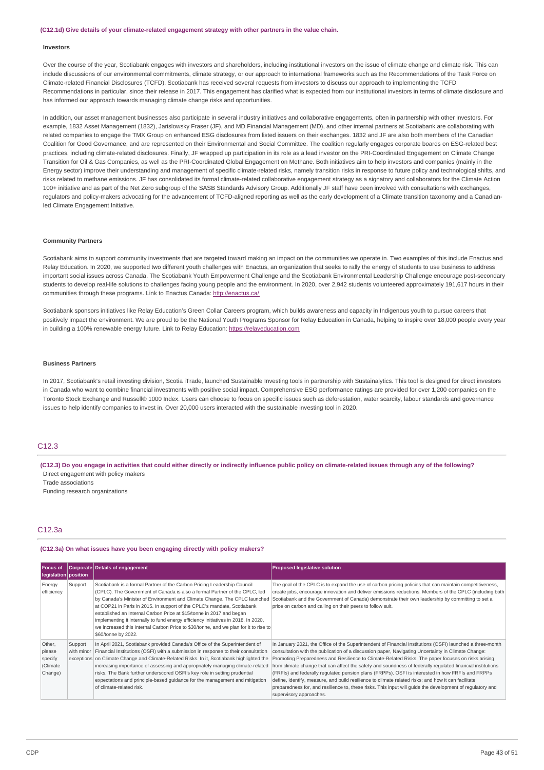**(C12.1d) Give details of your climate-related engagement strategy with other partners in the value chain.**

**Investors**

Over the course of the year, Scotiabank engages with investors and shareholders, including institutional investors on the issue of climate change and climate risk. This can include discussions of our environmental commitments, climate strategy, or our approach to international frameworks such as the Recommendations of the Task Force on Climate-related Financial Disclosures (TCFD). Scotiabank has received several requests from investors to discuss our approach to implementing the TCFD Recommendations in particular, since their release in 2017. This engagement has clarified what is expected from our institutional investors in terms of climate disclosure and has informed our approach towards managing climate change risks and opportunities.

In addition, our asset management businesses also participate in several industry initiatives and collaborative engagements, often in partnership with other investors. For example, 1832 Asset Management (1832), Jarislowsky Fraser (JF), and MD Financial Management (MD), and other internal partners at Scotiabank are collaborating with related companies to engage the TMX Group on enhanced ESG disclosures from listed issuers on their exchanges. 1832 and JF are also both members of the Canadian Coalition for Good Governance, and are represented on their Environmental and Social Committee. The coalition regularly engages corporate boards on ESG-related best practices, including climate-related disclosures. Finally, JF wrapped up participation in its role as a lead investor on the PRI-Coordinated Engagement on Climate Change Transition for Oil & Gas Companies, as well as the PRI-Coordinated Global Engagement on Methane. Both initiatives aim to help investors and companies (mainly in the Energy sector) improve their understanding and management of specific climate-related risks, namely transition risks in response to future policy and technological shifts, and risks related to methane emissions. JF has consolidated its formal climate-related collaborative engagement strategy as a signatory and collaborators for the Climate Action 100+ initiative and as part of the Net Zero subgroup of the SASB Standards Advisory Group. Additionally JF staff have been involved with consultations with exchanges, regulators and policy-makers advocating for the advancement of TCFD-aligned reporting as well as the early development of a Climate transition taxonomy and a Canadian-led Climate Engagement Initiative.

**Community Partners**

Scotiabank aims to support community investments that are targeted toward making an impact on the communities we operate in. Two examples of this include Enactus and Relay Education. In 2020, we supported two different youth challenges with Enactus, an organization that seeks to rally the energy of students to use business to address important social issues across Canada. The Scotiabank Youth Empowerment Challenge and the Scotiabank Environmental Leadership Challenge encourage post-secondary students to develop real-life solutions to challenges facing young people and the environment. In 2020, over 2,942 students volunteered approximately 191,617 hours in their communities through these programs. Link to Enactus Canada: http://enactus.ca/

Scotiabank sponsors initiatives like Relay Education's Green Collar Careers program, which builds awareness and capacity in Indigenous youth to pursue careers that positively impact the environment. We are proud to be the National Youth Programs Sponsor for Relay Education in Canada, helping to inspire over 18,000 people every year in building a 100% renewable energy future. Link to Relay Education: https://relayeducation.com

**Business Partners**

In 2017, Scotiabank's retail investing division, Scotia iTrade, launched Sustainable Investing tools in partnership with Sustainalytics. This tool is designed for direct investors in Canada who want to combine financial investments with positive social impact. Comprehensive ESG performance ratings are provided for over 1,200 companies on the Toronto Stock Exchange and Russell® 1000 Index. Users can choose to focus on specific issues such as deforestation, water scarcity, labour standards and governance issues to help identify companies to invest in. Over 20,000 users interacted with the sustainable investing tool in 2020.

## C12.3

**(C12.3) Do you engage in activities that could either directly or indirectly influence public policy on climate-related issues through any of the following?**

Direct engagement with policy makers
Trade associations
Funding research organizations

## C12.3a

**(C12.3a) On what issues have you been engaging directly with policy makers?**

| Focus of legislation | Corporate position | Details of engagement | Proposed legislative solution |
|---|---|---|---|
| Energy efficiency | Support | Scotiabank is a formal Partner of the Carbon Pricing Leadership Council (CPLC). The Government of Canada is also a formal Partner of the CPLC, led by Canada's Minister of Environment and Climate Change. The CPLC was launched at COP21 in Paris in 2015. In support of the CPLC's mandate, Scotiabank established an Internal Carbon Price at $15/tonne in 2017 and began implementing it internally to fund energy efficiency initiatives in 2018. In 2020, we increased this Internal Carbon Price to $30/tonne, and we plan for it to rise to $60/tonne by 2022. | The goal of the CPLC is to expand the use of carbon pricing policies that can maintain competitiveness, create jobs, encourage innovation and deliver emissions reductions. Members of the CPLC (including both Scotiabank and the Government of Canada) demonstrate their own leadership by committing to set a price on carbon and calling on their peers to follow suit. |
| Other, please specify (Climate Change) | Support with minor exceptions | In April 2021, Scotiabank provided Canada's Office of the Superintendent of Financial Institutions (OSFI) with a submission in response to their consultation on Climate Change and Climate-Related Risks. In it, Scotiabank highlighted the increasing importance of assessing and appropriately managing climate-related risks. The Bank further underscored OSFI's key role in setting prudential expectations and principle-based guidance for the management and mitigation of climate-related risk. | In January 2021, the Office of the Superintendent of Financial Institutions (OSFI) launched a three-month consultation with the publication of a discussion paper, Navigating Uncertainty in Climate Change: Promoting Preparedness and Resilience to Climate-Related Risks. The paper focuses on risks arising from climate change that can affect the safety and soundness of federally regulated financial institutions (FRFIs) and federally regulated pension plans (FRPPs). OSFI is interested in how FRFIs and FRPPs define, identify, measure, and build resilience to climate related risks; and how it can facilitate preparedness for, and resilience to, these risks. This input will guide the development of regulatory and supervisory approaches. |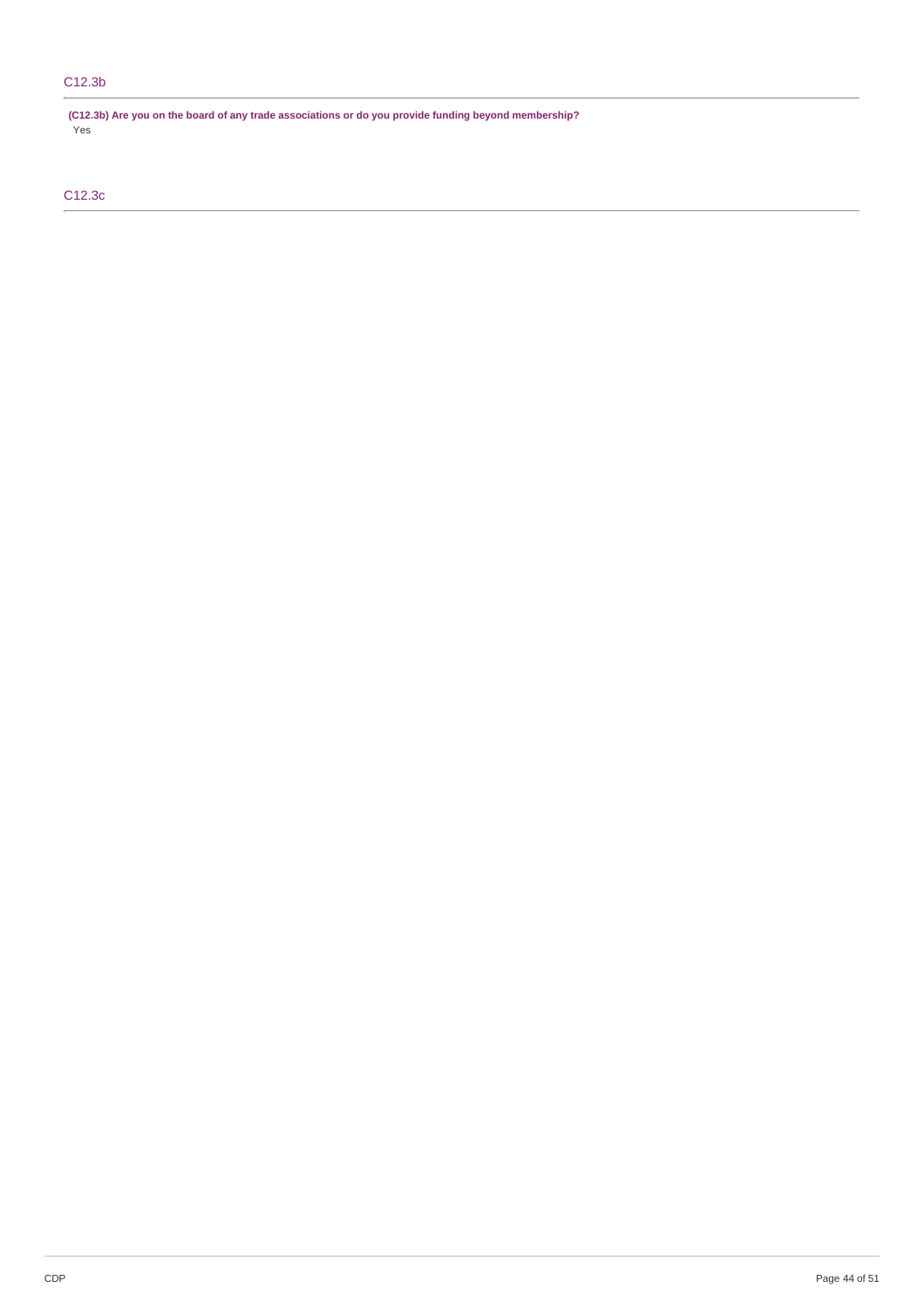## C12.3b

**(C12.3b) Are you on the board of any trade associations or do you provide funding beyond membership?**

Yes

## C12.3c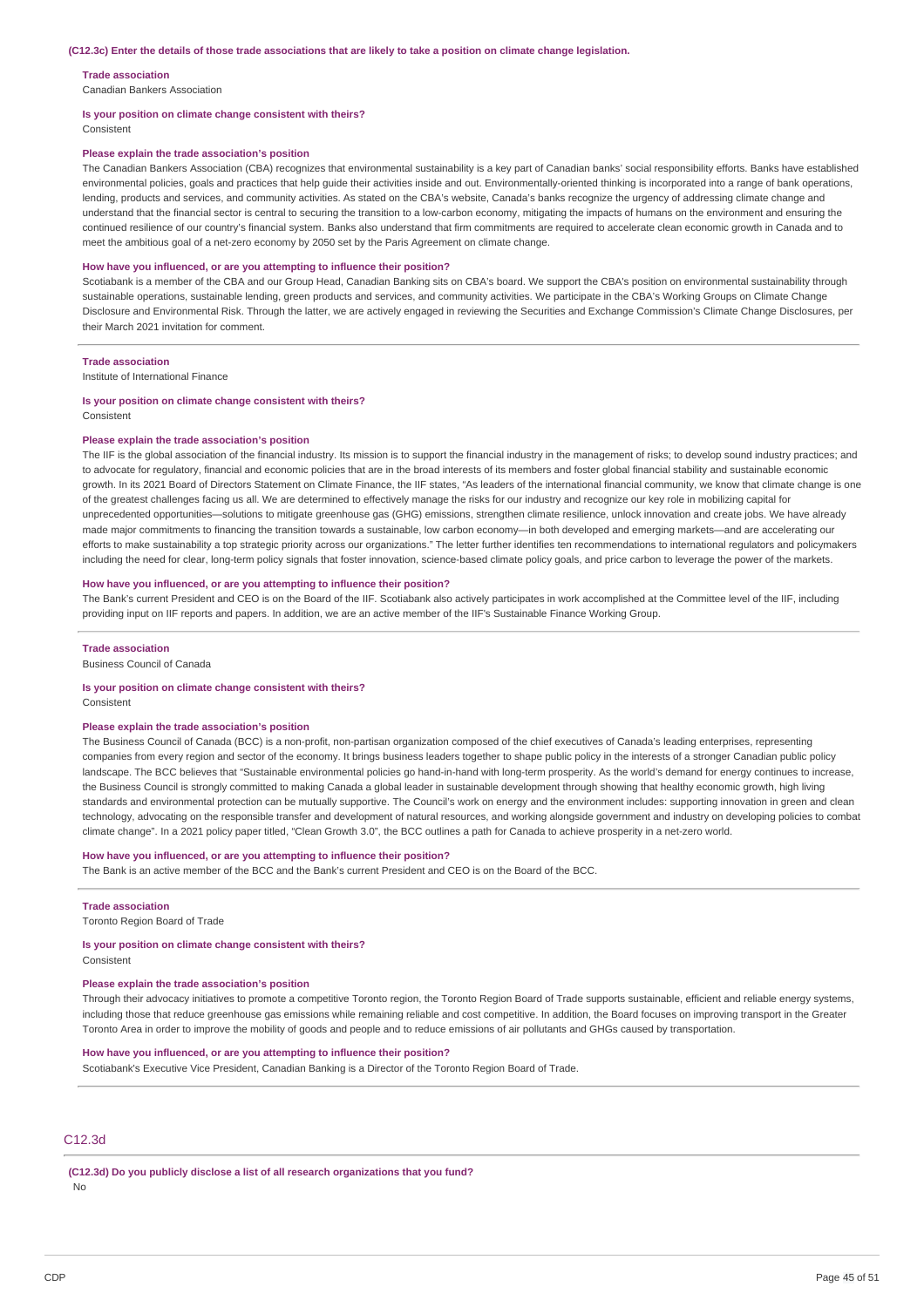**(C12.3c) Enter the details of those trade associations that are likely to take a position on climate change legislation.**

**Trade association**
Canadian Bankers Association

**Is your position on climate change consistent with theirs?**
Consistent

**Please explain the trade association's position**
The Canadian Bankers Association (CBA) recognizes that environmental sustainability is a key part of Canadian banks' social responsibility efforts. Banks have established environmental policies, goals and practices that help guide their activities inside and out. Environmentally-oriented thinking is incorporated into a range of bank operations, lending, products and services, and community activities. As stated on the CBA's website, Canada's banks recognize the urgency of addressing climate change and understand that the financial sector is central to securing the transition to a low-carbon economy, mitigating the impacts of humans on the environment and ensuring the continued resilience of our country's financial system. Banks also understand that firm commitments are required to accelerate clean economic growth in Canada and to meet the ambitious goal of a net-zero economy by 2050 set by the Paris Agreement on climate change.

**How have you influenced, or are you attempting to influence their position?**
Scotiabank is a member of the CBA and our Group Head, Canadian Banking sits on CBA's board. We support the CBA's position on environmental sustainability through sustainable operations, sustainable lending, green products and services, and community activities. We participate in the CBA's Working Groups on Climate Change Disclosure and Environmental Risk. Through the latter, we are actively engaged in reviewing the Securities and Exchange Commission's Climate Change Disclosures, per their March 2021 invitation for comment.

---

**Trade association**
Institute of International Finance

**Is your position on climate change consistent with theirs?**
Consistent

**Please explain the trade association's position**
The IIF is the global association of the financial industry. Its mission is to support the financial industry in the management of risks; to develop sound industry practices; and to advocate for regulatory, financial and economic policies that are in the broad interests of its members and foster global financial stability and sustainable economic growth. In its 2021 Board of Directors Statement on Climate Finance, the IIF states, "As leaders of the international financial community, we know that climate change is one of the greatest challenges facing us all. We are determined to effectively manage the risks for our industry and recognize our key role in mobilizing capital for unprecedented opportunities—solutions to mitigate greenhouse gas (GHG) emissions, strengthen climate resilience, unlock innovation and create jobs. We have already made major commitments to financing the transition towards a sustainable, low carbon economy—in both developed and emerging markets—and are accelerating our efforts to make sustainability a top strategic priority across our organizations." The letter further identifies ten recommendations to international regulators and policymakers including the need for clear, long-term policy signals that foster innovation, science-based climate policy goals, and price carbon to leverage the power of the markets.

**How have you influenced, or are you attempting to influence their position?**
The Bank's current President and CEO is on the Board of the IIF. Scotiabank also actively participates in work accomplished at the Committee level of the IIF, including providing input on IIF reports and papers. In addition, we are an active member of the IIF's Sustainable Finance Working Group.

---

**Trade association**
Business Council of Canada

**Is your position on climate change consistent with theirs?**
Consistent

**Please explain the trade association's position**
The Business Council of Canada (BCC) is a non-profit, non-partisan organization composed of the chief executives of Canada's leading enterprises, representing companies from every region and sector of the economy. It brings business leaders together to shape public policy in the interests of a stronger Canadian public policy landscape. The BCC believes that "Sustainable environmental policies go hand-in-hand with long-term prosperity. As the world's demand for energy continues to increase, the Business Council is strongly committed to making Canada a global leader in sustainable development through showing that healthy economic growth, high living standards and environmental protection can be mutually supportive. The Council's work on energy and the environment includes: supporting innovation in green and clean technology, advocating on the responsible transfer and development of natural resources, and working alongside government and industry on developing policies to combat climate change". In a 2021 policy paper titled, "Clean Growth 3.0", the BCC outlines a path for Canada to achieve prosperity in a net-zero world.

**How have you influenced, or are you attempting to influence their position?**
The Bank is an active member of the BCC and the Bank's current President and CEO is on the Board of the BCC.

---

**Trade association**
Toronto Region Board of Trade

**Is your position on climate change consistent with theirs?**
Consistent

**Please explain the trade association's position**
Through their advocacy initiatives to promote a competitive Toronto region, the Toronto Region Board of Trade supports sustainable, efficient and reliable energy systems, including those that reduce greenhouse gas emissions while remaining reliable and cost competitive. In addition, the Board focuses on improving transport in the Greater Toronto Area in order to improve the mobility of goods and people and to reduce emissions of air pollutants and GHGs caused by transportation.

**How have you influenced, or are you attempting to influence their position?**
Scotiabank's Executive Vice President, Canadian Banking is a Director of the Toronto Region Board of Trade.

---

## C12.3d

**(C12.3d) Do you publicly disclose a list of all research organizations that you fund?**
No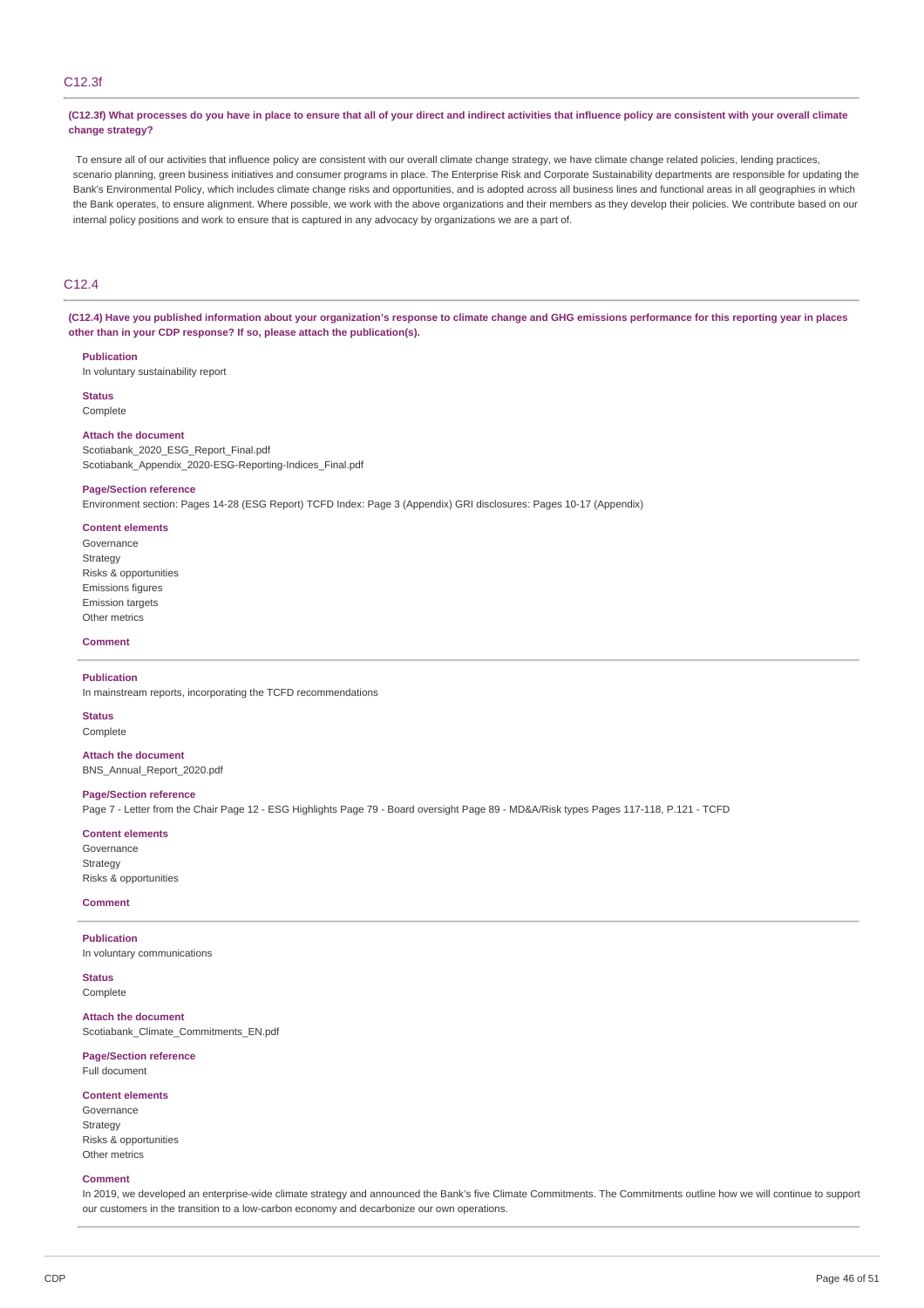## C12.3f

**(C12.3f) What processes do you have in place to ensure that all of your direct and indirect activities that influence policy are consistent with your overall climate change strategy?**

To ensure all of our activities that influence policy are consistent with our overall climate change strategy, we have climate change related policies, lending practices, scenario planning, green business initiatives and consumer programs in place. The Enterprise Risk and Corporate Sustainability departments are responsible for updating the Bank's Environmental Policy, which includes climate change risks and opportunities, and is adopted across all business lines and functional areas in all geographies in which the Bank operates, to ensure alignment. Where possible, we work with the above organizations and their members as they develop their policies. We contribute based on our internal policy positions and work to ensure that is captured in any advocacy by organizations we are a part of.

## C12.4

**(C12.4) Have you published information about your organization's response to climate change and GHG emissions performance for this reporting year in places other than in your CDP response? If so, please attach the publication(s).**

**Publication**
In voluntary sustainability report

**Status**
Complete

**Attach the document**
Scotiabank_2020_ESG_Report_Final.pdf
Scotiabank_Appendix_2020-ESG-Reporting-Indices_Final.pdf

**Page/Section reference**
Environment section: Pages 14-28 (ESG Report) TCFD Index: Page 3 (Appendix) GRI disclosures: Pages 10-17 (Appendix)

**Content elements**
Governance
Strategy
Risks & opportunities
Emissions figures
Emission targets
Other metrics

**Comment**

---

**Publication**
In mainstream reports, incorporating the TCFD recommendations

**Status**
Complete

**Attach the document**
BNS_Annual_Report_2020.pdf

**Page/Section reference**
Page 7 - Letter from the Chair Page 12 - ESG Highlights Page 79 - Board oversight Page 89 - MD&A/Risk types Pages 117-118, P.121 - TCFD

**Content elements**
Governance
Strategy
Risks & opportunities

**Comment**

---

**Publication**
In voluntary communications

**Status**
Complete

**Attach the document**
Scotiabank_Climate_Commitments_EN.pdf

**Page/Section reference**
Full document

**Content elements**
Governance
Strategy
Risks & opportunities
Other metrics

**Comment**
In 2019, we developed an enterprise-wide climate strategy and announced the Bank's five Climate Commitments. The Commitments outline how we will continue to support our customers in the transition to a low-carbon economy and decarbonize our own operations.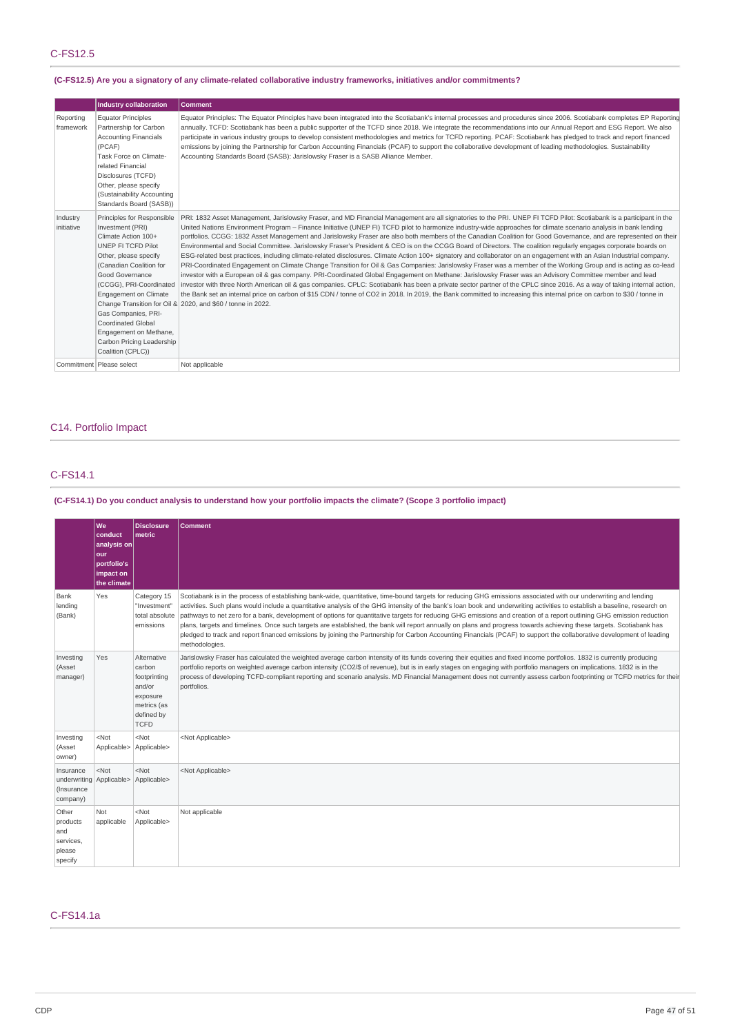## C-FS12.5

**(C-FS12.5) Are you a signatory of any climate-related collaborative industry frameworks, initiatives and/or commitments?**

| | Industry collaboration | Comment |
|---|---|---|
| Reporting framework | Equator Principles<br>Partnership for Carbon Accounting Financials (PCAF)<br>Task Force on Climate-related Financial Disclosures (TCFD)<br>Other, please specify (Sustainability Accounting Standards Board (SASB)) | Equator Principles: The Equator Principles have been integrated into the Scotiabank's internal processes and procedures since 2006. Scotiabank completes EP Reporting annually. TCFD: Scotiabank has been a public supporter of the TCFD since 2018. We integrate the recommendations into our Annual Report and ESG Report. We also participate in various industry groups to develop consistent methodologies and metrics for TCFD reporting. PCAF: Scotiabank has pledged to track and report financed emissions by joining the Partnership for Carbon Accounting Financials (PCAF) to support the collaborative development of leading methodologies. Sustainability Accounting Standards Board (SASB): Jarislowsky Fraser is a SASB Alliance Member. |
| Industry initiative | Principles for Responsible Investment (PRI)<br>Climate Action 100+<br>UNEP FI TCFD Pilot<br>Other, please specify (Canadian Coalition for Good Governance (CCGG), PRI-Coordinated Engagement on Climate Change Transition for Oil & Gas Companies, PRI-Coordinated Global Engagement on Methane, Carbon Pricing Leadership Coalition (CPLC)) | PRI: 1832 Asset Management, Jarislowsky Fraser, and MD Financial Management are all signatories to the PRI. UNEP FI TCFD Pilot: Scotiabank is a participant in the United Nations Environment Program – Finance Initiative (UNEP FI) TCFD pilot to harmonize industry-wide approaches for climate scenario analysis in bank lending portfolios. CCGG: 1832 Asset Management and Jarislowsky Fraser are also both members of the Canadian Coalition for Good Governance, and are represented on their Environmental and Social Committee. Jarislowsky Fraser's President & CEO is on the CCGG Board of Directors. The coalition regularly engages corporate boards on ESG-related best practices, including climate-related disclosures. Climate Action 100+ signatory and collaborator on an engagement with an Asian Industrial company. PRI-Coordinated Engagement on Climate Change Transition for Oil & Gas Companies: Jarislowsky Fraser was a member of the Working Group and is acting as co-lead investor with a European oil & gas company. PRI-Coordinated Global Engagement on Methane: Jarislowsky Fraser was an Advisory Committee member and lead investor with three North American oil & gas companies. CPLC: Scotiabank has been a private sector partner of the CPLC since 2016. As a way of taking internal action, the Bank set an internal price on carbon of $15 CDN / tonne of CO2 in 2018. In 2019, the Bank committed to increasing this internal price on carbon to $30 / tonne in 2020, and $60 / tonne in 2022. |
| Commitment | Please select | Not applicable |

# C14. Portfolio Impact

## C-FS14.1

**(C-FS14.1) Do you conduct analysis to understand how your portfolio impacts the climate? (Scope 3 portfolio impact)**

| | We conduct analysis on our portfolio's impact on the climate | Disclosure metric | Comment |
|---|---|---|---|
| Bank lending (Bank) | Yes | Category 15 "Investment" total absolute emissions | Scotiabank is in the process of establishing bank-wide, quantitative, time-bound targets for reducing GHG emissions associated with our underwriting and lending activities. Such plans would include a quantitative analysis of the GHG intensity of the bank's loan book and underwriting activities to establish a baseline, research on pathways to net zero for a bank, development of options for quantitative targets for reducing GHG emissions and creation of a report outlining GHG emission reduction plans, targets and timelines. Once such targets are established, the bank will report annually on plans and progress towards achieving these targets. Scotiabank has pledged to track and report financed emissions by joining the Partnership for Carbon Accounting Financials (PCAF) to support the collaborative development of leading methodologies. |
| Investing (Asset manager) | Yes | Alternative carbon footprinting and/or exposure metrics (as defined by TCFD | Jarislowsky Fraser has calculated the weighted average carbon intensity of its funds covering their equities and fixed income portfolios. 1832 is currently producing portfolio reports on weighted average carbon intensity (CO2/$ of revenue), but is in early stages on engaging with portfolio managers on implications. 1832 is in the process of developing TCFD-compliant reporting and scenario analysis. MD Financial Management does not currently assess carbon footprinting or TCFD metrics for their portfolios. |
| Investing (Asset owner) | <Not Applicable> | <Not Applicable> | <Not Applicable> |
| Insurance underwriting (Insurance company) | <Not Applicable> | <Not Applicable> | <Not Applicable> |
| Other products and services, please specify | Not applicable | <Not Applicable> | Not applicable |

## C-FS14.1a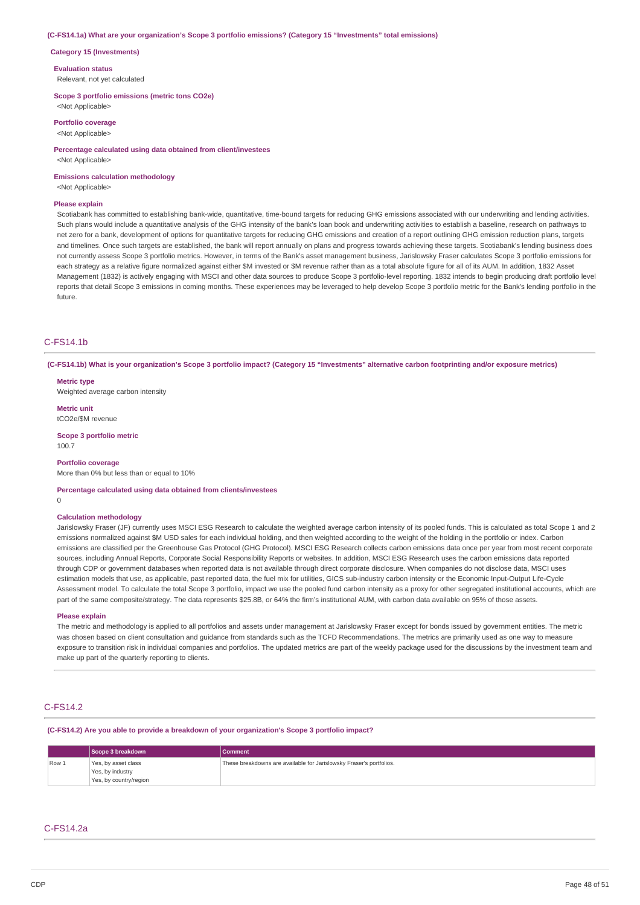**(C-FS14.1a) What are your organization's Scope 3 portfolio emissions? (Category 15 "Investments" total emissions)**

**Category 15 (Investments)**

**Evaluation status**

Relevant, not yet calculated

**Scope 3 portfolio emissions (metric tons CO2e)**

<Not Applicable>

**Portfolio coverage**

<Not Applicable>

**Percentage calculated using data obtained from client/investees**

<Not Applicable>

**Emissions calculation methodology**

<Not Applicable>

**Please explain**

Scotiabank has committed to establishing bank-wide, quantitative, time-bound targets for reducing GHG emissions associated with our underwriting and lending activities. Such plans would include a quantitative analysis of the GHG intensity of the bank's loan book and underwriting activities to establish a baseline, research on pathways to net zero for a bank, development of options for quantitative targets for reducing GHG emissions and creation of a report outlining GHG emission reduction plans, targets and timelines. Once such targets are established, the bank will report annually on plans and progress towards achieving these targets. Scotiabank's lending business does not currently assess Scope 3 portfolio metrics. However, in terms of the Bank's asset management business, Jarislowsky Fraser calculates Scope 3 portfolio emissions for each strategy as a relative figure normalized against either $M invested or $M revenue rather than as a total absolute figure for all of its AUM. In addition, 1832 Asset Management (1832) is actively engaging with MSCI and other data sources to produce Scope 3 portfolio-level reporting. 1832 intends to begin producing draft portfolio level reports that detail Scope 3 emissions in coming months. These experiences may be leveraged to help develop Scope 3 portfolio metric for the Bank's lending portfolio in the future.

## C-FS14.1b

**(C-FS14.1b) What is your organization's Scope 3 portfolio impact? (Category 15 "Investments" alternative carbon footprinting and/or exposure metrics)**

**Metric type**

Weighted average carbon intensity

**Metric unit**

tCO2e/$M revenue

**Scope 3 portfolio metric**

100.7

**Portfolio coverage**

More than 0% but less than or equal to 10%

**Percentage calculated using data obtained from clients/investees**

0

**Calculation methodology**

Jarislowsky Fraser (JF) currently uses MSCI ESG Research to calculate the weighted average carbon intensity of its pooled funds. This is calculated as total Scope 1 and 2 emissions normalized against $M USD sales for each individual holding, and then weighted according to the weight of the holding in the portfolio or index. Carbon emissions are classified per the Greenhouse Gas Protocol (GHG Protocol). MSCI ESG Research collects carbon emissions data once per year from most recent corporate sources, including Annual Reports, Corporate Social Responsibility Reports or websites. In addition, MSCI ESG Research uses the carbon emissions data reported through CDP or government databases when reported data is not available through direct corporate disclosure. When companies do not disclose data, MSCI uses estimation models that use, as applicable, past reported data, the fuel mix for utilities, GICS sub-industry carbon intensity or the Economic Input-Output Life-Cycle Assessment model. To calculate the total Scope 3 portfolio, impact we use the pooled fund carbon intensity as a proxy for other segregated institutional accounts, which are part of the same composite/strategy. The data represents $25.8B, or 64% the firm's institutional AUM, with carbon data available on 95% of those assets.

**Please explain**

The metric and methodology is applied to all portfolios and assets under management at Jarislowsky Fraser except for bonds issued by government entities. The metric was chosen based on client consultation and guidance from standards such as the TCFD Recommendations. The metrics are primarily used as one way to measure exposure to transition risk in individual companies and portfolios. The updated metrics are part of the weekly package used for the discussions by the investment team and make up part of the quarterly reporting to clients.

## C-FS14.2

**(C-FS14.2) Are you able to provide a breakdown of your organization's Scope 3 portfolio impact?**

| | Scope 3 breakdown | Comment |
|---|---|---|
| Row 1 | Yes, by asset class<br>Yes, by industry<br>Yes, by country/region | These breakdowns are available for Jarislowsky Fraser's portfolios. |

## C-FS14.2a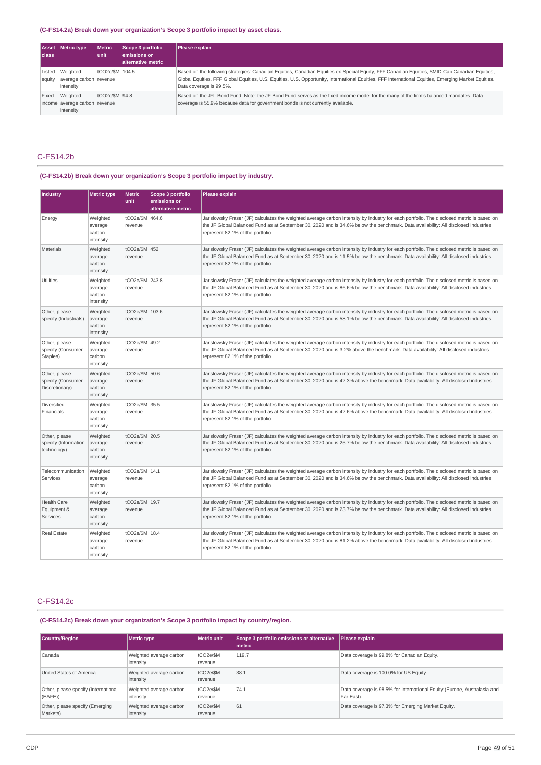**(C-FS14.2a) Break down your organization's Scope 3 portfolio impact by asset class.**

| Asset class | Metric type | Metric unit | Scope 3 portfolio emissions or alternative metric | Please explain |
|---|---|---|---|---|
| Listed equity | Weighted average carbon intensity | tCO2e/$M revenue | 104.5 | Based on the following strategies: Canadian Equities, Canadian Equities ex-Special Equity, FFF Canadian Equities, SMID Cap Canadian Equities, Global Equities, FFF Global Equities, U.S. Equities, U.S. Opportunity, International Equities, FFF International Equities, Emerging Market Equities. Data coverage is 99.5%. |
| Fixed income | Weighted average carbon intensity | tCO2e/$M revenue | 94.8 | Based on the JFL Bond Fund. Note: the JF Bond Fund serves as the fixed income model for the many of the firm's balanced mandates. Data coverage is 55.9% because data for government bonds is not currently available. |

## C-FS14.2b

**(C-FS14.2b) Break down your organization's Scope 3 portfolio impact by industry.**

| Industry | Metric type | Metric unit | Scope 3 portfolio emissions or alternative metric | Please explain |
|---|---|---|---|---|
| Energy | Weighted average carbon intensity | tCO2e/$M revenue | 464.6 | Jarislowsky Fraser (JF) calculates the weighted average carbon intensity by industry for each portfolio. The disclosed metric is based on the JF Global Balanced Fund as at September 30, 2020 and is 34.6% below the benchmark. Data availability: All disclosed industries represent 82.1% of the portfolio. |
| Materials | Weighted average carbon intensity | tCO2e/$M revenue | 452 | Jarislowsky Fraser (JF) calculates the weighted average carbon intensity by industry for each portfolio. The disclosed metric is based on the JF Global Balanced Fund as at September 30, 2020 and is 11.5% below the benchmark. Data availability: All disclosed industries represent 82.1% of the portfolio. |
| Utilities | Weighted average carbon intensity | tCO2e/$M revenue | 243.8 | Jarislowsky Fraser (JF) calculates the weighted average carbon intensity by industry for each portfolio. The disclosed metric is based on the JF Global Balanced Fund as at September 30, 2020 and is 86.6% below the benchmark. Data availability: All disclosed industries represent 82.1% of the portfolio. |
| Other, please specify (Industrials) | Weighted average carbon intensity | tCO2e/$M revenue | 103.6 | Jarislowsky Fraser (JF) calculates the weighted average carbon intensity by industry for each portfolio. The disclosed metric is based on the JF Global Balanced Fund as at September 30, 2020 and is 58.1% below the benchmark. Data availability: All disclosed industries represent 82.1% of the portfolio. |
| Other, please specify (Consumer Staples) | Weighted average carbon intensity | tCO2e/$M revenue | 49.2 | Jarislowsky Fraser (JF) calculates the weighted average carbon intensity by industry for each portfolio. The disclosed metric is based on the JF Global Balanced Fund as at September 30, 2020 and is 3.2% above the benchmark. Data availability: All disclosed industries represent 82.1% of the portfolio. |
| Other, please specify (Consumer Discretionary) | Weighted average carbon intensity | tCO2e/$M revenue | 50.6 | Jarislowsky Fraser (JF) calculates the weighted average carbon intensity by industry for each portfolio. The disclosed metric is based on the JF Global Balanced Fund as at September 30, 2020 and is 42.3% above the benchmark. Data availability: All disclosed industries represent 82.1% of the portfolio. |
| Diversified Financials | Weighted average carbon intensity | tCO2e/$M revenue | 35.5 | Jarislowsky Fraser (JF) calculates the weighted average carbon intensity by industry for each portfolio. The disclosed metric is based on the JF Global Balanced Fund as at September 30, 2020 and is 42.6% above the benchmark. Data availability: All disclosed industries represent 82.1% of the portfolio. |
| Other, please specify (Information technology) | Weighted average carbon intensity | tCO2e/$M revenue | 20.5 | Jarislowsky Fraser (JF) calculates the weighted average carbon intensity by industry for each portfolio. The disclosed metric is based on the JF Global Balanced Fund as at September 30, 2020 and is 25.7% below the benchmark. Data availability: All disclosed industries represent 82.1% of the portfolio. |
| Telecommunication Services | Weighted average carbon intensity | tCO2e/$M revenue | 14.1 | Jarislowsky Fraser (JF) calculates the weighted average carbon intensity by industry for each portfolio. The disclosed metric is based on the JF Global Balanced Fund as at September 30, 2020 and is 34.6% below the benchmark. Data availability: All disclosed industries represent 82.1% of the portfolio. |
| Health Care Equipment & Services | Weighted average carbon intensity | tCO2e/$M revenue | 19.7 | Jarislowsky Fraser (JF) calculates the weighted average carbon intensity by industry for each portfolio. The disclosed metric is based on the JF Global Balanced Fund as at September 30, 2020 and is 23.7% below the benchmark. Data availability: All disclosed industries represent 82.1% of the portfolio. |
| Real Estate | Weighted average carbon intensity | tCO2e/$M revenue | 18.4 | Jarislowsky Fraser (JF) calculates the weighted average carbon intensity by industry for each portfolio. The disclosed metric is based on the JF Global Balanced Fund as at September 30, 2020 and is 81.2% above the benchmark. Data availability: All disclosed industries represent 82.1% of the portfolio. |

## C-FS14.2c

**(C-FS14.2c) Break down your organization's Scope 3 portfolio impact by country/region.**

| Country/Region | Metric type | Metric unit | Scope 3 portfolio emissions or alternative metric | Please explain |
|---|---|---|---|---|
| Canada | Weighted average carbon intensity | tCO2e/$M revenue | 119.7 | Data coverage is 99.8% for Canadian Equity. |
| United States of America | Weighted average carbon intensity | tCO2e/$M revenue | 38.1 | Data coverage is 100.0% for US Equity. |
| Other, please specify (International (EAFE)) | Weighted average carbon intensity | tCO2e/$M revenue | 74.1 | Data coverage is 98.5% for International Equity (Europe, Australasia and Far East). |
| Other, please specify (Emerging Markets) | Weighted average carbon intensity | tCO2e/$M revenue | 61 | Data coverage is 97.3% for Emerging Market Equity. |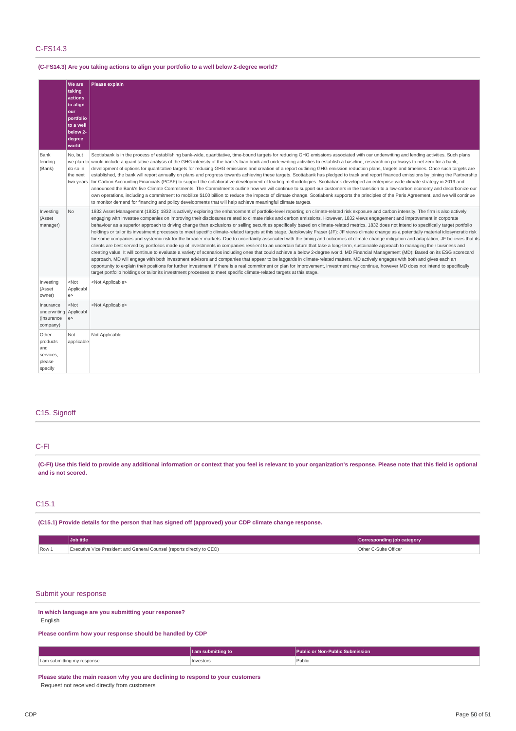## C-FS14.3

**(C-FS14.3) Are you taking actions to align your portfolio to a well below 2-degree world?**

| | We are taking actions to align our portfolio to a well below 2-degree world | Please explain |
|---|---|---|
| Bank lending (Bank) | No, but we plan to do so in the next two years | Scotiabank is in the process of establishing bank-wide, quantitative, time-bound targets for reducing GHG emissions associated with our underwriting and lending activities. Such plans would include a quantitative analysis of the GHG intensity of the bank's loan book and underwriting activities to establish a baseline, research on pathways to net zero for a bank, development of options for quantitative targets for reducing GHG emissions and creation of a report outlining GHG emission reduction plans, targets and timelines. Once such targets are established, the bank will report annually on plans and progress towards achieving these targets. Scotiabank has pledged to track and report financed emissions by joining the Partnership for Carbon Accounting Financials (PCAF) to support the collaborative development of leading methodologies. Scotiabank developed an enterprise-wide climate strategy in 2019 and announced the Bank's five Climate Commitments. The Commitments outline how we will continue to support our customers in the transition to a low-carbon economy and decarbonize our own operations, including a commitment to mobilize $100 billion to reduce the impacts of climate change. Scotiabank supports the principles of the Paris Agreement, and we will continue to monitor demand for financing and policy developments that will help achieve meaningful climate targets. |
| Investing (Asset manager) | No | 1832 Asset Management (1832): 1832 is actively exploring the enhancement of portfolio-level reporting on climate-related risk exposure and carbon intensity. The firm is also actively engaging with investee companies on improving their disclosures related to climate risks and carbon emissions. However, 1832 views engagement and improvement in corporate behaviour as a superior approach to driving change than exclusions or selling securities specifically based on climate-related metrics. 1832 does not intend to specifically target portfolio holdings or tailor its investment processes to meet specific climate-related targets at this stage. Jarislowsky Fraser (JF): JF views climate change as a potentially material idiosyncratic risk for some companies and systemic risk for the broader markets. Due to uncertainty associated with the timing and outcomes of climate change mitigation and adaptation, JF believes that its clients are best served by portfolios made up of investments in companies resilient to an uncertain future that take a long-term, sustainable approach to managing their business and creating value. It will continue to evaluate a variety of scenarios including ones that could achieve a below 2-degree world. MD Financial Management (MD): Based on its ESG scorecard approach, MD will engage with both investment advisors and companies that appear to be laggards in climate-related matters. MD actively engages with both and gives each an opportunity to explain their positions for further investment. If there is a real commitment or plan for improvement, investment may continue, however MD does not intend to specifically target portfolio holdings or tailor its investment processes to meet specific climate-related targets at this stage. |
| Investing (Asset owner) | <Not Applicable> | <Not Applicable> |
| Insurance underwriting (Insurance company) | <Not Applicable> | <Not Applicable> |
| Other products and services, please specify | Not applicable | Not Applicable |

# C15. Signoff

## C-FI

**(C-FI) Use this field to provide any additional information or context that you feel is relevant to your organization's response. Please note that this field is optional and is not scored.**

## C15.1

**(C15.1) Provide details for the person that has signed off (approved) your CDP climate change response.**

| | Job title | Corresponding job category |
|---|---|---|
| Row 1 | Executive Vice President and General Counsel (reports directly to CEO) | Other C-Suite Officer |

# Submit your response

**In which language are you submitting your response?**

English

**Please confirm how your response should be handled by CDP**

| | I am submitting to | Public or Non-Public Submission |
|---|---|---|
| I am submitting my response | Investors | Public |

**Please state the main reason why you are declining to respond to your customers**

Request not received directly from customers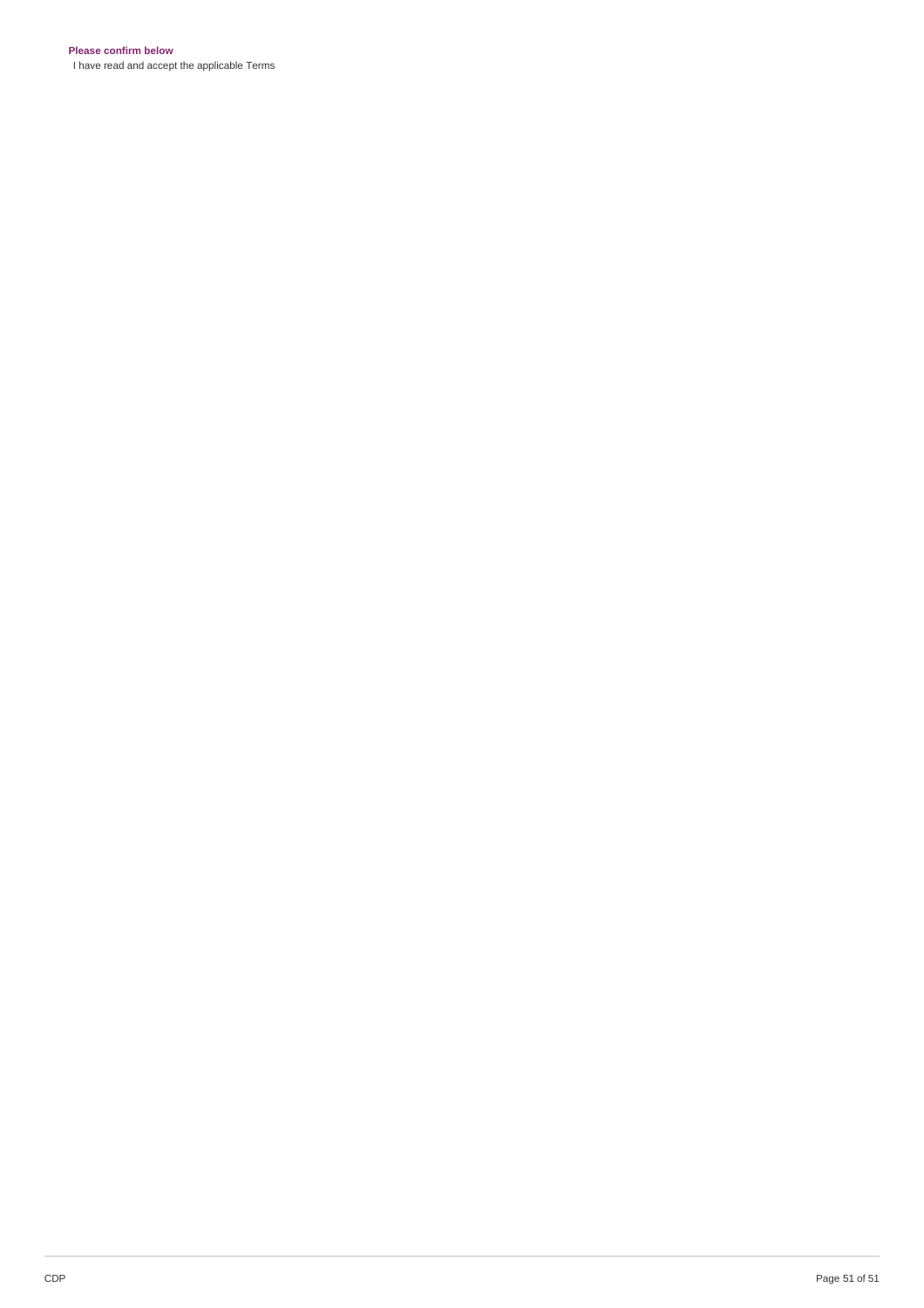**Please confirm below**

I have read and accept the applicable Terms